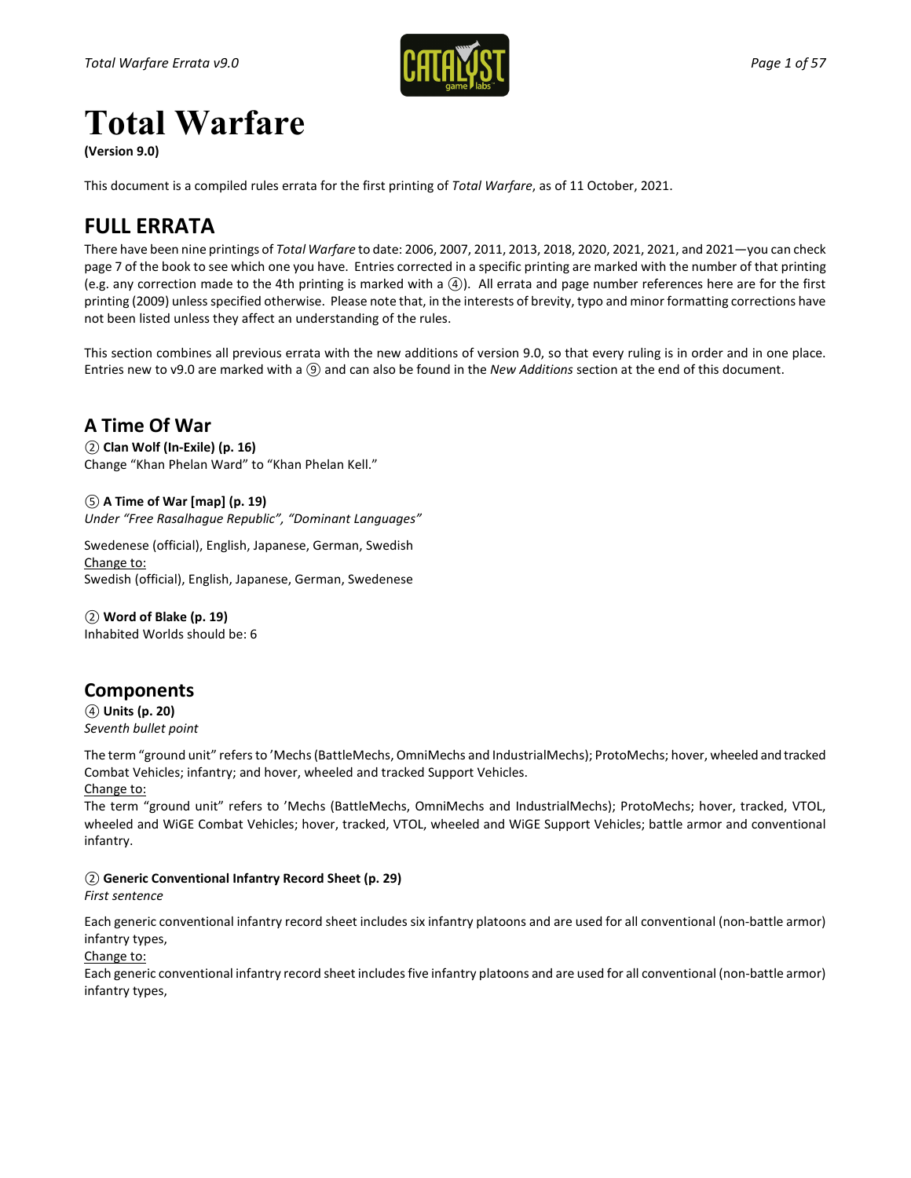# Total Warfare

**(Version 9.0)**

This document is a compiled rules errata for the first printing of *Total Warfare*, as of 11 October, 2021.

## FULL ERRATA

There have been nine printings of *Total Warfare* to date: 2006, 2007, 2011, 2013, 2018, 2020, 2021, 2021, and 2021—you can check page 7 of the book to see which one you have. Entries corrected in a specific printing are marked with the number of that printing (e.g. any correction made to the 4th printing is marked with a ④). All errata and page number references here are for the first printing (2009) unless specified otherwise. Please note that, in the interests of brevity, typo and minor formatting corrections have not been listed unless they affect an understanding of the rules.

This section combines all previous errata with the new additions of version 9.0, so that every ruling is in order and in one place. Entries new to v9.0 are marked with a ⑨ and can also be found in the *New Additions* section at the end of this document.

### A Time Of War

② **Clan Wolf (In-Exile) (p. 16)**
Change "Khan Phelan Ward" to "Khan Phelan Kell."

⑤ **A Time of War [map] (p. 19)**
*Under "Free Rasalhague Republic", "Dominant Languages"*

Swedenese (official), English, Japanese, German, Swedish
Change to:
Swedish (official), English, Japanese, German, Swedenese

② **Word of Blake (p. 19)**
Inhabited Worlds should be: 6

### Components

④ **Units (p. 20)**
*Seventh bullet point*

The term "ground unit" refers to 'Mechs (BattleMechs, OmniMechs and IndustrialMechs); ProtoMechs; hover, wheeled and tracked Combat Vehicles; infantry; and hover, wheeled and tracked Support Vehicles.
Change to:
The term "ground unit" refers to 'Mechs (BattleMechs, OmniMechs and IndustrialMechs); ProtoMechs; hover, tracked, VTOL, wheeled and WiGE Combat Vehicles; hover, tracked, VTOL, wheeled and WiGE Support Vehicles; battle armor and conventional infantry.

② **Generic Conventional Infantry Record Sheet (p. 29)**
*First sentence*

Each generic conventional infantry record sheet includes six infantry platoons and are used for all conventional (non-battle armor) infantry types,
Change to:
Each generic conventional infantry record sheet includes five infantry platoons and are used for all conventional (non-battle armor) infantry types,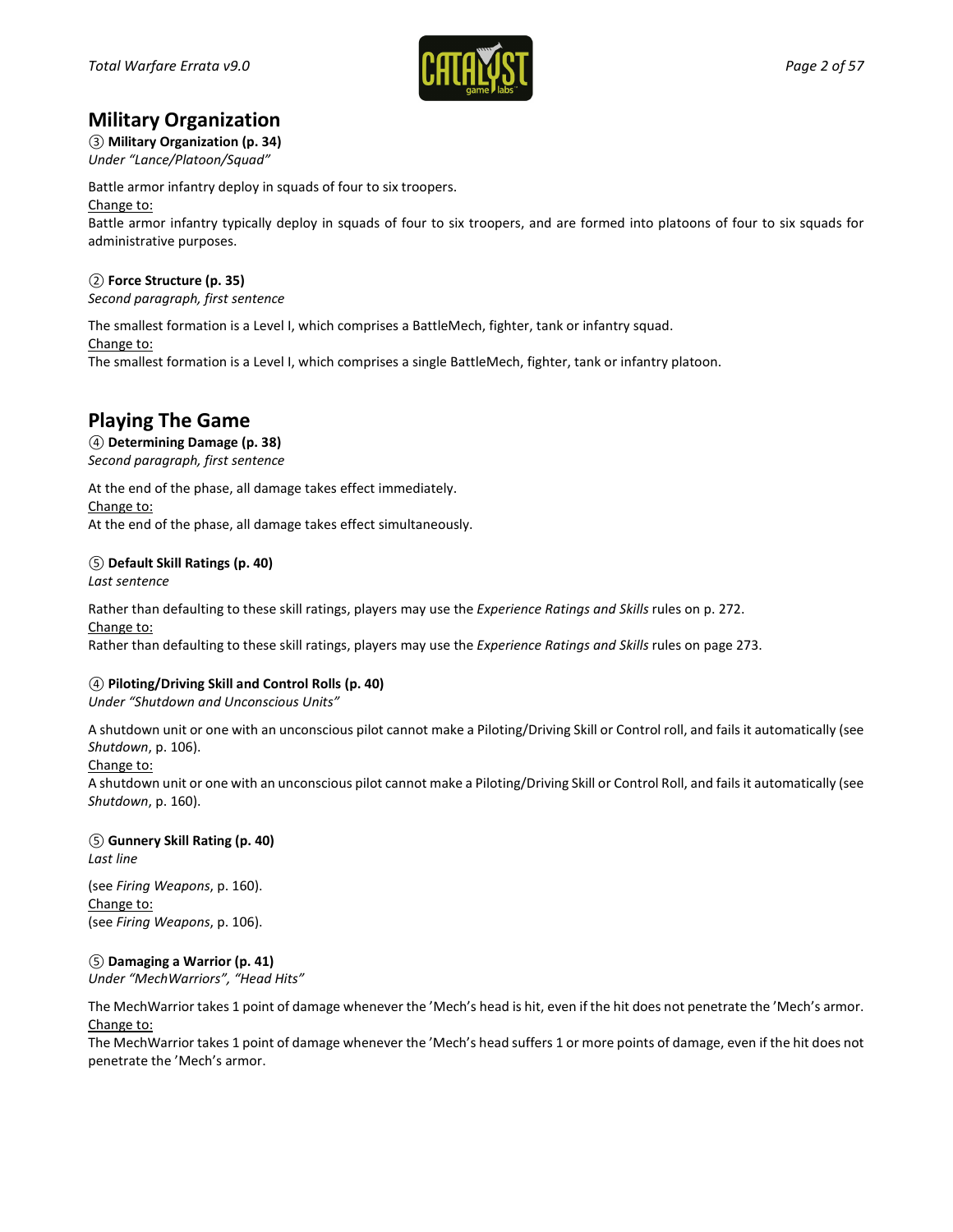## Military Organization

③ **Military Organization (p. 34)**
*Under "Lance/Platoon/Squad"*

Battle armor infantry deploy in squads of four to six troopers.
Change to:
Battle armor infantry typically deploy in squads of four to six troopers, and are formed into platoons of four to six squads for administrative purposes.

② **Force Structure (p. 35)**
*Second paragraph, first sentence*

The smallest formation is a Level I, which comprises a BattleMech, fighter, tank or infantry squad.
Change to:
The smallest formation is a Level I, which comprises a single BattleMech, fighter, tank or infantry platoon.

## Playing The Game

④ **Determining Damage (p. 38)**
*Second paragraph, first sentence*

At the end of the phase, all damage takes effect immediately.
Change to:
At the end of the phase, all damage takes effect simultaneously.

⑤ **Default Skill Ratings (p. 40)**
*Last sentence*

Rather than defaulting to these skill ratings, players may use the *Experience Ratings and Skills* rules on p. 272.
Change to:
Rather than defaulting to these skill ratings, players may use the *Experience Ratings and Skills* rules on page 273.

④ **Piloting/Driving Skill and Control Rolls (p. 40)**
*Under "Shutdown and Unconscious Units"*

A shutdown unit or one with an unconscious pilot cannot make a Piloting/Driving Skill or Control roll, and fails it automatically (see *Shutdown*, p. 106).
Change to:
A shutdown unit or one with an unconscious pilot cannot make a Piloting/Driving Skill or Control Roll, and fails it automatically (see *Shutdown*, p. 160).

⑤ **Gunnery Skill Rating (p. 40)**
*Last line*

(see *Firing Weapons*, p. 160).
Change to:
(see *Firing Weapons*, p. 106).

⑤ **Damaging a Warrior (p. 41)**
*Under "MechWarriors", "Head Hits"*

The MechWarrior takes 1 point of damage whenever the 'Mech's head is hit, even if the hit does not penetrate the 'Mech's armor.
Change to:
The MechWarrior takes 1 point of damage whenever the 'Mech's head suffers 1 or more points of damage, even if the hit does not penetrate the 'Mech's armor.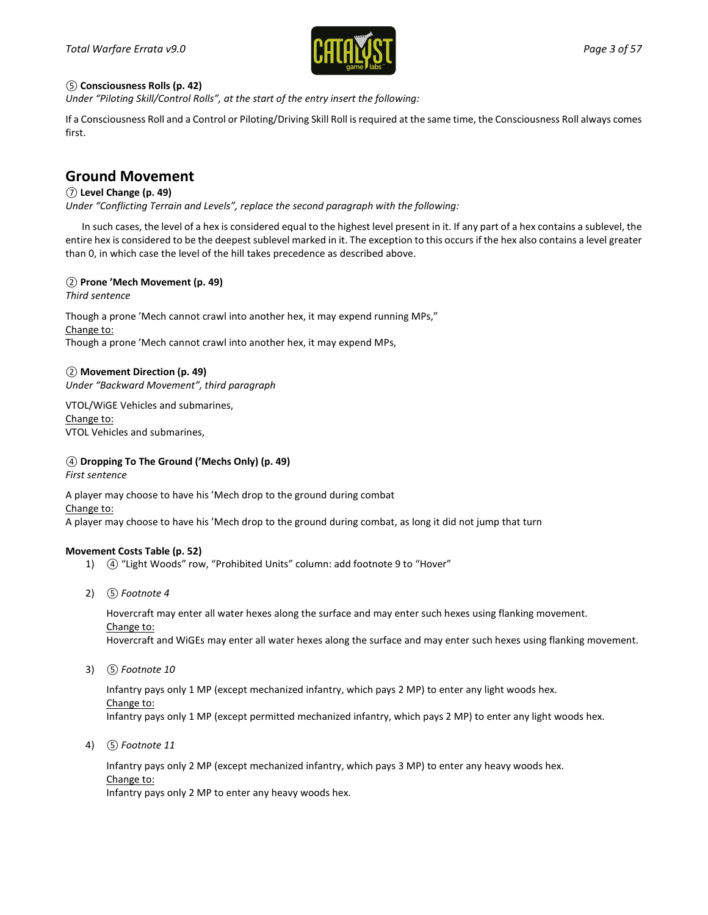⑤ **Consciousness Rolls (p. 42)**

*Under "Piloting Skill/Control Rolls", at the start of the entry insert the following:*

If a Consciousness Roll and a Control or Piloting/Driving Skill Roll is required at the same time, the Consciousness Roll always comes first.

## Ground Movement

⑦ **Level Change (p. 49)**

*Under "Conflicting Terrain and Levels", replace the second paragraph with the following:*

In such cases, the level of a hex is considered equal to the highest level present in it. If any part of a hex contains a sublevel, the entire hex is considered to be the deepest sublevel marked in it. The exception to this occurs if the hex also contains a level greater than 0, in which case the level of the hill takes precedence as described above.

② **Prone 'Mech Movement (p. 49)**

*Third sentence*

Though a prone 'Mech cannot crawl into another hex, it may expend running MPs,"
<u>Change to:</u>
Though a prone 'Mech cannot crawl into another hex, it may expend MPs,

② **Movement Direction (p. 49)**

*Under "Backward Movement", third paragraph*

VTOL/WiGE Vehicles and submarines,
<u>Change to:</u>
VTOL Vehicles and submarines,

④ **Dropping To The Ground ('Mechs Only) (p. 49)**

*First sentence*

A player may choose to have his 'Mech drop to the ground during combat
<u>Change to:</u>
A player may choose to have his 'Mech drop to the ground during combat, as long it did not jump that turn

**Movement Costs Table (p. 52)**

1) ④ "Light Woods" row, "Prohibited Units" column: add footnote 9 to "Hover"

2) ⑤ *Footnote 4*

   Hovercraft may enter all water hexes along the surface and may enter such hexes using flanking movement.
   <u>Change to:</u>
   Hovercraft and WiGEs may enter all water hexes along the surface and may enter such hexes using flanking movement.

3) ⑤ *Footnote 10*

   Infantry pays only 1 MP (except mechanized infantry, which pays 2 MP) to enter any light woods hex.
   <u>Change to:</u>
   Infantry pays only 1 MP (except permitted mechanized infantry, which pays 2 MP) to enter any light woods hex.

4) ⑤ *Footnote 11*

   Infantry pays only 2 MP (except mechanized infantry, which pays 3 MP) to enter any heavy woods hex.
   <u>Change to:</u>
   Infantry pays only 2 MP to enter any heavy woods hex.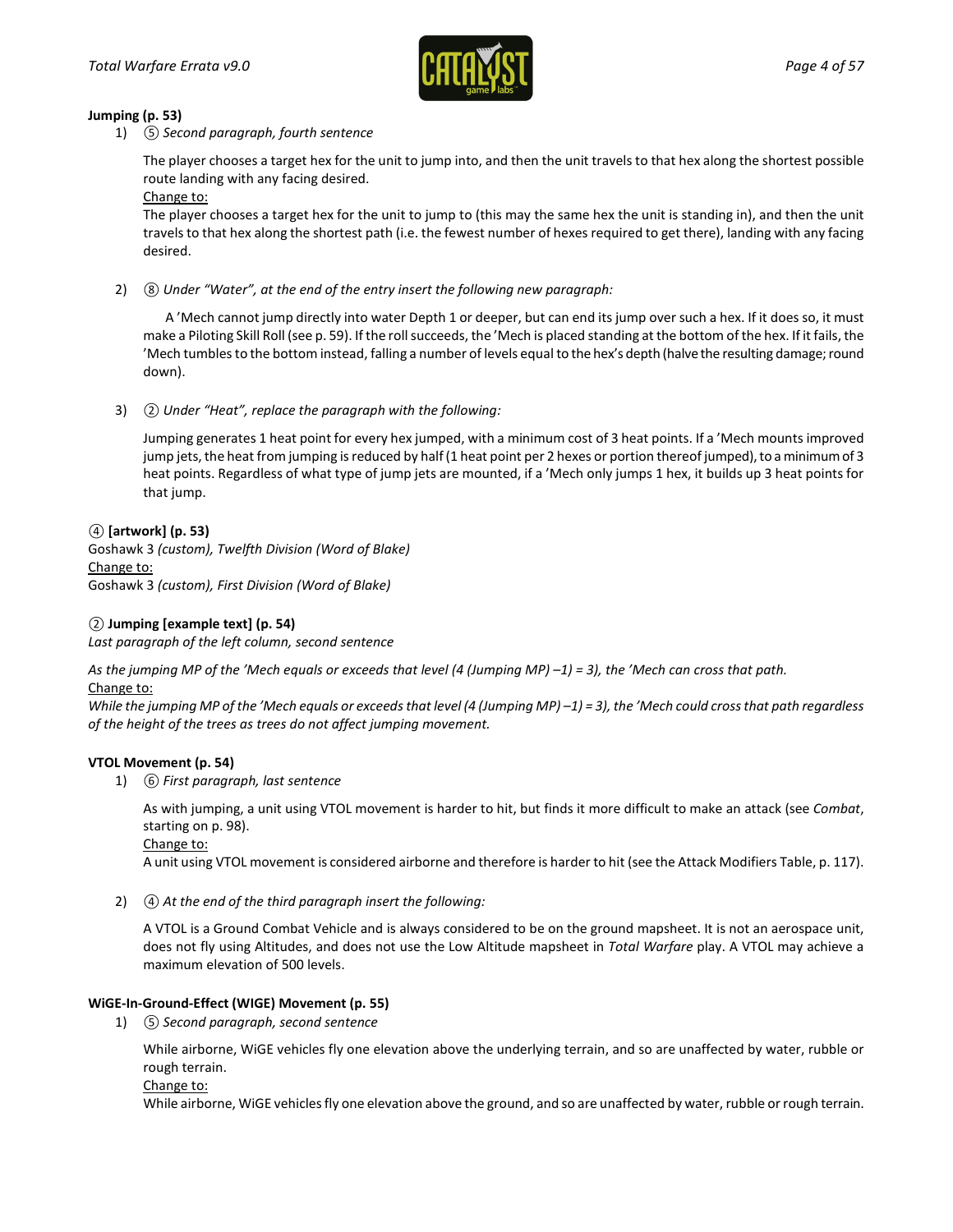**Jumping (p. 53)**

1) ⑤ *Second paragraph, fourth sentence*

   The player chooses a target hex for the unit to jump into, and then the unit travels to that hex along the shortest possible route landing with any facing desired.

   Change to:

   The player chooses a target hex for the unit to jump to (this may the same hex the unit is standing in), and then the unit travels to that hex along the shortest path (i.e. the fewest number of hexes required to get there), landing with any facing desired.

2) ⑧ *Under "Water", at the end of the entry insert the following new paragraph:*

   A 'Mech cannot jump directly into water Depth 1 or deeper, but can end its jump over such a hex. If it does so, it must make a Piloting Skill Roll (see p. 59). If the roll succeeds, the 'Mech is placed standing at the bottom of the hex. If it fails, the 'Mech tumbles to the bottom instead, falling a number of levels equal to the hex's depth (halve the resulting damage; round down).

3) ② *Under "Heat", replace the paragraph with the following:*

   Jumping generates 1 heat point for every hex jumped, with a minimum cost of 3 heat points. If a 'Mech mounts improved jump jets, the heat from jumping is reduced by half (1 heat point per 2 hexes or portion thereof jumped), to a minimum of 3 heat points. Regardless of what type of jump jets are mounted, if a 'Mech only jumps 1 hex, it builds up 3 heat points for that jump.

④ **[artwork] (p. 53)**

Goshawk 3 *(custom), Twelfth Division (Word of Blake)*

Change to:

Goshawk 3 *(custom), First Division (Word of Blake)*

② **Jumping [example text] (p. 54)**

*Last paragraph of the left column, second sentence*

*As the jumping MP of the 'Mech equals or exceeds that level (4 (Jumping MP) –1) = 3), the 'Mech can cross that path.*

Change to:

*While the jumping MP of the 'Mech equals or exceeds that level (4 (Jumping MP) –1) = 3), the 'Mech could cross that path regardless of the height of the trees as trees do not affect jumping movement.*

**VTOL Movement (p. 54)**

1) ⑥ *First paragraph, last sentence*

   As with jumping, a unit using VTOL movement is harder to hit, but finds it more difficult to make an attack (see *Combat*, starting on p. 98).

   Change to:

   A unit using VTOL movement is considered airborne and therefore is harder to hit (see the Attack Modifiers Table, p. 117).

2) ④ *At the end of the third paragraph insert the following:*

   A VTOL is a Ground Combat Vehicle and is always considered to be on the ground mapsheet. It is not an aerospace unit, does not fly using Altitudes, and does not use the Low Altitude mapsheet in *Total Warfare* play. A VTOL may achieve a maximum elevation of 500 levels.

**WiGE-In-Ground-Effect (WIGE) Movement (p. 55)**

1) ⑤ *Second paragraph, second sentence*

   While airborne, WiGE vehicles fly one elevation above the underlying terrain, and so are unaffected by water, rubble or rough terrain.

   Change to:

   While airborne, WiGE vehicles fly one elevation above the ground, and so are unaffected by water, rubble or rough terrain.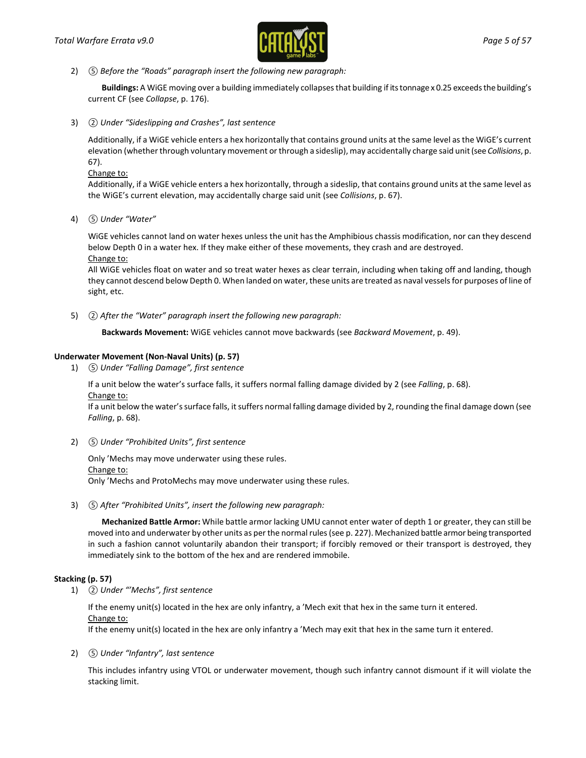2) ⑤ *Before the "Roads" paragraph insert the following new paragraph:*

   **Buildings:** A WiGE moving over a building immediately collapses that building if its tonnage x 0.25 exceeds the building's current CF (see *Collapse*, p. 176).

3) ② *Under "Sideslipping and Crashes", last sentence*

   Additionally, if a WiGE vehicle enters a hex horizontally that contains ground units at the same level as the WiGE's current elevation (whether through voluntary movement or through a sideslip), may accidentally charge said unit (see *Collisions*, p. 67).

   Change to:

   Additionally, if a WiGE vehicle enters a hex horizontally, through a sideslip, that contains ground units at the same level as the WiGE's current elevation, may accidentally charge said unit (see *Collisions*, p. 67).

4) ⑤ *Under "Water"*

   WiGE vehicles cannot land on water hexes unless the unit has the Amphibious chassis modification, nor can they descend below Depth 0 in a water hex. If they make either of these movements, they crash and are destroyed.

   Change to:

   All WiGE vehicles float on water and so treat water hexes as clear terrain, including when taking off and landing, though they cannot descend below Depth 0. When landed on water, these units are treated as naval vessels for purposes of line of sight, etc.

5) ② *After the "Water" paragraph insert the following new paragraph:*

   **Backwards Movement:** WiGE vehicles cannot move backwards (see *Backward Movement*, p. 49).

**Underwater Movement (Non-Naval Units) (p. 57)**

1) ⑤ *Under "Falling Damage", first sentence*

   If a unit below the water's surface falls, it suffers normal falling damage divided by 2 (see *Falling*, p. 68).

   Change to:

   If a unit below the water's surface falls, it suffers normal falling damage divided by 2, rounding the final damage down (see *Falling*, p. 68).

2) ⑤ *Under "Prohibited Units", first sentence*

   Only 'Mechs may move underwater using these rules.

   Change to:

   Only 'Mechs and ProtoMechs may move underwater using these rules.

3) ⑤ *After "Prohibited Units", insert the following new paragraph:*

   **Mechanized Battle Armor:** While battle armor lacking UMU cannot enter water of depth 1 or greater, they can still be moved into and underwater by other units as per the normal rules (see p. 227). Mechanized battle armor being transported in such a fashion cannot voluntarily abandon their transport; if forcibly removed or their transport is destroyed, they immediately sink to the bottom of the hex and are rendered immobile.

**Stacking (p. 57)**

1) ② *Under "'Mechs", first sentence*

   If the enemy unit(s) located in the hex are only infantry, a 'Mech exit that hex in the same turn it entered.

   Change to:

   If the enemy unit(s) located in the hex are only infantry a 'Mech may exit that hex in the same turn it entered.

2) ⑤ *Under "Infantry", last sentence*

   This includes infantry using VTOL or underwater movement, though such infantry cannot dismount if it will violate the stacking limit.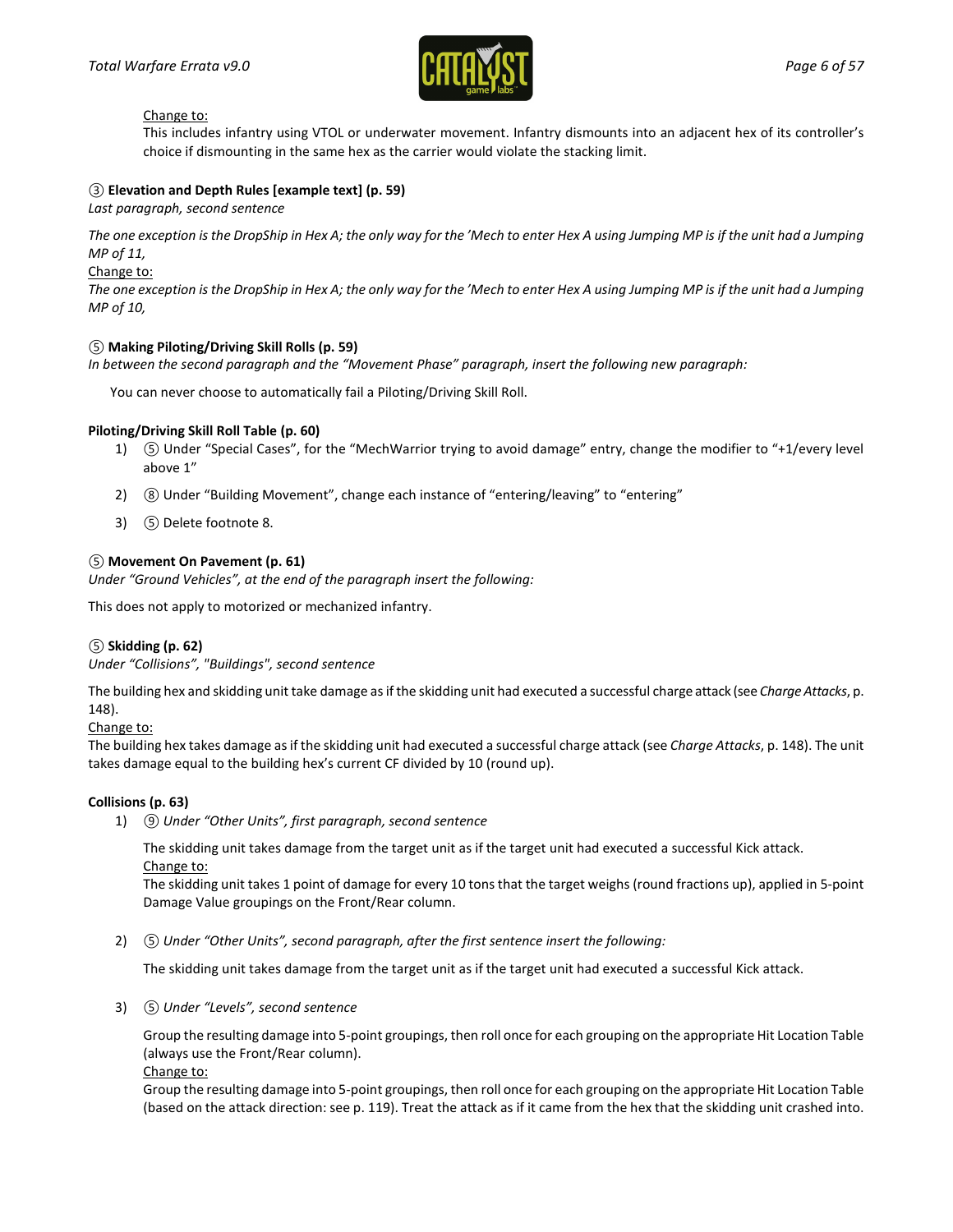Change to:

This includes infantry using VTOL or underwater movement. Infantry dismounts into an adjacent hex of its controller's choice if dismounting in the same hex as the carrier would violate the stacking limit.

**③ Elevation and Depth Rules [example text] (p. 59)**

*Last paragraph, second sentence*

*The one exception is the DropShip in Hex A; the only way for the 'Mech to enter Hex A using Jumping MP is if the unit had a Jumping MP of 11,*

Change to:

*The one exception is the DropShip in Hex A; the only way for the 'Mech to enter Hex A using Jumping MP is if the unit had a Jumping MP of 10,*

**⑤ Making Piloting/Driving Skill Rolls (p. 59)**

*In between the second paragraph and the "Movement Phase" paragraph, insert the following new paragraph:*

You can never choose to automatically fail a Piloting/Driving Skill Roll.

**Piloting/Driving Skill Roll Table (p. 60)**

1) ⑤ Under "Special Cases", for the "MechWarrior trying to avoid damage" entry, change the modifier to "+1/every level above 1"
2) ⑧ Under "Building Movement", change each instance of "entering/leaving" to "entering"
3) ⑤ Delete footnote 8.

**⑤ Movement On Pavement (p. 61)**

*Under "Ground Vehicles", at the end of the paragraph insert the following:*

This does not apply to motorized or mechanized infantry.

**⑤ Skidding (p. 62)**

*Under "Collisions", "Buildings", second sentence*

The building hex and skidding unit take damage as if the skidding unit had executed a successful charge attack (see *Charge Attacks*, p. 148).

Change to:

The building hex takes damage as if the skidding unit had executed a successful charge attack (see *Charge Attacks*, p. 148). The unit takes damage equal to the building hex's current CF divided by 10 (round up).

**Collisions (p. 63)**

1) ⑨ *Under "Other Units", first paragraph, second sentence*

   The skidding unit takes damage from the target unit as if the target unit had executed a successful Kick attack.

   Change to:

   The skidding unit takes 1 point of damage for every 10 tons that the target weighs (round fractions up), applied in 5-point Damage Value groupings on the Front/Rear column.

2) ⑤ *Under "Other Units", second paragraph, after the first sentence insert the following:*

   The skidding unit takes damage from the target unit as if the target unit had executed a successful Kick attack.

3) ⑤ *Under "Levels", second sentence*

   Group the resulting damage into 5-point groupings, then roll once for each grouping on the appropriate Hit Location Table (always use the Front/Rear column).

   Change to:

   Group the resulting damage into 5-point groupings, then roll once for each grouping on the appropriate Hit Location Table (based on the attack direction: see p. 119). Treat the attack as if it came from the hex that the skidding unit crashed into.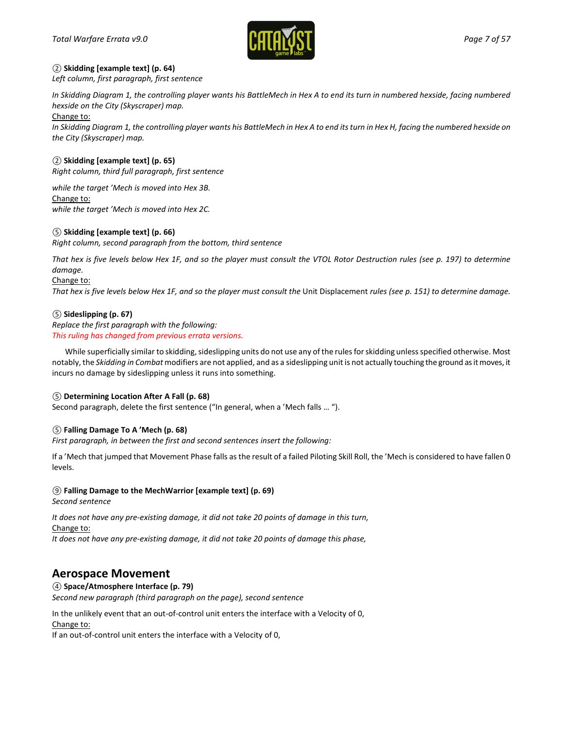② **Skidding [example text] (p. 64)**
*Left column, first paragraph, first sentence*

*In Skidding Diagram 1, the controlling player wants his BattleMech in Hex A to end its turn in numbered hexside, facing numbered hexside on the City (Skyscraper) map.*
Change to:
*In Skidding Diagram 1, the controlling player wants his BattleMech in Hex A to end its turn in Hex H, facing the numbered hexside on the City (Skyscraper) map.*

② **Skidding [example text] (p. 65)**
*Right column, third full paragraph, first sentence*

*while the target 'Mech is moved into Hex 3B.*
Change to:
*while the target 'Mech is moved into Hex 2C.*

⑤ **Skidding [example text] (p. 66)**
*Right column, second paragraph from the bottom, third sentence*

*That hex is five levels below Hex 1F, and so the player must consult the VTOL Rotor Destruction rules (see p. 197) to determine damage.*
Change to:
*That hex is five levels below Hex 1F, and so the player must consult the* Unit Displacement *rules (see p. 151) to determine damage.*

⑤ **Sideslipping (p. 67)**
*Replace the first paragraph with the following:*
*This ruling has changed from previous errata versions.*

While superficially similar to skidding, sideslipping units do not use any of the rules for skidding unless specified otherwise. Most notably, the *Skidding in Combat* modifiers are not applied, and as a sideslipping unit is not actually touching the ground as it moves, it incurs no damage by sideslipping unless it runs into something.

⑤ **Determining Location After A Fall (p. 68)**
Second paragraph, delete the first sentence ("In general, when a 'Mech falls … ").

⑤ **Falling Damage To A 'Mech (p. 68)**
*First paragraph, in between the first and second sentences insert the following:*

If a 'Mech that jumped that Movement Phase falls as the result of a failed Piloting Skill Roll, the 'Mech is considered to have fallen 0 levels.

⑨ **Falling Damage to the MechWarrior [example text] (p. 69)**
*Second sentence*

*It does not have any pre-existing damage, it did not take 20 points of damage in this turn,*
Change to:
*It does not have any pre-existing damage, it did not take 20 points of damage this phase,*

## Aerospace Movement

④ **Space/Atmosphere Interface (p. 79)**
*Second new paragraph (third paragraph on the page), second sentence*

In the unlikely event that an out-of-control unit enters the interface with a Velocity of 0,
Change to:
If an out-of-control unit enters the interface with a Velocity of 0,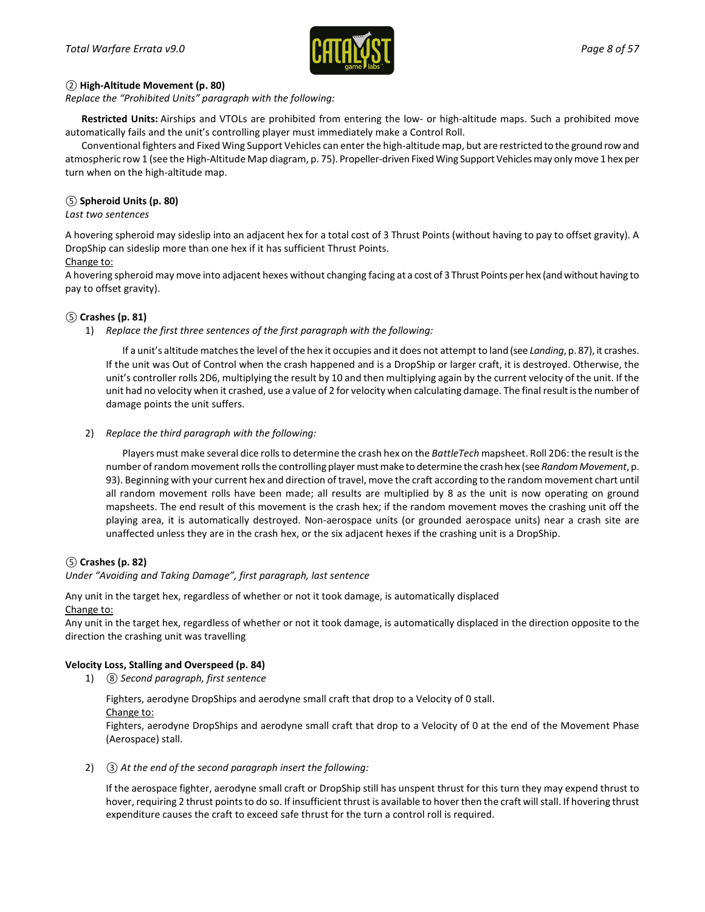**② High-Altitude Movement (p. 80)**

*Replace the "Prohibited Units" paragraph with the following:*

**Restricted Units:** Airships and VTOLs are prohibited from entering the low- or high-altitude maps. Such a prohibited move automatically fails and the unit's controlling player must immediately make a Control Roll.

Conventional fighters and Fixed Wing Support Vehicles can enter the high-altitude map, but are restricted to the ground row and atmospheric row 1 (see the High-Altitude Map diagram, p. 75). Propeller-driven Fixed Wing Support Vehicles may only move 1 hex per turn when on the high-altitude map.

**⑤ Spheroid Units (p. 80)**

*Last two sentences*

A hovering spheroid may sideslip into an adjacent hex for a total cost of 3 Thrust Points (without having to pay to offset gravity). A DropShip can sideslip more than one hex if it has sufficient Thrust Points.

Change to:

A hovering spheroid may move into adjacent hexes without changing facing at a cost of 3 Thrust Points per hex (and without having to pay to offset gravity).

**⑤ Crashes (p. 81)**

1) *Replace the first three sentences of the first paragraph with the following:*

   If a unit's altitude matches the level of the hex it occupies and it does not attempt to land (see *Landing*, p. 87), it crashes. If the unit was Out of Control when the crash happened and is a DropShip or larger craft, it is destroyed. Otherwise, the unit's controller rolls 2D6, multiplying the result by 10 and then multiplying again by the current velocity of the unit. If the unit had no velocity when it crashed, use a value of 2 for velocity when calculating damage. The final result is the number of damage points the unit suffers.

2) *Replace the third paragraph with the following:*

   Players must make several dice rolls to determine the crash hex on the *BattleTech* mapsheet. Roll 2D6: the result is the number of random movement rolls the controlling player must make to determine the crash hex (see *Random Movement*, p. 93). Beginning with your current hex and direction of travel, move the craft according to the random movement chart until all random movement rolls have been made; all results are multiplied by 8 as the unit is now operating on ground mapsheets. The end result of this movement is the crash hex; if the random movement moves the crashing unit off the playing area, it is automatically destroyed. Non-aerospace units (or grounded aerospace units) near a crash site are unaffected unless they are in the crash hex, or the six adjacent hexes if the crashing unit is a DropShip.

**⑤ Crashes (p. 82)**

*Under "Avoiding and Taking Damage", first paragraph, last sentence*

Any unit in the target hex, regardless of whether or not it took damage, is automatically displaced

Change to:

Any unit in the target hex, regardless of whether or not it took damage, is automatically displaced in the direction opposite to the direction the crashing unit was travelling

**Velocity Loss, Stalling and Overspeed (p. 84)**

1) ⑧ *Second paragraph, first sentence*

   Fighters, aerodyne DropShips and aerodyne small craft that drop to a Velocity of 0 stall.

   Change to:

   Fighters, aerodyne DropShips and aerodyne small craft that drop to a Velocity of 0 at the end of the Movement Phase (Aerospace) stall.

2) ③ *At the end of the second paragraph insert the following:*

   If the aerospace fighter, aerodyne small craft or DropShip still has unspent thrust for this turn they may expend thrust to hover, requiring 2 thrust points to do so. If insufficient thrust is available to hover then the craft will stall. If hovering thrust expenditure causes the craft to exceed safe thrust for the turn a control roll is required.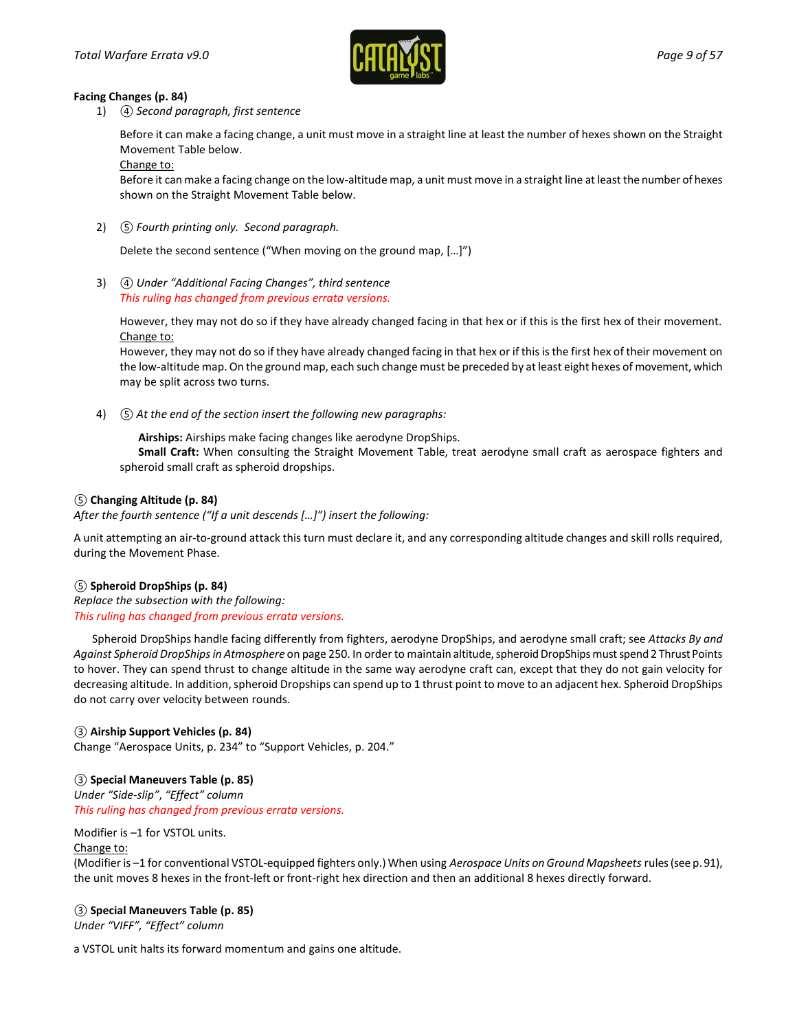**Facing Changes (p. 84)**

1) ④ *Second paragraph, first sentence*

   Before it can make a facing change, a unit must move in a straight line at least the number of hexes shown on the Straight Movement Table below.

   Change to:

   Before it can make a facing change on the low-altitude map, a unit must move in a straight line at least the number of hexes shown on the Straight Movement Table below.

2) ⑤ *Fourth printing only. Second paragraph.*

   Delete the second sentence ("When moving on the ground map, […]")

3) ④ *Under "Additional Facing Changes", third sentence*

   *This ruling has changed from previous errata versions.*

   However, they may not do so if they have already changed facing in that hex or if this is the first hex of their movement.

   Change to:

   However, they may not do so if they have already changed facing in that hex or if this is the first hex of their movement on the low-altitude map. On the ground map, each such change must be preceded by at least eight hexes of movement, which may be split across two turns.

4) ⑤ *At the end of the section insert the following new paragraphs:*

   **Airships:** Airships make facing changes like aerodyne DropShips.

   **Small Craft:** When consulting the Straight Movement Table, treat aerodyne small craft as aerospace fighters and spheroid small craft as spheroid dropships.

**⑤ Changing Altitude (p. 84)**

*After the fourth sentence ("If a unit descends […]") insert the following:*

A unit attempting an air-to-ground attack this turn must declare it, and any corresponding altitude changes and skill rolls required, during the Movement Phase.

**⑤ Spheroid DropShips (p. 84)**

*Replace the subsection with the following:*

*This ruling has changed from previous errata versions.*

Spheroid DropShips handle facing differently from fighters, aerodyne DropShips, and aerodyne small craft; see *Attacks By and Against Spheroid DropShips in Atmosphere* on page 250. In order to maintain altitude, spheroid DropShips must spend 2 Thrust Points to hover. They can spend thrust to change altitude in the same way aerodyne craft can, except that they do not gain velocity for decreasing altitude. In addition, spheroid Dropships can spend up to 1 thrust point to move to an adjacent hex. Spheroid DropShips do not carry over velocity between rounds.

**③ Airship Support Vehicles (p. 84)**

Change "Aerospace Units, p. 234" to "Support Vehicles, p. 204."

**③ Special Maneuvers Table (p. 85)**

*Under "Side-slip", "Effect" column*

*This ruling has changed from previous errata versions.*

Modifier is –1 for VSTOL units.

Change to:

(Modifier is –1 for conventional VSTOL-equipped fighters only.) When using *Aerospace Units on Ground Mapsheets* rules (see p. 91), the unit moves 8 hexes in the front-left or front-right hex direction and then an additional 8 hexes directly forward.

**③ Special Maneuvers Table (p. 85)**

*Under "VIFF", "Effect" column*

a VSTOL unit halts its forward momentum and gains one altitude.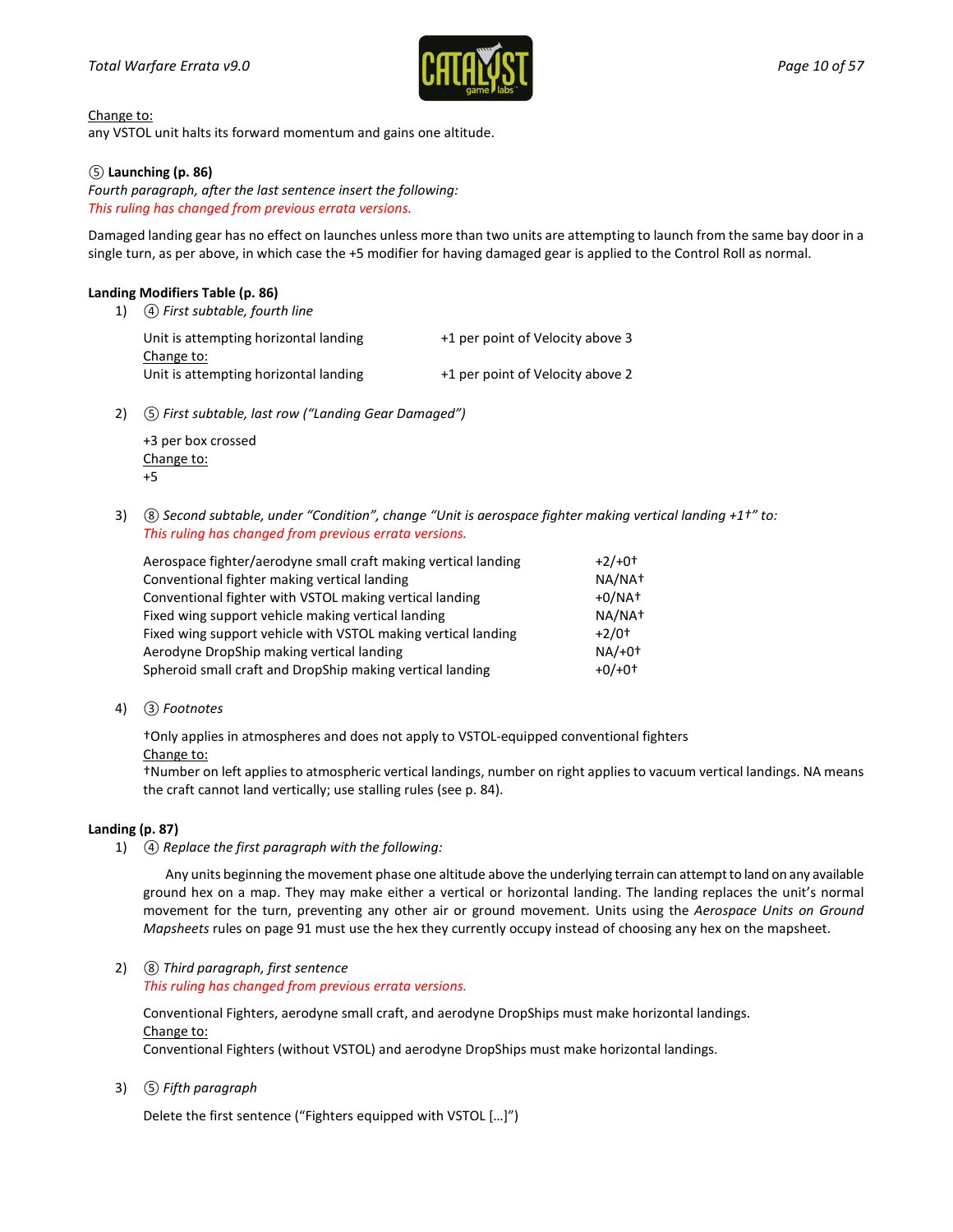<u>Change to:</u>
any VSTOL unit halts its forward momentum and gains one altitude.

**⑤ Launching (p. 86)**
*Fourth paragraph, after the last sentence insert the following:*
*This ruling has changed from previous errata versions.*

Damaged landing gear has no effect on launches unless more than two units are attempting to launch from the same bay door in a single turn, as per above, in which case the +5 modifier for having damaged gear is applied to the Control Roll as normal.

**Landing Modifiers Table (p. 86)**

1) ④ *First subtable, fourth line*

   Unit is attempting horizontal landing — +1 per point of Velocity above 3
   <u>Change to:</u>
   Unit is attempting horizontal landing — +1 per point of Velocity above 2

2) ⑤ *First subtable, last row ("Landing Gear Damaged")*

   +3 per box crossed
   <u>Change to:</u>
   +5

3) ⑧ *Second subtable, under "Condition", change "Unit is aerospace fighter making vertical landing +1†" to:*
   *This ruling has changed from previous errata versions.*

   | Condition | Modifier |
   |---|---|
   | Aerospace fighter/aerodyne small craft making vertical landing | +2/+0† |
   | Conventional fighter making vertical landing | NA/NA† |
   | Conventional fighter with VSTOL making vertical landing | +0/NA† |
   | Fixed wing support vehicle making vertical landing | NA/NA† |
   | Fixed wing support vehicle with VSTOL making vertical landing | +2/0† |
   | Aerodyne DropShip making vertical landing | NA/+0† |
   | Spheroid small craft and DropShip making vertical landing | +0/+0† |

4) ③ *Footnotes*

   †Only applies in atmospheres and does not apply to VSTOL-equipped conventional fighters
   <u>Change to:</u>
   †Number on left applies to atmospheric vertical landings, number on right applies to vacuum vertical landings. NA means the craft cannot land vertically; use stalling rules (see p. 84).

**Landing (p. 87)**

1) ④ *Replace the first paragraph with the following:*

   Any units beginning the movement phase one altitude above the underlying terrain can attempt to land on any available ground hex on a map. They may make either a vertical or horizontal landing. The landing replaces the unit's normal movement for the turn, preventing any other air or ground movement. Units using the *Aerospace Units on Ground Mapsheets* rules on page 91 must use the hex they currently occupy instead of choosing any hex on the mapsheet.

2) ⑧ *Third paragraph, first sentence*
   *This ruling has changed from previous errata versions.*

   Conventional Fighters, aerodyne small craft, and aerodyne DropShips must make horizontal landings.
   <u>Change to:</u>
   Conventional Fighters (without VSTOL) and aerodyne DropShips must make horizontal landings.

3) ⑤ *Fifth paragraph*

   Delete the first sentence ("Fighters equipped with VSTOL […]")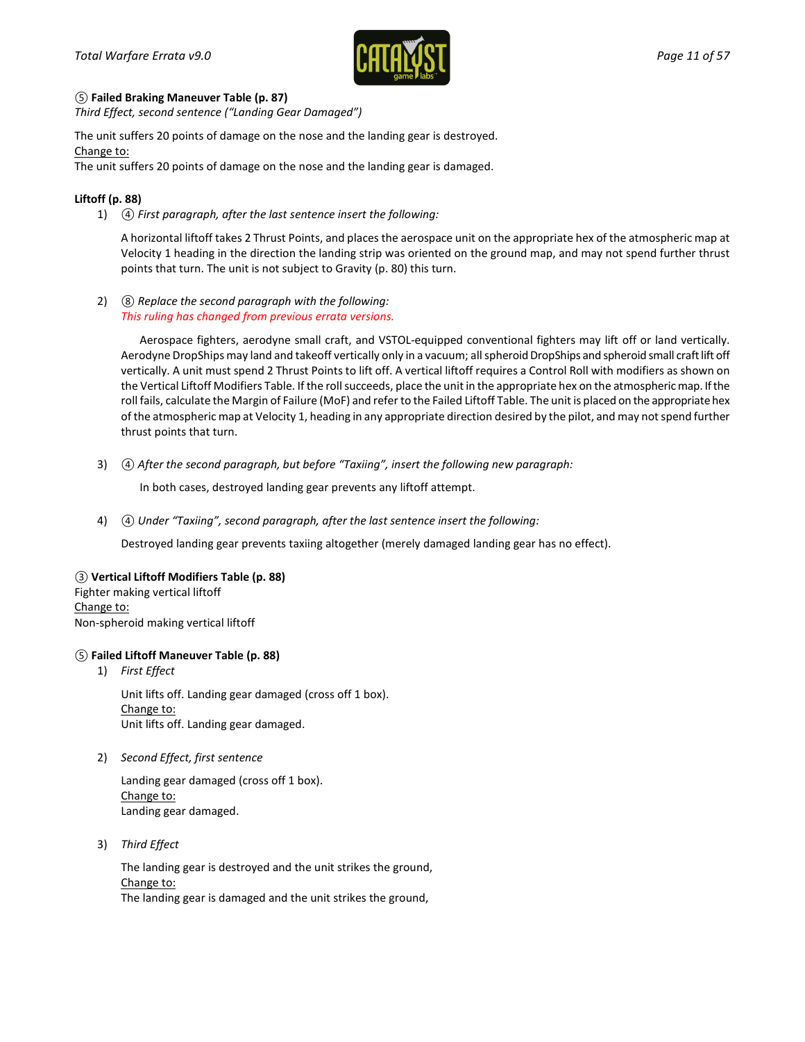**⑤ Failed Braking Maneuver Table (p. 87)**
*Third Effect, second sentence ("Landing Gear Damaged")*

The unit suffers 20 points of damage on the nose and the landing gear is destroyed.
Change to:
The unit suffers 20 points of damage on the nose and the landing gear is damaged.

**Liftoff (p. 88)**

1) ④ *First paragraph, after the last sentence insert the following:*

   A horizontal liftoff takes 2 Thrust Points, and places the aerospace unit on the appropriate hex of the atmospheric map at Velocity 1 heading in the direction the landing strip was oriented on the ground map, and may not spend further thrust points that turn. The unit is not subject to Gravity (p. 80) this turn.

2) ⑧ *Replace the second paragraph with the following:*
   *This ruling has changed from previous errata versions.*

   Aerospace fighters, aerodyne small craft, and VSTOL-equipped conventional fighters may lift off or land vertically. Aerodyne DropShips may land and takeoff vertically only in a vacuum; all spheroid DropShips and spheroid small craft lift off vertically. A unit must spend 2 Thrust Points to lift off. A vertical liftoff requires a Control Roll with modifiers as shown on the Vertical Liftoff Modifiers Table. If the roll succeeds, place the unit in the appropriate hex on the atmospheric map. If the roll fails, calculate the Margin of Failure (MoF) and refer to the Failed Liftoff Table. The unit is placed on the appropriate hex of the atmospheric map at Velocity 1, heading in any appropriate direction desired by the pilot, and may not spend further thrust points that turn.

3) ④ *After the second paragraph, but before "Taxiing", insert the following new paragraph:*

   In both cases, destroyed landing gear prevents any liftoff attempt.

4) ④ *Under "Taxiing", second paragraph, after the last sentence insert the following:*

   Destroyed landing gear prevents taxiing altogether (merely damaged landing gear has no effect).

**③ Vertical Liftoff Modifiers Table (p. 88)**
Fighter making vertical liftoff
Change to:
Non-spheroid making vertical liftoff

**⑤ Failed Liftoff Maneuver Table (p. 88)**

1) *First Effect*

   Unit lifts off. Landing gear damaged (cross off 1 box).
   Change to:
   Unit lifts off. Landing gear damaged.

2) *Second Effect, first sentence*

   Landing gear damaged (cross off 1 box).
   Change to:
   Landing gear damaged.

3) *Third Effect*

   The landing gear is destroyed and the unit strikes the ground,
   Change to:
   The landing gear is damaged and the unit strikes the ground,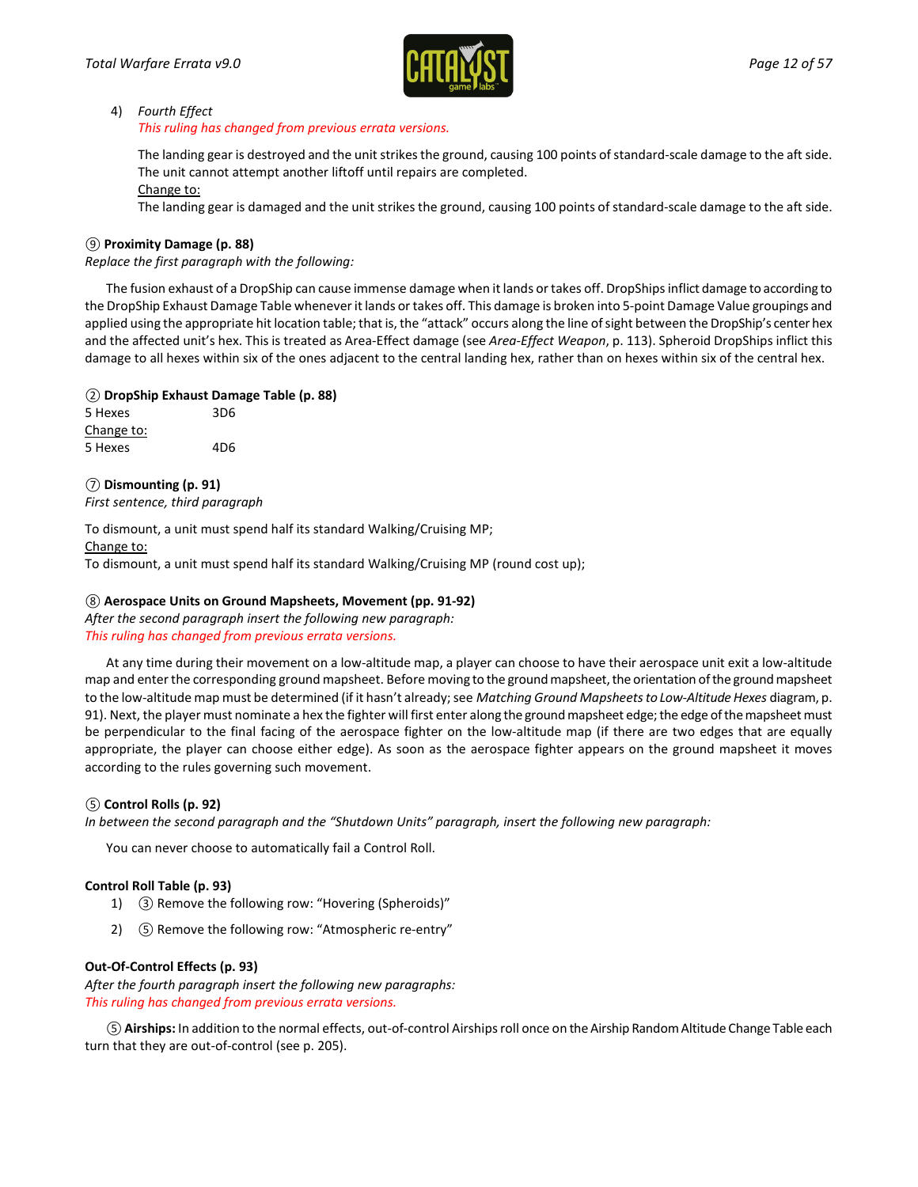4) *Fourth Effect*
   *This ruling has changed from previous errata versions.*

   The landing gear is destroyed and the unit strikes the ground, causing 100 points of standard-scale damage to the aft side. The unit cannot attempt another liftoff until repairs are completed.
   
   Change to:
   
   The landing gear is damaged and the unit strikes the ground, causing 100 points of standard-scale damage to the aft side.

**⑨ Proximity Damage (p. 88)**
*Replace the first paragraph with the following:*

The fusion exhaust of a DropShip can cause immense damage when it lands or takes off. DropShips inflict damage to according to the DropShip Exhaust Damage Table whenever it lands or takes off. This damage is broken into 5-point Damage Value groupings and applied using the appropriate hit location table; that is, the "attack" occurs along the line of sight between the DropShip's center hex and the affected unit's hex. This is treated as Area-Effect damage (see *Area-Effect Weapon*, p. 113). Spheroid DropShips inflict this damage to all hexes within six of the ones adjacent to the central landing hex, rather than on hexes within six of the central hex.

**② DropShip Exhaust Damage Table (p. 88)**

5 Hexes 3D6

Change to:

5 Hexes 4D6

**⑦ Dismounting (p. 91)**
*First sentence, third paragraph*

To dismount, a unit must spend half its standard Walking/Cruising MP;

Change to:

To dismount, a unit must spend half its standard Walking/Cruising MP (round cost up);

**⑧ Aerospace Units on Ground Mapsheets, Movement (pp. 91-92)**
*After the second paragraph insert the following new paragraph:*
*This ruling has changed from previous errata versions.*

At any time during their movement on a low-altitude map, a player can choose to have their aerospace unit exit a low-altitude map and enter the corresponding ground mapsheet. Before moving to the ground mapsheet, the orientation of the ground mapsheet to the low-altitude map must be determined (if it hasn't already; see *Matching Ground Mapsheets to Low-Altitude Hexes* diagram, p. 91). Next, the player must nominate a hex the fighter will first enter along the ground mapsheet edge; the edge of the mapsheet must be perpendicular to the final facing of the aerospace fighter on the low-altitude map (if there are two edges that are equally appropriate, the player can choose either edge). As soon as the aerospace fighter appears on the ground mapsheet it moves according to the rules governing such movement.

**⑤ Control Rolls (p. 92)**
*In between the second paragraph and the "Shutdown Units" paragraph, insert the following new paragraph:*

You can never choose to automatically fail a Control Roll.

**Control Roll Table (p. 93)**

1) ③ Remove the following row: "Hovering (Spheroids)"
2) ⑤ Remove the following row: "Atmospheric re-entry"

**Out-Of-Control Effects (p. 93)**
*After the fourth paragraph insert the following new paragraphs:*
*This ruling has changed from previous errata versions.*

⑤ **Airships:** In addition to the normal effects, out-of-control Airships roll once on the Airship Random Altitude Change Table each turn that they are out-of-control (see p. 205).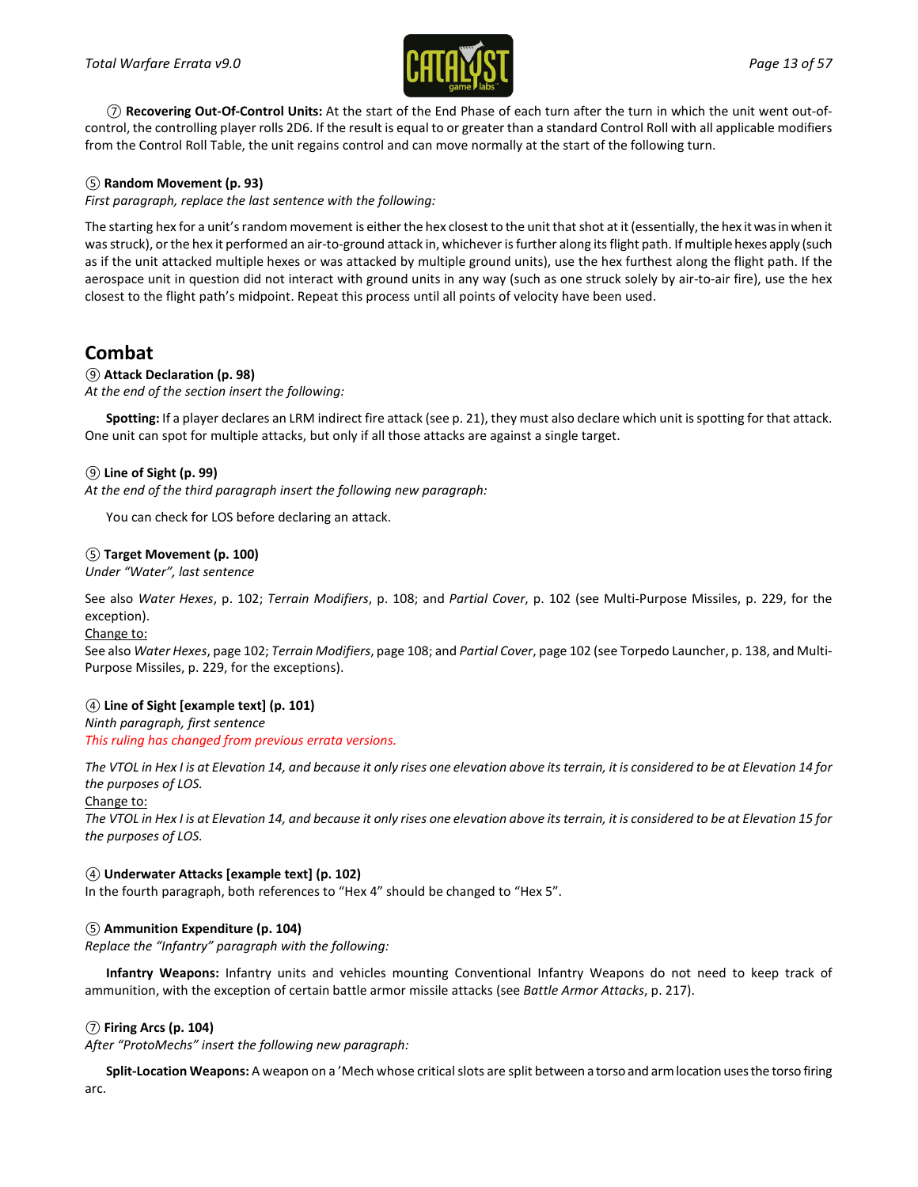⑦ **Recovering Out-Of-Control Units:** At the start of the End Phase of each turn after the turn in which the unit went out-of-control, the controlling player rolls 2D6. If the result is equal to or greater than a standard Control Roll with all applicable modifiers from the Control Roll Table, the unit regains control and can move normally at the start of the following turn.

⑤ **Random Movement (p. 93)**
*First paragraph, replace the last sentence with the following:*

The starting hex for a unit's random movement is either the hex closest to the unit that shot at it (essentially, the hex it was in when it was struck), or the hex it performed an air-to-ground attack in, whichever is further along its flight path. If multiple hexes apply (such as if the unit attacked multiple hexes or was attacked by multiple ground units), use the hex furthest along the flight path. If the aerospace unit in question did not interact with ground units in any way (such as one struck solely by air-to-air fire), use the hex closest to the flight path's midpoint. Repeat this process until all points of velocity have been used.

## Combat

⑨ **Attack Declaration (p. 98)**
*At the end of the section insert the following:*

**Spotting:** If a player declares an LRM indirect fire attack (see p. 21), they must also declare which unit is spotting for that attack. One unit can spot for multiple attacks, but only if all those attacks are against a single target.

⑨ **Line of Sight (p. 99)**
*At the end of the third paragraph insert the following new paragraph:*

You can check for LOS before declaring an attack.

⑤ **Target Movement (p. 100)**
*Under "Water", last sentence*

See also *Water Hexes*, p. 102; *Terrain Modifiers*, p. 108; and *Partial Cover*, p. 102 (see Multi-Purpose Missiles, p. 229, for the exception).
Change to:
See also *Water Hexes*, page 102; *Terrain Modifiers*, page 108; and *Partial Cover*, page 102 (see Torpedo Launcher, p. 138, and Multi-Purpose Missiles, p. 229, for the exceptions).

④ **Line of Sight [example text] (p. 101)**
*Ninth paragraph, first sentence*
*This ruling has changed from previous errata versions.*

*The VTOL in Hex I is at Elevation 14, and because it only rises one elevation above its terrain, it is considered to be at Elevation 14 for the purposes of LOS.*
Change to:
*The VTOL in Hex I is at Elevation 14, and because it only rises one elevation above its terrain, it is considered to be at Elevation 15 for the purposes of LOS.*

④ **Underwater Attacks [example text] (p. 102)**
In the fourth paragraph, both references to "Hex 4" should be changed to "Hex 5".

⑤ **Ammunition Expenditure (p. 104)**
*Replace the "Infantry" paragraph with the following:*

**Infantry Weapons:** Infantry units and vehicles mounting Conventional Infantry Weapons do not need to keep track of ammunition, with the exception of certain battle armor missile attacks (see *Battle Armor Attacks*, p. 217).

⑦ **Firing Arcs (p. 104)**
*After "ProtoMechs" insert the following new paragraph:*

**Split-Location Weapons:** A weapon on a 'Mech whose critical slots are split between a torso and arm location uses the torso firing arc.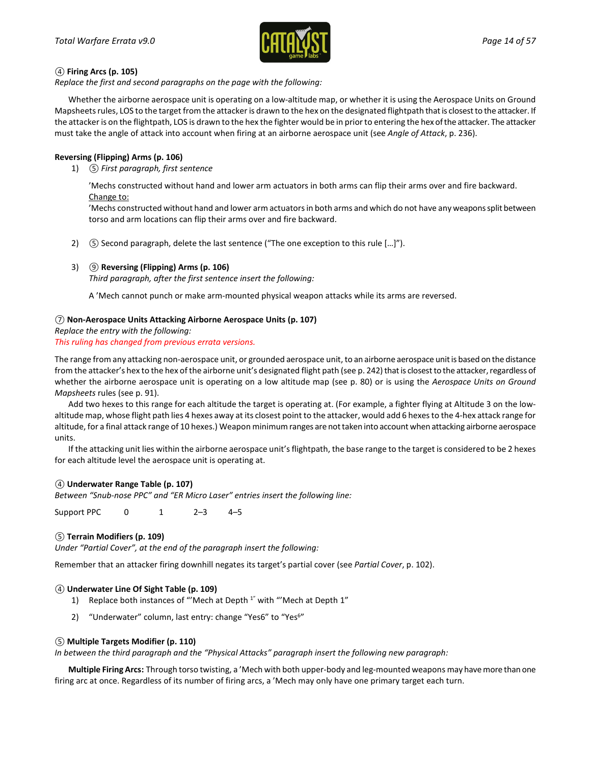④ **Firing Arcs (p. 105)**

*Replace the first and second paragraphs on the page with the following:*

Whether the airborne aerospace unit is operating on a low-altitude map, or whether it is using the Aerospace Units on Ground Mapsheets rules, LOS to the target from the attacker is drawn to the hex on the designated flightpath that is closest to the attacker. If the attacker is on the flightpath, LOS is drawn to the hex the fighter would be in prior to entering the hex of the attacker. The attacker must take the angle of attack into account when firing at an airborne aerospace unit (see *Angle of Attack*, p. 236).

**Reversing (Flipping) Arms (p. 106)**

1) ⑤ *First paragraph, first sentence*

   'Mechs constructed without hand and lower arm actuators in both arms can flip their arms over and fire backward.
   Change to:
   'Mechs constructed without hand and lower arm actuators in both arms and which do not have any weapons split between torso and arm locations can flip their arms over and fire backward.

2) ⑤ Second paragraph, delete the last sentence ("The one exception to this rule […]").

3) ⑨ **Reversing (Flipping) Arms (p. 106)**
   *Third paragraph, after the first sentence insert the following:*

   A 'Mech cannot punch or make arm-mounted physical weapon attacks while its arms are reversed.

⑦ **Non-Aerospace Units Attacking Airborne Aerospace Units (p. 107)**

*Replace the entry with the following:*
*This ruling has changed from previous errata versions.*

The range from any attacking non-aerospace unit, or grounded aerospace unit, to an airborne aerospace unit is based on the distance from the attacker's hex to the hex of the airborne unit's designated flight path (see p. 242) that is closest to the attacker, regardless of whether the airborne aerospace unit is operating on a low altitude map (see p. 80) or is using the *Aerospace Units on Ground Mapsheets* rules (see p. 91).

Add two hexes to this range for each altitude the target is operating at. (For example, a fighter flying at Altitude 3 on the low-altitude map, whose flight path lies 4 hexes away at its closest point to the attacker, would add 6 hexes to the 4-hex attack range for altitude, for a final attack range of 10 hexes.) Weapon minimum ranges are not taken into account when attacking airborne aerospace units.

If the attacking unit lies within the airborne aerospace unit's flightpath, the base range to the target is considered to be 2 hexes for each altitude level the aerospace unit is operating at.

④ **Underwater Range Table (p. 107)**

*Between "Snub-nose PPC" and "ER Micro Laser" entries insert the following line:*

| Support PPC | 0 | 1 | 2–3 | 4–5 |
|---|---|---|---|---|

⑤ **Terrain Modifiers (p. 109)**

*Under "Partial Cover", at the end of the paragraph insert the following:*

Remember that an attacker firing downhill negates its target's partial cover (see *Partial Cover*, p. 102).

④ **Underwater Line Of Sight Table (p. 109)**

1) Replace both instances of "'Mech at Depth ¹˝" with "'Mech at Depth 1"
2) "Underwater" column, last entry: change "Yes6" to "Yes[6]"

⑤ **Multiple Targets Modifier (p. 110)**

*In between the third paragraph and the "Physical Attacks" paragraph insert the following new paragraph:*

**Multiple Firing Arcs:** Through torso twisting, a 'Mech with both upper-body and leg-mounted weapons may have more than one firing arc at once. Regardless of its number of firing arcs, a 'Mech may only have one primary target each turn.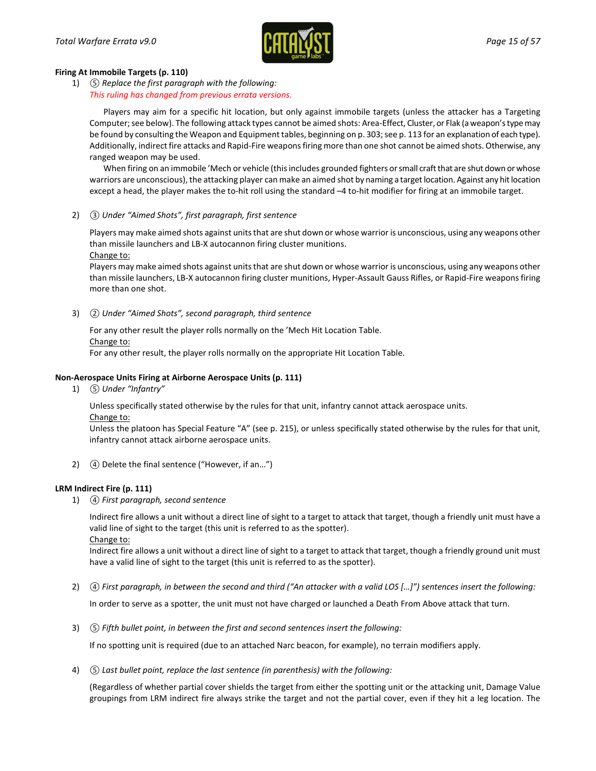**Firing At Immobile Targets (p. 110)**

1) ⑤ *Replace the first paragraph with the following:*
*This ruling has changed from previous errata versions.*

Players may aim for a specific hit location, but only against immobile targets (unless the attacker has a Targeting Computer; see below). The following attack types cannot be aimed shots: Area-Effect, Cluster, or Flak (a weapon's type may be found by consulting the Weapon and Equipment tables, beginning on p. 303; see p. 113 for an explanation of each type). Additionally, indirect fire attacks and Rapid-Fire weapons firing more than one shot cannot be aimed shots. Otherwise, any ranged weapon may be used.

When firing on an immobile 'Mech or vehicle (this includes grounded fighters or small craft that are shut down or whose warriors are unconscious), the attacking player can make an aimed shot by naming a target location. Against any hit location except a head, the player makes the to-hit roll using the standard –4 to-hit modifier for firing at an immobile target.

2) ③ *Under "Aimed Shots", first paragraph, first sentence*

Players may make aimed shots against units that are shut down or whose warrior is unconscious, using any weapons other than missile launchers and LB-X autocannon firing cluster munitions.

Change to:

Players may make aimed shots against units that are shut down or whose warrior is unconscious, using any weapons other than missile launchers, LB-X autocannon firing cluster munitions, Hyper-Assault Gauss Rifles, or Rapid-Fire weapons firing more than one shot.

3) ② *Under "Aimed Shots", second paragraph, third sentence*

For any other result the player rolls normally on the 'Mech Hit Location Table.

Change to:

For any other result, the player rolls normally on the appropriate Hit Location Table.

**Non-Aerospace Units Firing at Airborne Aerospace Units (p. 111)**

1) ⑤ *Under "Infantry"*

Unless specifically stated otherwise by the rules for that unit, infantry cannot attack aerospace units.

Change to:

Unless the platoon has Special Feature "A" (see p. 215), or unless specifically stated otherwise by the rules for that unit, infantry cannot attack airborne aerospace units.

2) ④ Delete the final sentence ("However, if an…")

**LRM Indirect Fire (p. 111)**

1) ④ *First paragraph, second sentence*

Indirect fire allows a unit without a direct line of sight to a target to attack that target, though a friendly unit must have a valid line of sight to the target (this unit is referred to as the spotter).

Change to:

Indirect fire allows a unit without a direct line of sight to a target to attack that target, though a friendly ground unit must have a valid line of sight to the target (this unit is referred to as the spotter).

2) ④ *First paragraph, in between the second and third ("An attacker with a valid LOS […]") sentences insert the following:*

In order to serve as a spotter, the unit must not have charged or launched a Death From Above attack that turn.

3) ⑤ *Fifth bullet point, in between the first and second sentences insert the following:*

If no spotting unit is required (due to an attached Narc beacon, for example), no terrain modifiers apply.

4) ⑤ *Last bullet point, replace the last sentence (in parenthesis) with the following:*

(Regardless of whether partial cover shields the target from either the spotting unit or the attacking unit, Damage Value groupings from LRM indirect fire always strike the target and not the partial cover, even if they hit a leg location. The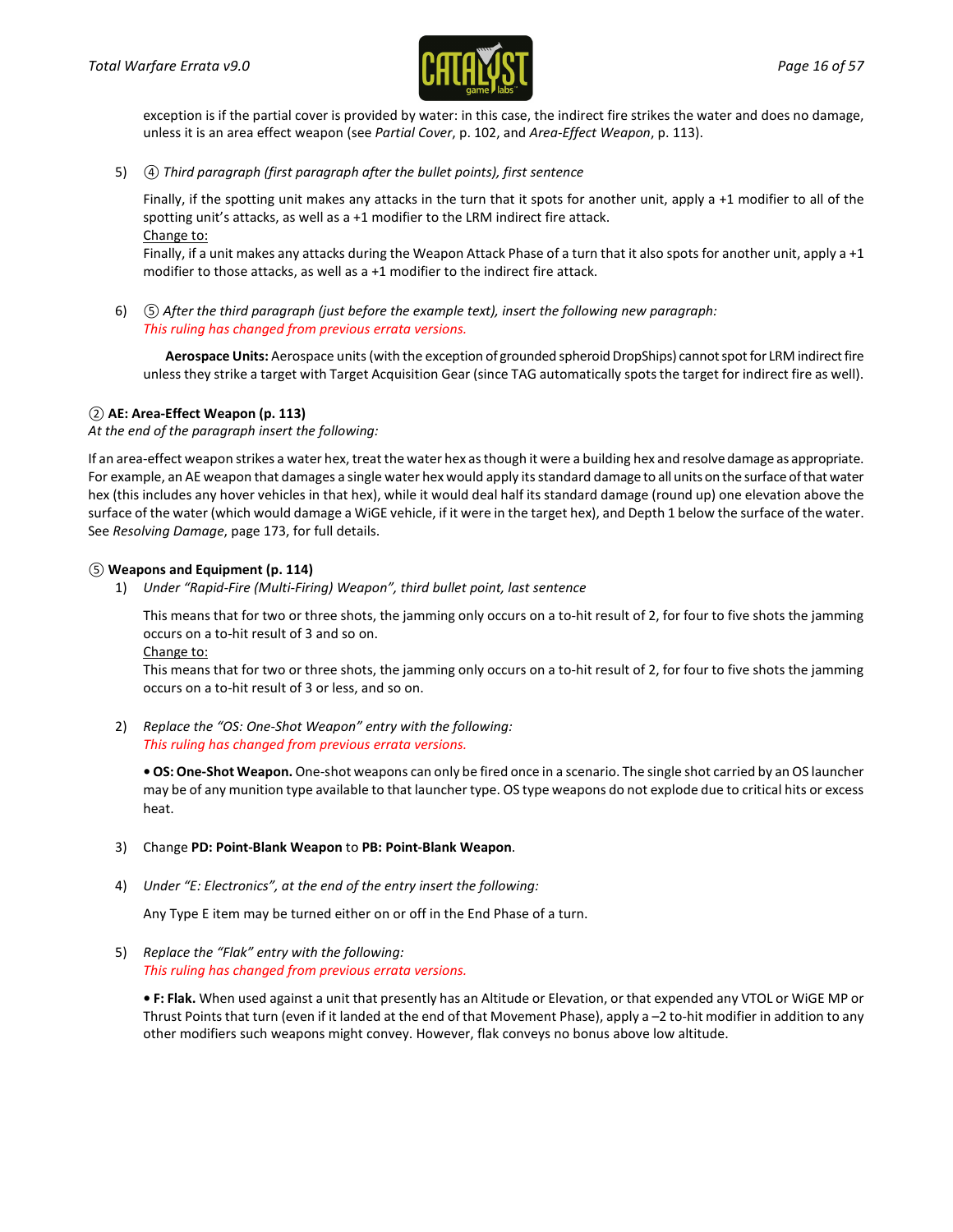exception is if the partial cover is provided by water: in this case, the indirect fire strikes the water and does no damage, unless it is an area effect weapon (see *Partial Cover*, p. 102, and *Area-Effect Weapon*, p. 113).

5) ④ *Third paragraph (first paragraph after the bullet points), first sentence*

   Finally, if the spotting unit makes any attacks in the turn that it spots for another unit, apply a +1 modifier to all of the spotting unit's attacks, as well as a +1 modifier to the LRM indirect fire attack.
   <u>Change to:</u>
   Finally, if a unit makes any attacks during the Weapon Attack Phase of a turn that it also spots for another unit, apply a +1 modifier to those attacks, as well as a +1 modifier to the indirect fire attack.

6) ⑤ *After the third paragraph (just before the example text), insert the following new paragraph:*
   *This ruling has changed from previous errata versions.*

   **Aerospace Units:** Aerospace units (with the exception of grounded spheroid DropShips) cannot spot for LRM indirect fire unless they strike a target with Target Acquisition Gear (since TAG automatically spots the target for indirect fire as well).

**② AE: Area-Effect Weapon (p. 113)**
*At the end of the paragraph insert the following:*

If an area-effect weapon strikes a water hex, treat the water hex as though it were a building hex and resolve damage as appropriate. For example, an AE weapon that damages a single water hex would apply its standard damage to all units on the surface of that water hex (this includes any hover vehicles in that hex), while it would deal half its standard damage (round up) one elevation above the surface of the water (which would damage a WiGE vehicle, if it were in the target hex), and Depth 1 below the surface of the water. See *Resolving Damage*, page 173, for full details.

**⑤ Weapons and Equipment (p. 114)**

1) *Under "Rapid-Fire (Multi-Firing) Weapon", third bullet point, last sentence*

   This means that for two or three shots, the jamming only occurs on a to-hit result of 2, for four to five shots the jamming occurs on a to-hit result of 3 and so on.
   <u>Change to:</u>
   This means that for two or three shots, the jamming only occurs on a to-hit result of 2, for four to five shots the jamming occurs on a to-hit result of 3 or less, and so on.

2) *Replace the "OS: One-Shot Weapon" entry with the following:*
   *This ruling has changed from previous errata versions.*

   **• OS: One-Shot Weapon.** One-shot weapons can only be fired once in a scenario. The single shot carried by an OS launcher may be of any munition type available to that launcher type. OS type weapons do not explode due to critical hits or excess heat.

3) Change **PD: Point-Blank Weapon** to **PB: Point-Blank Weapon**.

4) *Under "E: Electronics", at the end of the entry insert the following:*

   Any Type E item may be turned either on or off in the End Phase of a turn.

5) *Replace the "Flak" entry with the following:*
   *This ruling has changed from previous errata versions.*

   **• F: Flak.** When used against a unit that presently has an Altitude or Elevation, or that expended any VTOL or WiGE MP or Thrust Points that turn (even if it landed at the end of that Movement Phase), apply a –2 to-hit modifier in addition to any other modifiers such weapons might convey. However, flak conveys no bonus above low altitude.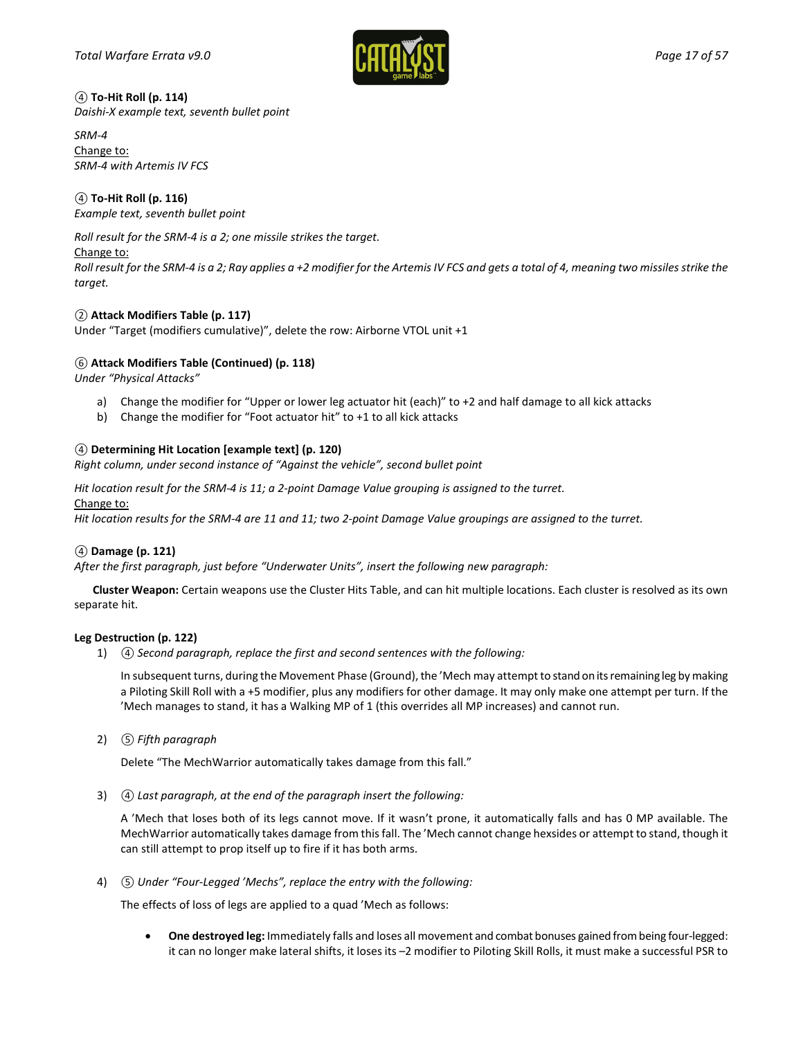④ **To-Hit Roll (p. 114)**
*Daishi-X example text, seventh bullet point*

*SRM-4*
Change to:
*SRM-4 with Artemis IV FCS*

④ **To-Hit Roll (p. 116)**
*Example text, seventh bullet point*

*Roll result for the SRM-4 is a 2; one missile strikes the target.*
Change to:
*Roll result for the SRM-4 is a 2; Ray applies a +2 modifier for the Artemis IV FCS and gets a total of 4, meaning two missiles strike the target.*

② **Attack Modifiers Table (p. 117)**
Under "Target (modifiers cumulative)", delete the row: Airborne VTOL unit +1

⑥ **Attack Modifiers Table (Continued) (p. 118)**
*Under "Physical Attacks"*

a) Change the modifier for "Upper or lower leg actuator hit (each)" to +2 and half damage to all kick attacks
b) Change the modifier for "Foot actuator hit" to +1 to all kick attacks

④ **Determining Hit Location [example text] (p. 120)**
*Right column, under second instance of "Against the vehicle", second bullet point*

*Hit location result for the SRM-4 is 11; a 2-point Damage Value grouping is assigned to the turret.*
Change to:
*Hit location results for the SRM-4 are 11 and 11; two 2-point Damage Value groupings are assigned to the turret.*

④ **Damage (p. 121)**
*After the first paragraph, just before "Underwater Units", insert the following new paragraph:*

**Cluster Weapon:** Certain weapons use the Cluster Hits Table, and can hit multiple locations. Each cluster is resolved as its own separate hit.

**Leg Destruction (p. 122)**

1) ④ *Second paragraph, replace the first and second sentences with the following:*

   In subsequent turns, during the Movement Phase (Ground), the 'Mech may attempt to stand on its remaining leg by making a Piloting Skill Roll with a +5 modifier, plus any modifiers for other damage. It may only make one attempt per turn. If the 'Mech manages to stand, it has a Walking MP of 1 (this overrides all MP increases) and cannot run.

2) ⑤ *Fifth paragraph*

   Delete "The MechWarrior automatically takes damage from this fall."

3) ④ *Last paragraph, at the end of the paragraph insert the following:*

   A 'Mech that loses both of its legs cannot move. If it wasn't prone, it automatically falls and has 0 MP available. The MechWarrior automatically takes damage from this fall. The 'Mech cannot change hexsides or attempt to stand, though it can still attempt to prop itself up to fire if it has both arms.

4) ⑤ *Under "Four-Legged 'Mechs", replace the entry with the following:*

   The effects of loss of legs are applied to a quad 'Mech as follows:

   - **One destroyed leg:** Immediately falls and loses all movement and combat bonuses gained from being four-legged: it can no longer make lateral shifts, it loses its –2 modifier to Piloting Skill Rolls, it must make a successful PSR to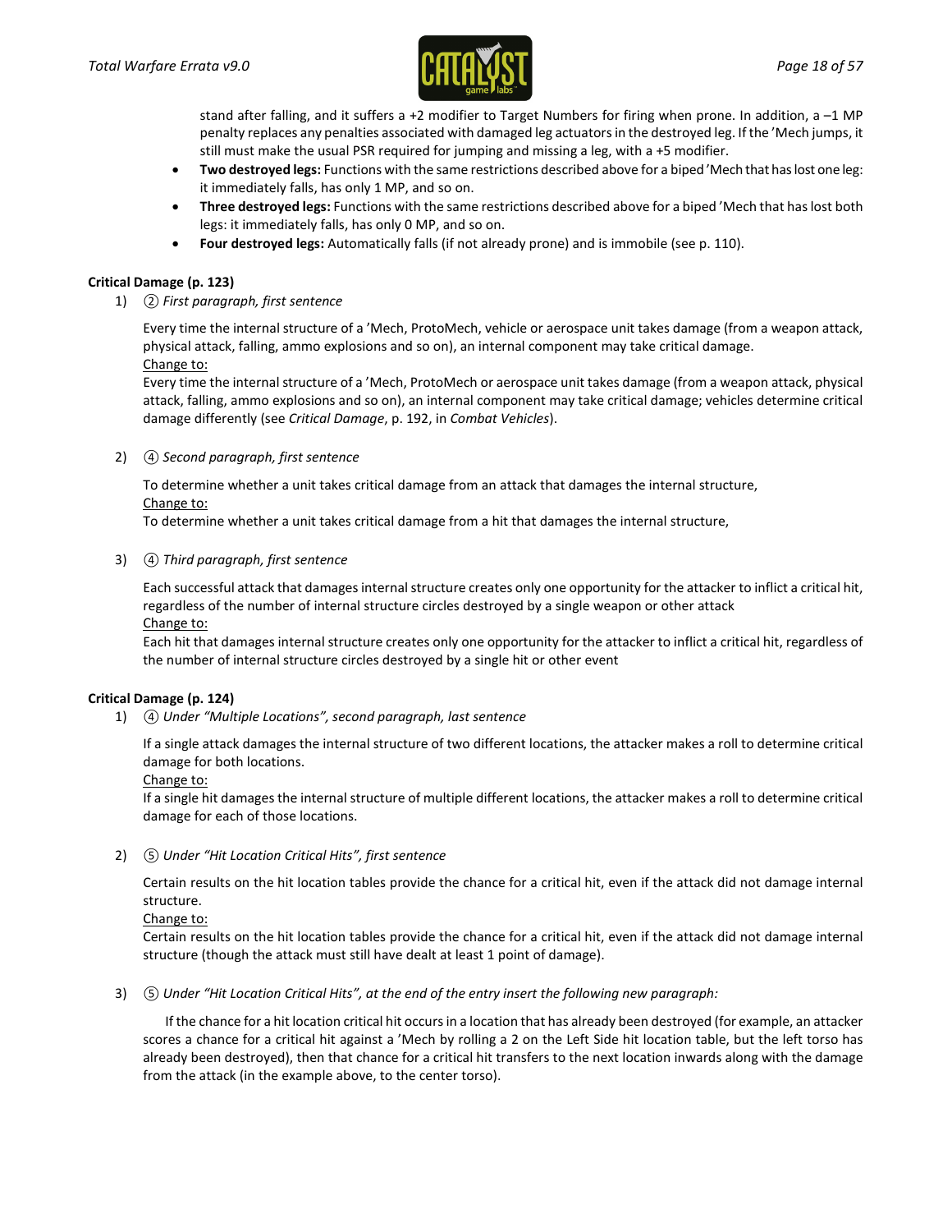stand after falling, and it suffers a +2 modifier to Target Numbers for firing when prone. In addition, a –1 MP penalty replaces any penalties associated with damaged leg actuators in the destroyed leg. If the ’Mech jumps, it still must make the usual PSR required for jumping and missing a leg, with a +5 modifier.

- **Two destroyed legs:** Functions with the same restrictions described above for a biped ’Mech that has lost one leg: it immediately falls, has only 1 MP, and so on.
- **Three destroyed legs:** Functions with the same restrictions described above for a biped ’Mech that has lost both legs: it immediately falls, has only 0 MP, and so on.
- **Four destroyed legs:** Automatically falls (if not already prone) and is immobile (see p. 110).

**Critical Damage (p. 123)**

1) ② *First paragraph, first sentence*

   Every time the internal structure of a ’Mech, ProtoMech, vehicle or aerospace unit takes damage (from a weapon attack, physical attack, falling, ammo explosions and so on), an internal component may take critical damage.
   Change to:
   Every time the internal structure of a ’Mech, ProtoMech or aerospace unit takes damage (from a weapon attack, physical attack, falling, ammo explosions and so on), an internal component may take critical damage; vehicles determine critical damage differently (see *Critical Damage*, p. 192, in *Combat Vehicles*).

2) ④ *Second paragraph, first sentence*

   To determine whether a unit takes critical damage from an attack that damages the internal structure,
   Change to:
   To determine whether a unit takes critical damage from a hit that damages the internal structure,

3) ④ *Third paragraph, first sentence*

   Each successful attack that damages internal structure creates only one opportunity for the attacker to inflict a critical hit, regardless of the number of internal structure circles destroyed by a single weapon or other attack
   Change to:
   Each hit that damages internal structure creates only one opportunity for the attacker to inflict a critical hit, regardless of the number of internal structure circles destroyed by a single hit or other event

**Critical Damage (p. 124)**

1) ④ *Under “Multiple Locations”, second paragraph, last sentence*

   If a single attack damages the internal structure of two different locations, the attacker makes a roll to determine critical damage for both locations.
   Change to:
   If a single hit damages the internal structure of multiple different locations, the attacker makes a roll to determine critical damage for each of those locations.

2) ⑤ *Under “Hit Location Critical Hits”, first sentence*

   Certain results on the hit location tables provide the chance for a critical hit, even if the attack did not damage internal structure.
   Change to:
   Certain results on the hit location tables provide the chance for a critical hit, even if the attack did not damage internal structure (though the attack must still have dealt at least 1 point of damage).

3) ⑤ *Under “Hit Location Critical Hits”, at the end of the entry insert the following new paragraph:*

   If the chance for a hit location critical hit occurs in a location that has already been destroyed (for example, an attacker scores a chance for a critical hit against a ’Mech by rolling a 2 on the Left Side hit location table, but the left torso has already been destroyed), then that chance for a critical hit transfers to the next location inwards along with the damage from the attack (in the example above, to the center torso).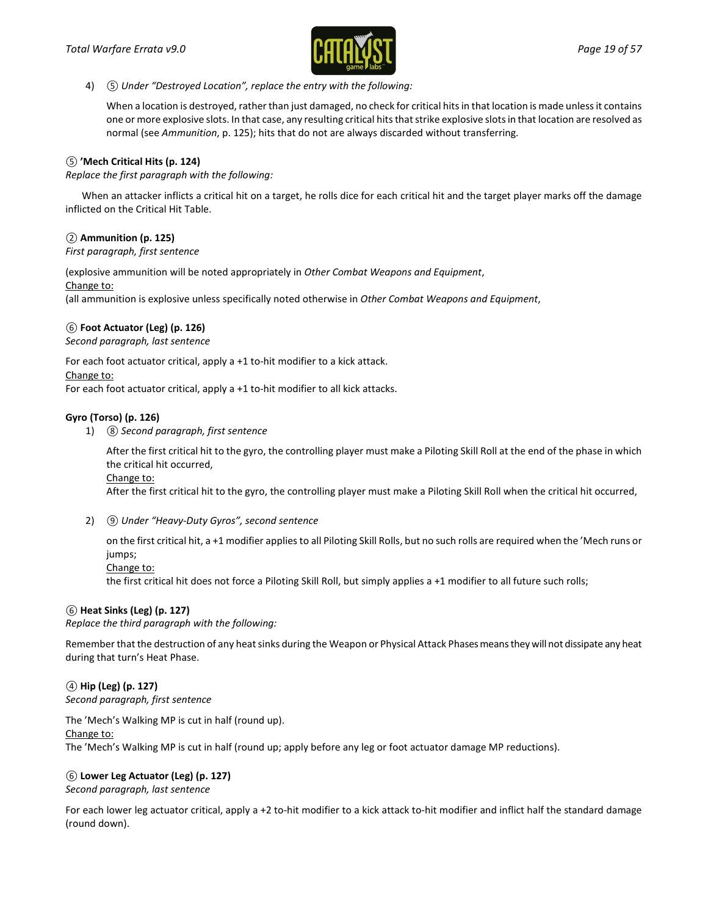4) ⑤ *Under "Destroyed Location", replace the entry with the following:*

   When a location is destroyed, rather than just damaged, no check for critical hits in that location is made unless it contains one or more explosive slots. In that case, any resulting critical hits that strike explosive slots in that location are resolved as normal (see *Ammunition*, p. 125); hits that do not are always discarded without transferring.

**⑤ 'Mech Critical Hits (p. 124)**
*Replace the first paragraph with the following:*

When an attacker inflicts a critical hit on a target, he rolls dice for each critical hit and the target player marks off the damage inflicted on the Critical Hit Table.

**② Ammunition (p. 125)**
*First paragraph, first sentence*

(explosive ammunition will be noted appropriately in *Other Combat Weapons and Equipment*,
<u>Change to:</u>
(all ammunition is explosive unless specifically noted otherwise in *Other Combat Weapons and Equipment*,

**⑥ Foot Actuator (Leg) (p. 126)**
*Second paragraph, last sentence*

For each foot actuator critical, apply a +1 to-hit modifier to a kick attack.
<u>Change to:</u>
For each foot actuator critical, apply a +1 to-hit modifier to all kick attacks.

**Gyro (Torso) (p. 126)**

1) ⑧ *Second paragraph, first sentence*

   After the first critical hit to the gyro, the controlling player must make a Piloting Skill Roll at the end of the phase in which the critical hit occurred,
   <u>Change to:</u>
   After the first critical hit to the gyro, the controlling player must make a Piloting Skill Roll when the critical hit occurred,

2) ⑨ *Under "Heavy-Duty Gyros", second sentence*

   on the first critical hit, a +1 modifier applies to all Piloting Skill Rolls, but no such rolls are required when the 'Mech runs or jumps;
   <u>Change to:</u>
   the first critical hit does not force a Piloting Skill Roll, but simply applies a +1 modifier to all future such rolls;

**⑥ Heat Sinks (Leg) (p. 127)**
*Replace the third paragraph with the following:*

Remember that the destruction of any heat sinks during the Weapon or Physical Attack Phases means they will not dissipate any heat during that turn's Heat Phase.

**④ Hip (Leg) (p. 127)**
*Second paragraph, first sentence*

The 'Mech's Walking MP is cut in half (round up).
<u>Change to:</u>
The 'Mech's Walking MP is cut in half (round up; apply before any leg or foot actuator damage MP reductions).

**⑥ Lower Leg Actuator (Leg) (p. 127)**
*Second paragraph, last sentence*

For each lower leg actuator critical, apply a +2 to-hit modifier to a kick attack to-hit modifier and inflict half the standard damage (round down).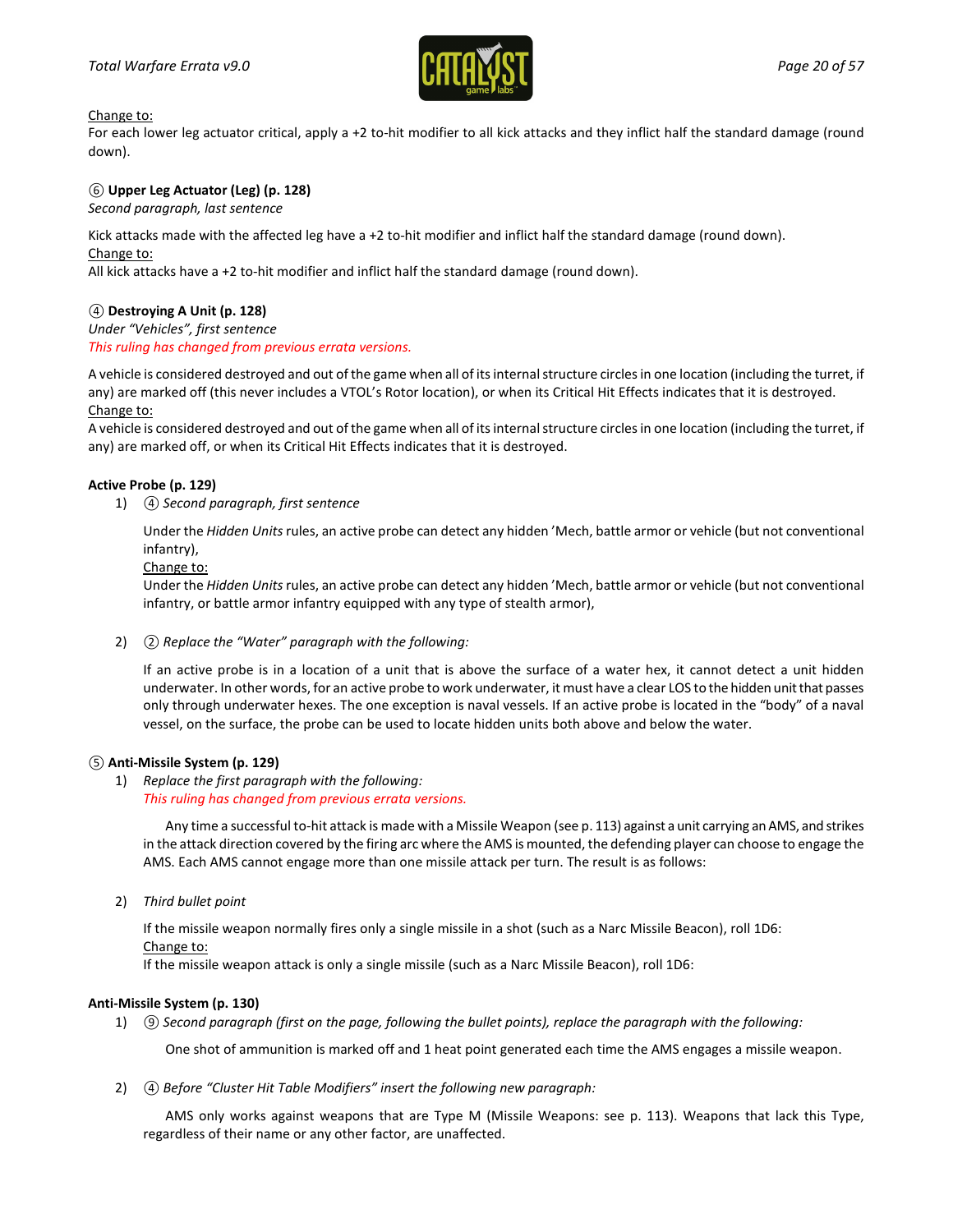Change to:
For each lower leg actuator critical, apply a +2 to-hit modifier to all kick attacks and they inflict half the standard damage (round down).

**⑥ Upper Leg Actuator (Leg) (p. 128)**
*Second paragraph, last sentence*

Kick attacks made with the affected leg have a +2 to-hit modifier and inflict half the standard damage (round down).
Change to:
All kick attacks have a +2 to-hit modifier and inflict half the standard damage (round down).

**④ Destroying A Unit (p. 128)**
*Under "Vehicles", first sentence*
*This ruling has changed from previous errata versions.*

A vehicle is considered destroyed and out of the game when all of its internal structure circles in one location (including the turret, if any) are marked off (this never includes a VTOL's Rotor location), or when its Critical Hit Effects indicates that it is destroyed.
Change to:
A vehicle is considered destroyed and out of the game when all of its internal structure circles in one location (including the turret, if any) are marked off, or when its Critical Hit Effects indicates that it is destroyed.

**Active Probe (p. 129)**

1) ④ *Second paragraph, first sentence*

   Under the *Hidden Units* rules, an active probe can detect any hidden 'Mech, battle armor or vehicle (but not conventional infantry),
   Change to:
   Under the *Hidden Units* rules, an active probe can detect any hidden 'Mech, battle armor or vehicle (but not conventional infantry, or battle armor infantry equipped with any type of stealth armor),

2) ② *Replace the "Water" paragraph with the following:*

   If an active probe is in a location of a unit that is above the surface of a water hex, it cannot detect a unit hidden underwater. In other words, for an active probe to work underwater, it must have a clear LOS to the hidden unit that passes only through underwater hexes. The one exception is naval vessels. If an active probe is located in the "body" of a naval vessel, on the surface, the probe can be used to locate hidden units both above and below the water.

**⑤ Anti-Missile System (p. 129)**

1) *Replace the first paragraph with the following:*
   *This ruling has changed from previous errata versions.*

   Any time a successful to-hit attack is made with a Missile Weapon (see p. 113) against a unit carrying an AMS, and strikes in the attack direction covered by the firing arc where the AMS is mounted, the defending player can choose to engage the AMS. Each AMS cannot engage more than one missile attack per turn. The result is as follows:

2) *Third bullet point*

   If the missile weapon normally fires only a single missile in a shot (such as a Narc Missile Beacon), roll 1D6:
   Change to:
   If the missile weapon attack is only a single missile (such as a Narc Missile Beacon), roll 1D6:

**Anti-Missile System (p. 130)**

1) ⑨ *Second paragraph (first on the page, following the bullet points), replace the paragraph with the following:*

   One shot of ammunition is marked off and 1 heat point generated each time the AMS engages a missile weapon.

2) ④ *Before "Cluster Hit Table Modifiers" insert the following new paragraph:*

   AMS only works against weapons that are Type M (Missile Weapons: see p. 113). Weapons that lack this Type, regardless of their name or any other factor, are unaffected.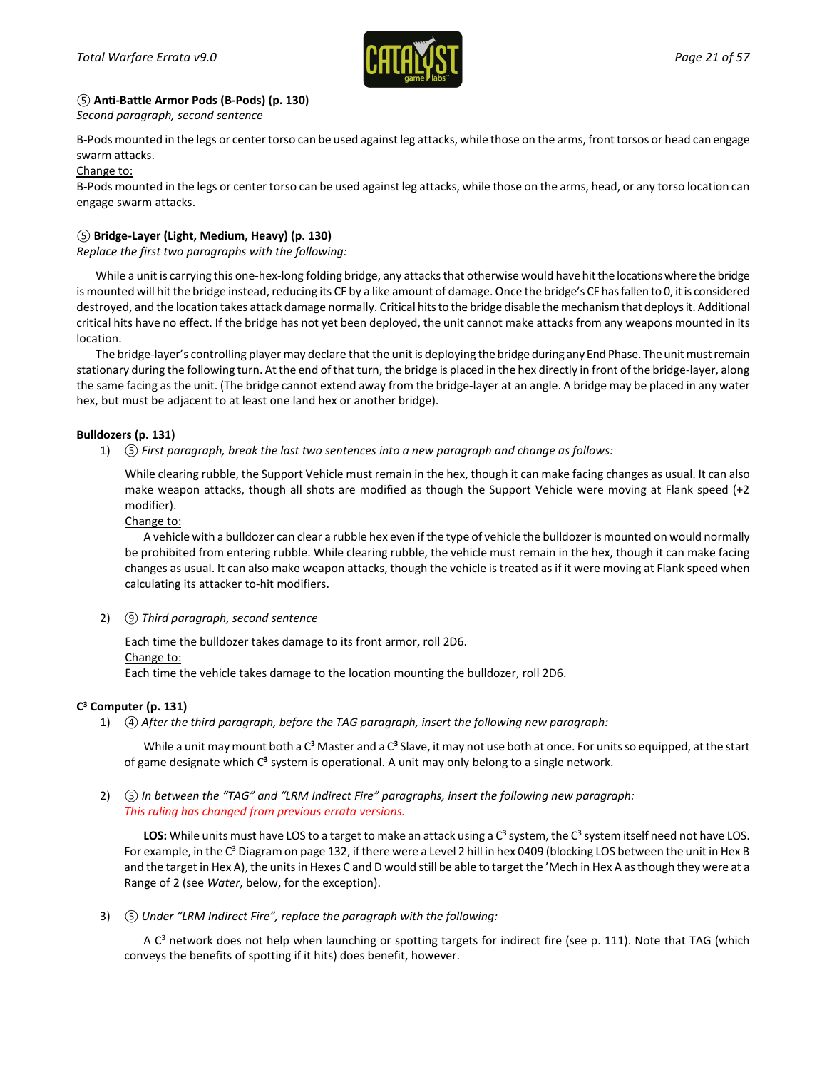**⑤ Anti-Battle Armor Pods (B-Pods) (p. 130)**

*Second paragraph, second sentence*

B-Pods mounted in the legs or center torso can be used against leg attacks, while those on the arms, front torsos or head can engage swarm attacks.

Change to:

B-Pods mounted in the legs or center torso can be used against leg attacks, while those on the arms, head, or any torso location can engage swarm attacks.

**⑤ Bridge-Layer (Light, Medium, Heavy) (p. 130)**

*Replace the first two paragraphs with the following:*

While a unit is carrying this one-hex-long folding bridge, any attacks that otherwise would have hit the locations where the bridge is mounted will hit the bridge instead, reducing its CF by a like amount of damage. Once the bridge's CF has fallen to 0, it is considered destroyed, and the location takes attack damage normally. Critical hits to the bridge disable the mechanism that deploys it. Additional critical hits have no effect. If the bridge has not yet been deployed, the unit cannot make attacks from any weapons mounted in its location.

The bridge-layer's controlling player may declare that the unit is deploying the bridge during any End Phase. The unit must remain stationary during the following turn. At the end of that turn, the bridge is placed in the hex directly in front of the bridge-layer, along the same facing as the unit. (The bridge cannot extend away from the bridge-layer at an angle. A bridge may be placed in any water hex, but must be adjacent to at least one land hex or another bridge).

**Bulldozers (p. 131)**

1) ⑤ *First paragraph, break the last two sentences into a new paragraph and change as follows:*

   While clearing rubble, the Support Vehicle must remain in the hex, though it can make facing changes as usual. It can also make weapon attacks, though all shots are modified as though the Support Vehicle were moving at Flank speed (+2 modifier).

   Change to:

   A vehicle with a bulldozer can clear a rubble hex even if the type of vehicle the bulldozer is mounted on would normally be prohibited from entering rubble. While clearing rubble, the vehicle must remain in the hex, though it can make facing changes as usual. It can also make weapon attacks, though the vehicle is treated as if it were moving at Flank speed when calculating its attacker to-hit modifiers.

2) ⑨ *Third paragraph, second sentence*

   Each time the bulldozer takes damage to its front armor, roll 2D6.

   Change to:

   Each time the vehicle takes damage to the location mounting the bulldozer, roll 2D6.

**C³ Computer (p. 131)**

1) ④ *After the third paragraph, before the TAG paragraph, insert the following new paragraph:*

   While a unit may mount both a C³ Master and a C³ Slave, it may not use both at once. For units so equipped, at the start of game designate which C³ system is operational. A unit may only belong to a single network.

2) ⑤ *In between the "TAG" and "LRM Indirect Fire" paragraphs, insert the following new paragraph:*

   *This ruling has changed from previous errata versions.*

   **LOS:** While units must have LOS to a target to make an attack using a C³ system, the C³ system itself need not have LOS. For example, in the C³ Diagram on page 132, if there were a Level 2 hill in hex 0409 (blocking LOS between the unit in Hex B and the target in Hex A), the units in Hexes C and D would still be able to target the 'Mech in Hex A as though they were at a Range of 2 (see *Water*, below, for the exception).

3) ⑤ *Under "LRM Indirect Fire", replace the paragraph with the following:*

   A C³ network does not help when launching or spotting targets for indirect fire (see p. 111). Note that TAG (which conveys the benefits of spotting if it hits) does benefit, however.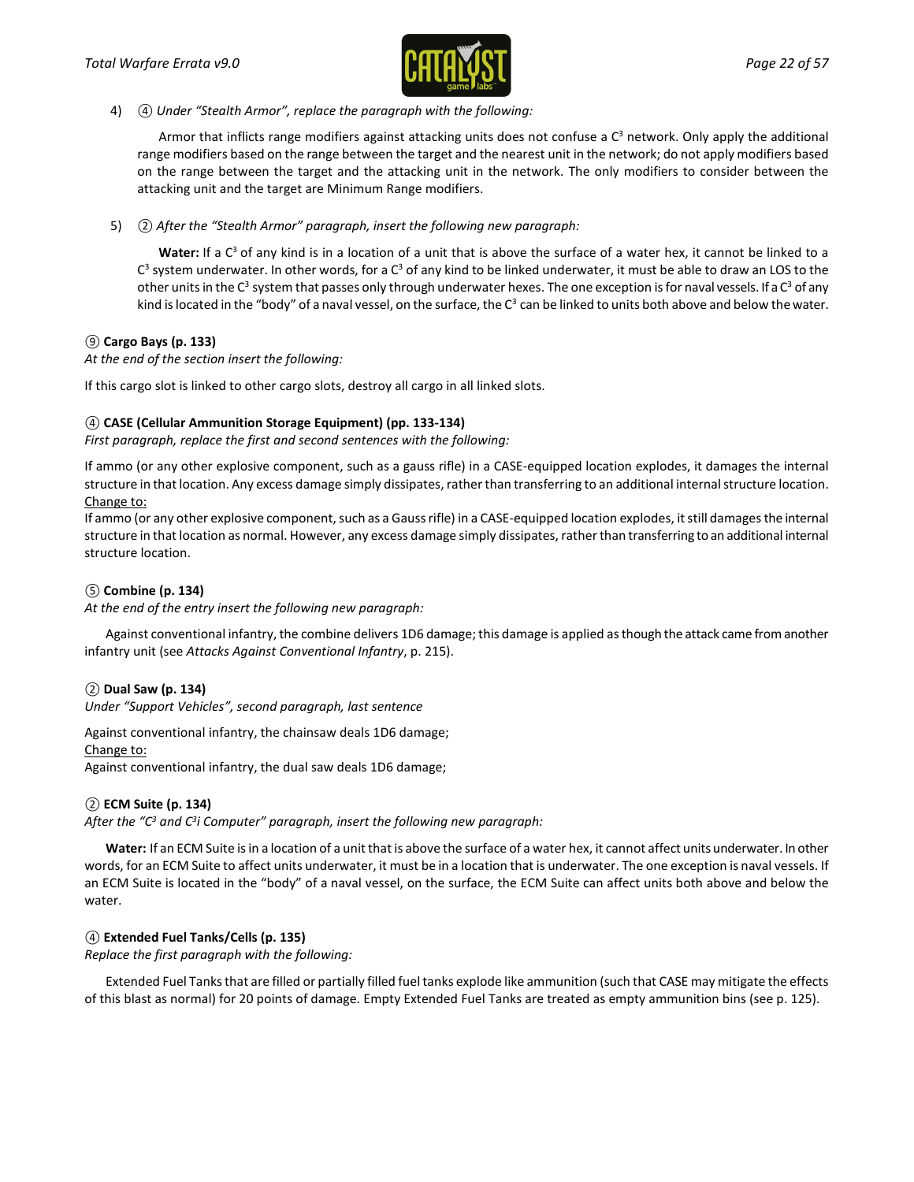4) ④ *Under "Stealth Armor", replace the paragraph with the following:*

   Armor that inflicts range modifiers against attacking units does not confuse a $C^3$ network. Only apply the additional range modifiers based on the range between the target and the nearest unit in the network; do not apply modifiers based on the range between the target and the attacking unit in the network. The only modifiers to consider between the attacking unit and the target are Minimum Range modifiers.

5) ② *After the "Stealth Armor" paragraph, insert the following new paragraph:*

   **Water:** If a $C^3$ of any kind is in a location of a unit that is above the surface of a water hex, it cannot be linked to a $C^3$ system underwater. In other words, for a $C^3$ of any kind to be linked underwater, it must be able to draw an LOS to the other units in the $C^3$ system that passes only through underwater hexes. The one exception is for naval vessels. If a $C^3$ of any kind is located in the "body" of a naval vessel, on the surface, the $C^3$ can be linked to units both above and below the water.

**⑨ Cargo Bays (p. 133)**

*At the end of the section insert the following:*

If this cargo slot is linked to other cargo slots, destroy all cargo in all linked slots.

**④ CASE (Cellular Ammunition Storage Equipment) (pp. 133-134)**

*First paragraph, replace the first and second sentences with the following:*

If ammo (or any other explosive component, such as a gauss rifle) in a CASE-equipped location explodes, it damages the internal structure in that location. Any excess damage simply dissipates, rather than transferring to an additional internal structure location.

Change to:

If ammo (or any other explosive component, such as a Gauss rifle) in a CASE-equipped location explodes, it still damages the internal structure in that location as normal. However, any excess damage simply dissipates, rather than transferring to an additional internal structure location.

**⑤ Combine (p. 134)**

*At the end of the entry insert the following new paragraph:*

Against conventional infantry, the combine delivers 1D6 damage; this damage is applied as though the attack came from another infantry unit (see *Attacks Against Conventional Infantry*, p. 215).

**② Dual Saw (p. 134)**

*Under "Support Vehicles", second paragraph, last sentence*

Against conventional infantry, the chainsaw deals 1D6 damage;

Change to:

Against conventional infantry, the dual saw deals 1D6 damage;

**② ECM Suite (p. 134)**

*After the "$C^3$ and $C^3$i Computer" paragraph, insert the following new paragraph:*

**Water:** If an ECM Suite is in a location of a unit that is above the surface of a water hex, it cannot affect units underwater. In other words, for an ECM Suite to affect units underwater, it must be in a location that is underwater. The one exception is naval vessels. If an ECM Suite is located in the "body" of a naval vessel, on the surface, the ECM Suite can affect units both above and below the water.

**④ Extended Fuel Tanks/Cells (p. 135)**

*Replace the first paragraph with the following:*

Extended Fuel Tanks that are filled or partially filled fuel tanks explode like ammunition (such that CASE may mitigate the effects of this blast as normal) for 20 points of damage. Empty Extended Fuel Tanks are treated as empty ammunition bins (see p. 125).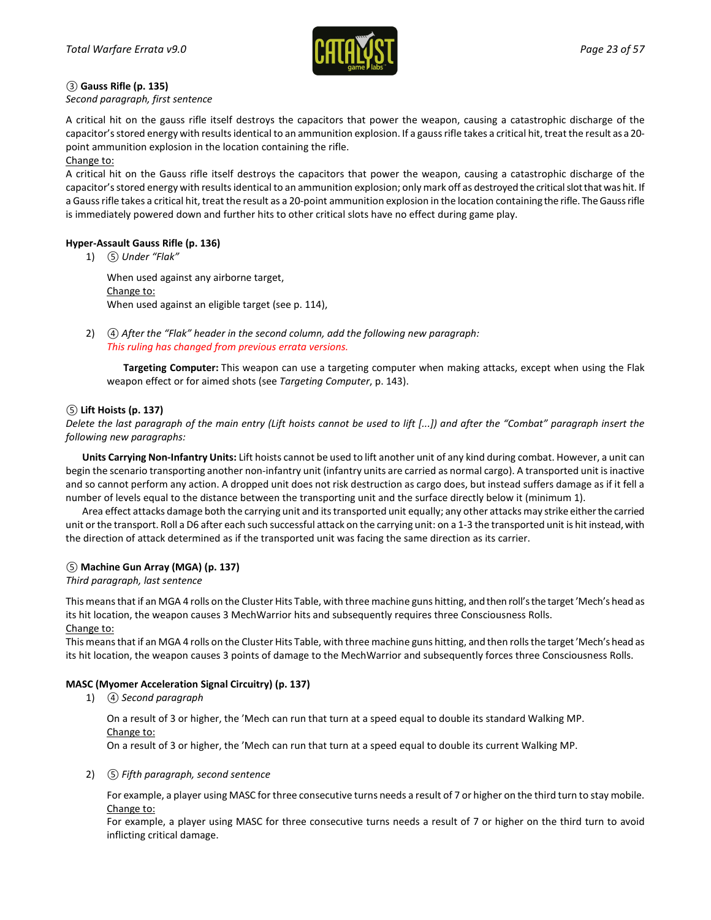③ **Gauss Rifle (p. 135)**
*Second paragraph, first sentence*

A critical hit on the gauss rifle itself destroys the capacitors that power the weapon, causing a catastrophic discharge of the capacitor's stored energy with results identical to an ammunition explosion. If a gauss rifle takes a critical hit, treat the result as a 20-point ammunition explosion in the location containing the rifle.

Change to:

A critical hit on the Gauss rifle itself destroys the capacitors that power the weapon, causing a catastrophic discharge of the capacitor's stored energy with results identical to an ammunition explosion; only mark off as destroyed the critical slot that was hit. If a Gauss rifle takes a critical hit, treat the result as a 20-point ammunition explosion in the location containing the rifle. The Gauss rifle is immediately powered down and further hits to other critical slots have no effect during game play.

**Hyper-Assault Gauss Rifle (p. 136)**

1) ⑤ *Under "Flak"*

   When used against any airborne target,

   Change to:

   When used against an eligible target (see p. 114),

2) ④ *After the "Flak" header in the second column, add the following new paragraph:*
   *This ruling has changed from previous errata versions.*

   **Targeting Computer:** This weapon can use a targeting computer when making attacks, except when using the Flak weapon effect or for aimed shots (see *Targeting Computer*, p. 143).

⑤ **Lift Hoists (p. 137)**
*Delete the last paragraph of the main entry (Lift hoists cannot be used to lift [...]) and after the "Combat" paragraph insert the following new paragraphs:*

**Units Carrying Non-Infantry Units:** Lift hoists cannot be used to lift another unit of any kind during combat. However, a unit can begin the scenario transporting another non-infantry unit (infantry units are carried as normal cargo). A transported unit is inactive and so cannot perform any action. A dropped unit does not risk destruction as cargo does, but instead suffers damage as if it fell a number of levels equal to the distance between the transporting unit and the surface directly below it (minimum 1).

Area effect attacks damage both the carrying unit and its transported unit equally; any other attacks may strike either the carried unit or the transport. Roll a D6 after each such successful attack on the carrying unit: on a 1-3 the transported unit is hit instead, with the direction of attack determined as if the transported unit was facing the same direction as its carrier.

⑤ **Machine Gun Array (MGA) (p. 137)**
*Third paragraph, last sentence*

This means that if an MGA 4 rolls on the Cluster Hits Table, with three machine guns hitting, and then roll's the target 'Mech's head as its hit location, the weapon causes 3 MechWarrior hits and subsequently requires three Consciousness Rolls.

Change to:

This means that if an MGA 4 rolls on the Cluster Hits Table, with three machine guns hitting, and then rolls the target 'Mech's head as its hit location, the weapon causes 3 points of damage to the MechWarrior and subsequently forces three Consciousness Rolls.

**MASC (Myomer Acceleration Signal Circuitry) (p. 137)**

1) ④ *Second paragraph*

   On a result of 3 or higher, the 'Mech can run that turn at a speed equal to double its standard Walking MP.

   Change to:

   On a result of 3 or higher, the 'Mech can run that turn at a speed equal to double its current Walking MP.

2) ⑤ *Fifth paragraph, second sentence*

   For example, a player using MASC for three consecutive turns needs a result of 7 or higher on the third turn to stay mobile.

   Change to:

   For example, a player using MASC for three consecutive turns needs a result of 7 or higher on the third turn to avoid inflicting critical damage.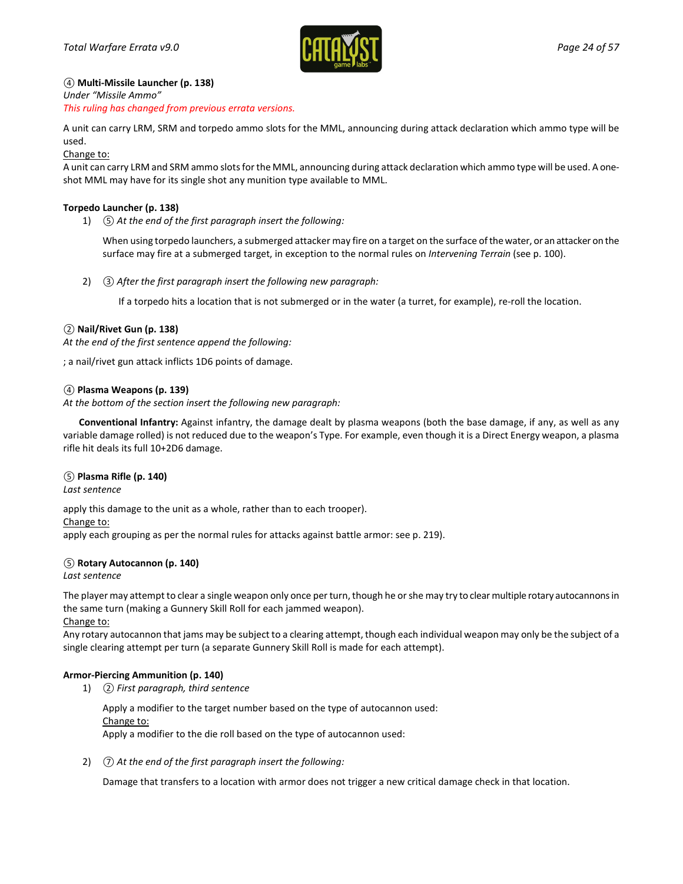④ **Multi-Missile Launcher (p. 138)**
*Under "Missile Ammo"*
*This ruling has changed from previous errata versions.*

A unit can carry LRM, SRM and torpedo ammo slots for the MML, announcing during attack declaration which ammo type will be used.
Change to:
A unit can carry LRM and SRM ammo slots for the MML, announcing during attack declaration which ammo type will be used. A one-shot MML may have for its single shot any munition type available to MML.

**Torpedo Launcher (p. 138)**

1) ⑤ *At the end of the first paragraph insert the following:*

   When using torpedo launchers, a submerged attacker may fire on a target on the surface of the water, or an attacker on the surface may fire at a submerged target, in exception to the normal rules on *Intervening Terrain* (see p. 100).

2) ③ *After the first paragraph insert the following new paragraph:*

   If a torpedo hits a location that is not submerged or in the water (a turret, for example), re-roll the location.

② **Nail/Rivet Gun (p. 138)**
*At the end of the first sentence append the following:*

; a nail/rivet gun attack inflicts 1D6 points of damage.

④ **Plasma Weapons (p. 139)**
*At the bottom of the section insert the following new paragraph:*

**Conventional Infantry:** Against infantry, the damage dealt by plasma weapons (both the base damage, if any, as well as any variable damage rolled) is not reduced due to the weapon's Type. For example, even though it is a Direct Energy weapon, a plasma rifle hit deals its full 10+2D6 damage.

⑤ **Plasma Rifle (p. 140)**
*Last sentence*

apply this damage to the unit as a whole, rather than to each trooper).
Change to:
apply each grouping as per the normal rules for attacks against battle armor: see p. 219).

⑤ **Rotary Autocannon (p. 140)**
*Last sentence*

The player may attempt to clear a single weapon only once per turn, though he or she may try to clear multiple rotary autocannons in the same turn (making a Gunnery Skill Roll for each jammed weapon).
Change to:
Any rotary autocannon that jams may be subject to a clearing attempt, though each individual weapon may only be the subject of a single clearing attempt per turn (a separate Gunnery Skill Roll is made for each attempt).

**Armor-Piercing Ammunition (p. 140)**

1) ② *First paragraph, third sentence*

   Apply a modifier to the target number based on the type of autocannon used:
   Change to:
   Apply a modifier to the die roll based on the type of autocannon used:

2) ⑦ *At the end of the first paragraph insert the following:*

   Damage that transfers to a location with armor does not trigger a new critical damage check in that location.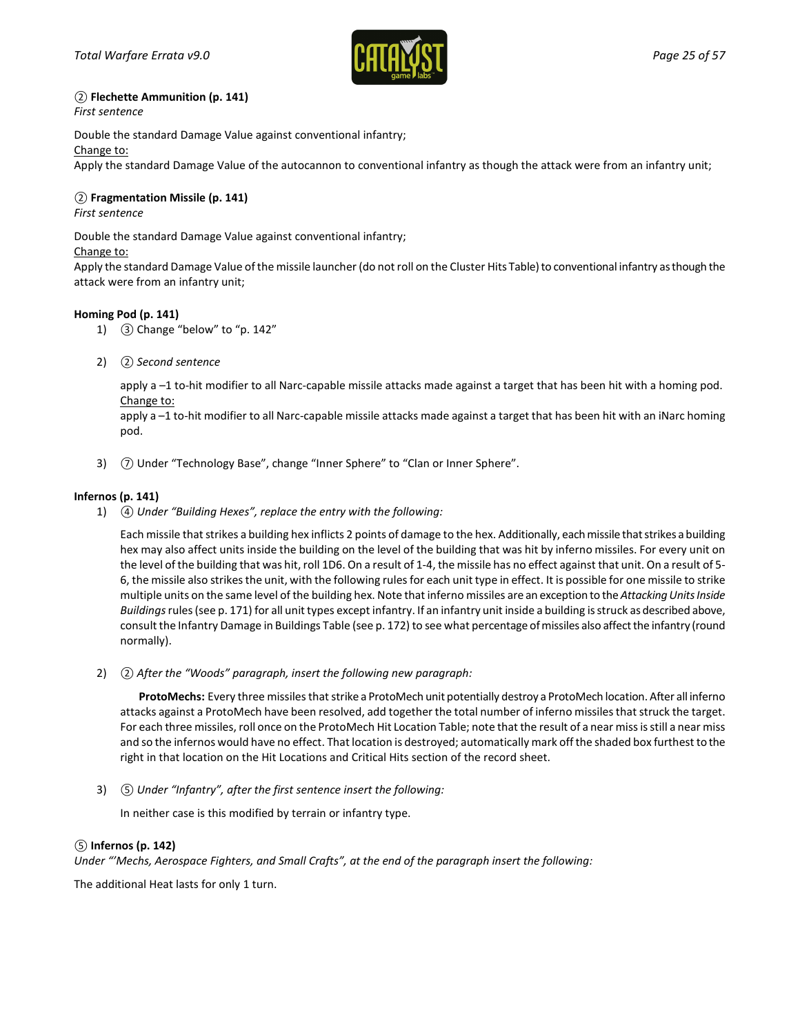② **Flechette Ammunition (p. 141)**
*First sentence*

Double the standard Damage Value against conventional infantry;
Change to:
Apply the standard Damage Value of the autocannon to conventional infantry as though the attack were from an infantry unit;

② **Fragmentation Missile (p. 141)**
*First sentence*

Double the standard Damage Value against conventional infantry;
Change to:
Apply the standard Damage Value of the missile launcher (do not roll on the Cluster Hits Table) to conventional infantry as though the attack were from an infantry unit;

**Homing Pod (p. 141)**

1) ③ Change "below" to "p. 142"

2) ② *Second sentence*

   apply a –1 to-hit modifier to all Narc-capable missile attacks made against a target that has been hit with a homing pod.
   Change to:
   apply a –1 to-hit modifier to all Narc-capable missile attacks made against a target that has been hit with an iNarc homing pod.

3) ⑦ Under "Technology Base", change "Inner Sphere" to "Clan or Inner Sphere".

**Infernos (p. 141)**

1) ④ *Under "Building Hexes", replace the entry with the following:*

   Each missile that strikes a building hex inflicts 2 points of damage to the hex. Additionally, each missile that strikes a building hex may also affect units inside the building on the level of the building that was hit by inferno missiles. For every unit on the level of the building that was hit, roll 1D6. On a result of 1-4, the missile has no effect against that unit. On a result of 5-6, the missile also strikes the unit, with the following rules for each unit type in effect. It is possible for one missile to strike multiple units on the same level of the building hex. Note that inferno missiles are an exception to the *Attacking Units Inside Buildings* rules (see p. 171) for all unit types except infantry. If an infantry unit inside a building is struck as described above, consult the Infantry Damage in Buildings Table (see p. 172) to see what percentage of missiles also affect the infantry (round normally).

2) ② *After the "Woods" paragraph, insert the following new paragraph:*

   **ProtoMechs:** Every three missiles that strike a ProtoMech unit potentially destroy a ProtoMech location. After all inferno attacks against a ProtoMech have been resolved, add together the total number of inferno missiles that struck the target. For each three missiles, roll once on the ProtoMech Hit Location Table; note that the result of a near miss is still a near miss and so the infernos would have no effect. That location is destroyed; automatically mark off the shaded box furthest to the right in that location on the Hit Locations and Critical Hits section of the record sheet.

3) ⑤ *Under "Infantry", after the first sentence insert the following:*

   In neither case is this modified by terrain or infantry type.

⑤ **Infernos (p. 142)**
*Under "'Mechs, Aerospace Fighters, and Small Crafts", at the end of the paragraph insert the following:*

The additional Heat lasts for only 1 turn.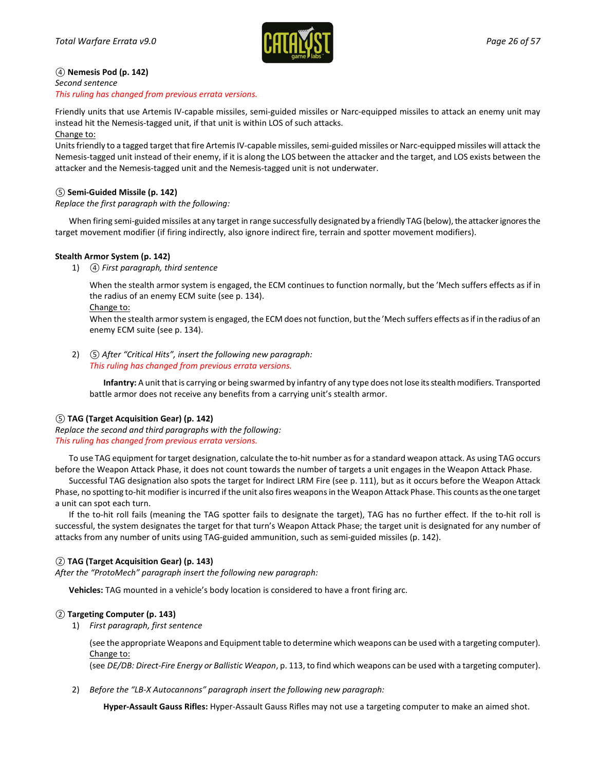④ **Nemesis Pod (p. 142)**
*Second sentence*
*This ruling has changed from previous errata versions.*

Friendly units that use Artemis IV-capable missiles, semi-guided missiles or Narc-equipped missiles to attack an enemy unit may instead hit the Nemesis-tagged unit, if that unit is within LOS of such attacks.
Change to:
Units friendly to a tagged target that fire Artemis IV-capable missiles, semi-guided missiles or Narc-equipped missiles will attack the Nemesis-tagged unit instead of their enemy, if it is along the LOS between the attacker and the target, and LOS exists between the attacker and the Nemesis-tagged unit and the Nemesis-tagged unit is not underwater.

⑤ **Semi-Guided Missile (p. 142)**
*Replace the first paragraph with the following:*

When firing semi-guided missiles at any target in range successfully designated by a friendly TAG (below), the attacker ignores the target movement modifier (if firing indirectly, also ignore indirect fire, terrain and spotter movement modifiers).

**Stealth Armor System (p. 142)**

1) ④ *First paragraph, third sentence*

   When the stealth armor system is engaged, the ECM continues to function normally, but the 'Mech suffers effects as if in the radius of an enemy ECM suite (see p. 134).
   Change to:
   When the stealth armor system is engaged, the ECM does not function, but the 'Mech suffers effects as if in the radius of an enemy ECM suite (see p. 134).

2) ⑤ *After "Critical Hits", insert the following new paragraph:*
   *This ruling has changed from previous errata versions.*

   **Infantry:** A unit that is carrying or being swarmed by infantry of any type does not lose its stealth modifiers. Transported battle armor does not receive any benefits from a carrying unit's stealth armor.

⑤ **TAG (Target Acquisition Gear) (p. 142)**
*Replace the second and third paragraphs with the following:*
*This ruling has changed from previous errata versions.*

To use TAG equipment for target designation, calculate the to-hit number as for a standard weapon attack. As using TAG occurs before the Weapon Attack Phase, it does not count towards the number of targets a unit engages in the Weapon Attack Phase.

Successful TAG designation also spots the target for Indirect LRM Fire (see p. 111), but as it occurs before the Weapon Attack Phase, no spotting to-hit modifier is incurred if the unit also fires weapons in the Weapon Attack Phase. This counts as the one target a unit can spot each turn.

If the to-hit roll fails (meaning the TAG spotter fails to designate the target), TAG has no further effect. If the to-hit roll is successful, the system designates the target for that turn's Weapon Attack Phase; the target unit is designated for any number of attacks from any number of units using TAG-guided ammunition, such as semi-guided missiles (p. 142).

② **TAG (Target Acquisition Gear) (p. 143)**
*After the "ProtoMech" paragraph insert the following new paragraph:*

**Vehicles:** TAG mounted in a vehicle's body location is considered to have a front firing arc.

② **Targeting Computer (p. 143)**

1) *First paragraph, first sentence*

   (see the appropriate Weapons and Equipment table to determine which weapons can be used with a targeting computer).
   Change to:
   (see *DE/DB: Direct-Fire Energy or Ballistic Weapon*, p. 113, to find which weapons can be used with a targeting computer).

2) *Before the "LB-X Autocannons" paragraph insert the following new paragraph:*

   **Hyper-Assault Gauss Rifles:** Hyper-Assault Gauss Rifles may not use a targeting computer to make an aimed shot.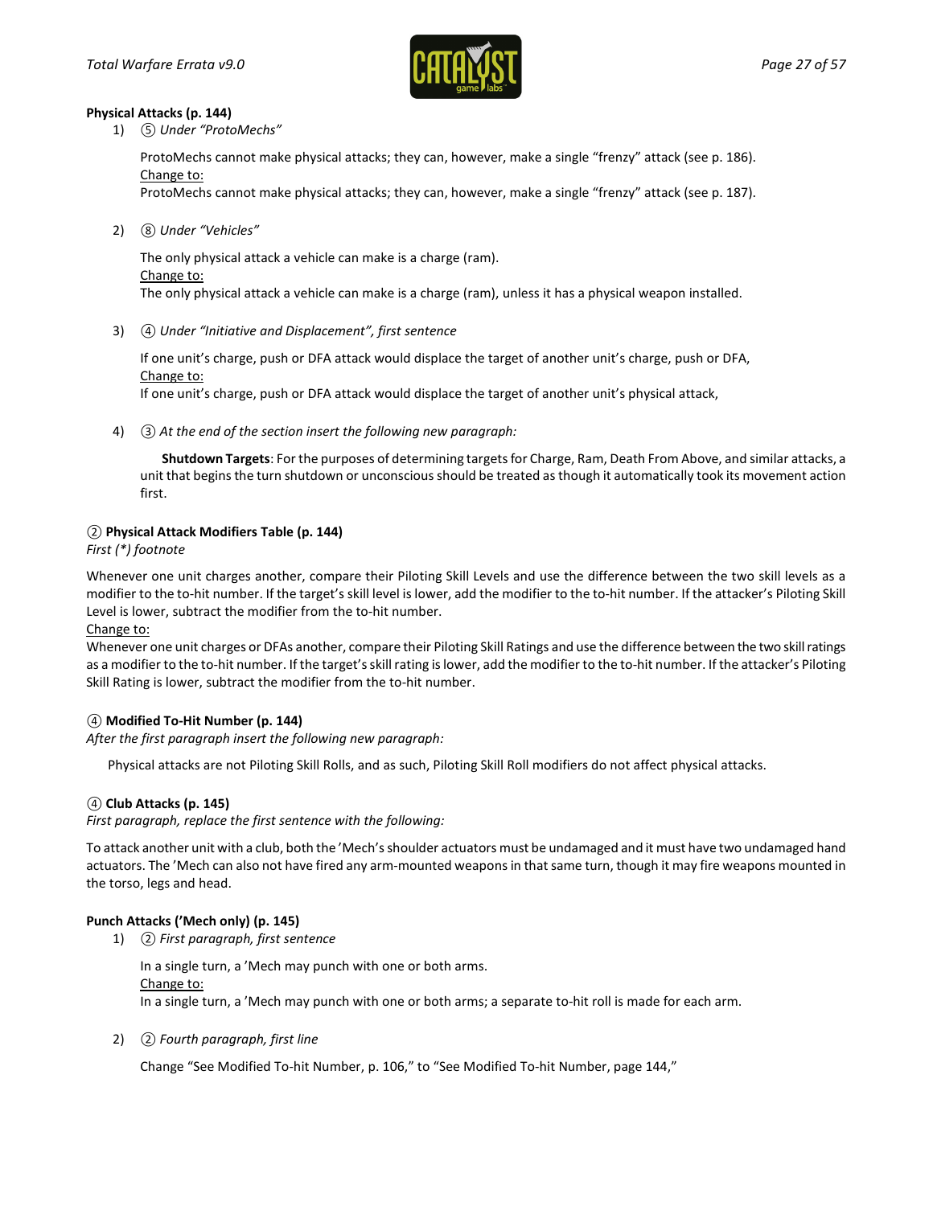**Physical Attacks (p. 144)**

1) ⑤ *Under "ProtoMechs"*

   ProtoMechs cannot make physical attacks; they can, however, make a single "frenzy" attack (see p. 186).
   Change to:
   ProtoMechs cannot make physical attacks; they can, however, make a single "frenzy" attack (see p. 187).

2) ⑧ *Under "Vehicles"*

   The only physical attack a vehicle can make is a charge (ram).
   Change to:
   The only physical attack a vehicle can make is a charge (ram), unless it has a physical weapon installed.

3) ④ *Under "Initiative and Displacement", first sentence*

   If one unit's charge, push or DFA attack would displace the target of another unit's charge, push or DFA,
   Change to:
   If one unit's charge, push or DFA attack would displace the target of another unit's physical attack,

4) ③ *At the end of the section insert the following new paragraph:*

   **Shutdown Targets**: For the purposes of determining targets for Charge, Ram, Death From Above, and similar attacks, a unit that begins the turn shutdown or unconscious should be treated as though it automatically took its movement action first.

② **Physical Attack Modifiers Table (p. 144)**
*First (*) footnote*

Whenever one unit charges another, compare their Piloting Skill Levels and use the difference between the two skill levels as a modifier to the to-hit number. If the target's skill level is lower, add the modifier to the to-hit number. If the attacker's Piloting Skill Level is lower, subtract the modifier from the to-hit number.
Change to:
Whenever one unit charges or DFAs another, compare their Piloting Skill Ratings and use the difference between the two skill ratings as a modifier to the to-hit number. If the target's skill rating is lower, add the modifier to the to-hit number. If the attacker's Piloting Skill Rating is lower, subtract the modifier from the to-hit number.

④ **Modified To-Hit Number (p. 144)**
*After the first paragraph insert the following new paragraph:*

Physical attacks are not Piloting Skill Rolls, and as such, Piloting Skill Roll modifiers do not affect physical attacks.

④ **Club Attacks (p. 145)**
*First paragraph, replace the first sentence with the following:*

To attack another unit with a club, both the 'Mech's shoulder actuators must be undamaged and it must have two undamaged hand actuators. The 'Mech can also not have fired any arm-mounted weapons in that same turn, though it may fire weapons mounted in the torso, legs and head.

**Punch Attacks ('Mech only) (p. 145)**

1) ② *First paragraph, first sentence*

   In a single turn, a 'Mech may punch with one or both arms.
   Change to:
   In a single turn, a 'Mech may punch with one or both arms; a separate to-hit roll is made for each arm.

2) ② *Fourth paragraph, first line*

   Change "See Modified To-hit Number, p. 106," to "See Modified To-hit Number, page 144,"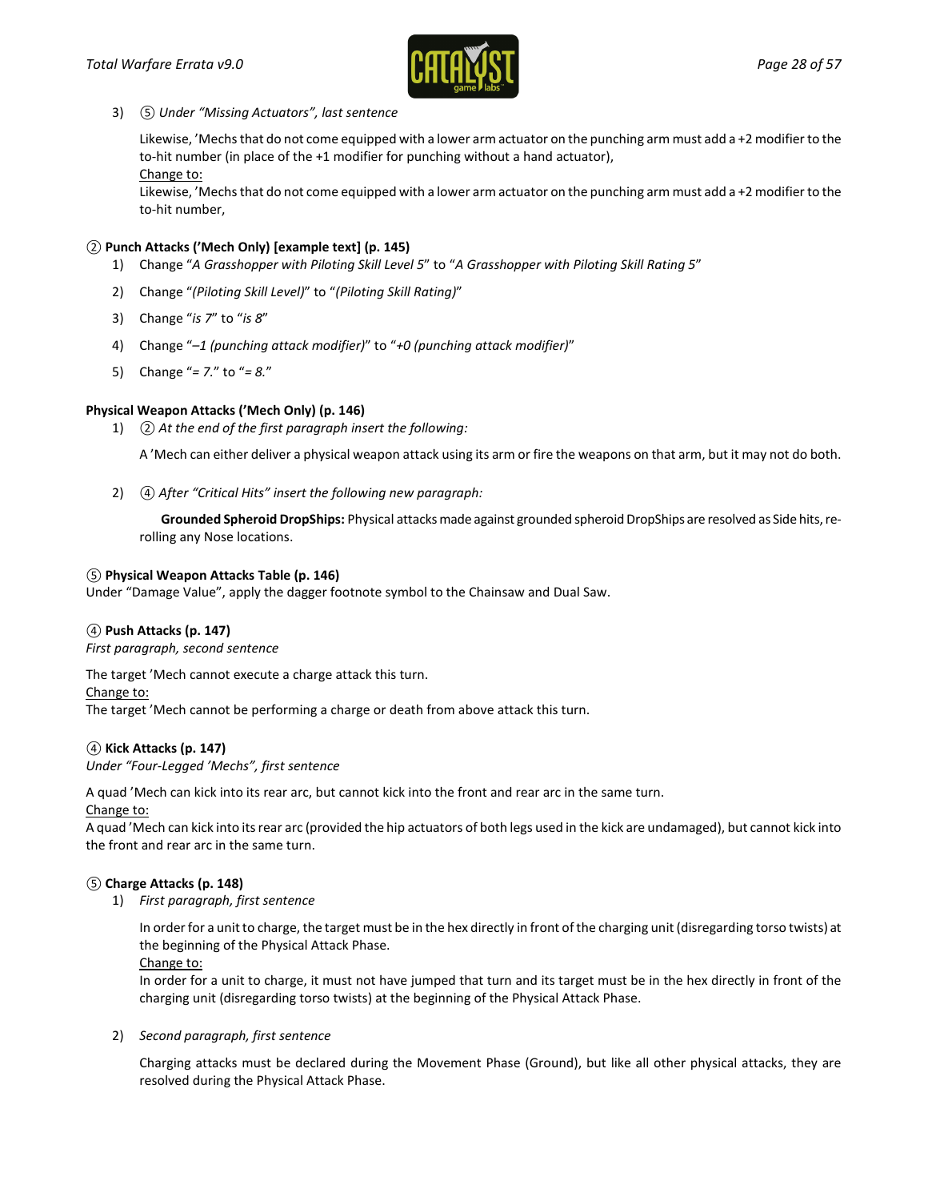3) ⑤ *Under "Missing Actuators", last sentence*

   Likewise, 'Mechs that do not come equipped with a lower arm actuator on the punching arm must add a +2 modifier to the to-hit number (in place of the +1 modifier for punching without a hand actuator),

   Change to:

   Likewise, 'Mechs that do not come equipped with a lower arm actuator on the punching arm must add a +2 modifier to the to-hit number,

**② Punch Attacks ('Mech Only) [example text] (p. 145)**

1) Change "*A Grasshopper with Piloting Skill Level 5*" to "*A Grasshopper with Piloting Skill Rating 5*"
2) Change "*(Piloting Skill Level)*" to "*(Piloting Skill Rating)*"
3) Change "*is 7*" to "*is 8*"
4) Change "*–1 (punching attack modifier)*" to "*+0 (punching attack modifier)*"
5) Change "*= 7.*" to "*= 8.*"

**Physical Weapon Attacks ('Mech Only) (p. 146)**

1) ② *At the end of the first paragraph insert the following:*

   A 'Mech can either deliver a physical weapon attack using its arm or fire the weapons on that arm, but it may not do both.

2) ④ *After "Critical Hits" insert the following new paragraph:*

   **Grounded Spheroid DropShips:** Physical attacks made against grounded spheroid DropShips are resolved as Side hits, re-rolling any Nose locations.

**⑤ Physical Weapon Attacks Table (p. 146)**

Under "Damage Value", apply the dagger footnote symbol to the Chainsaw and Dual Saw.

**④ Push Attacks (p. 147)**

*First paragraph, second sentence*

The target 'Mech cannot execute a charge attack this turn.

Change to:

The target 'Mech cannot be performing a charge or death from above attack this turn.

**④ Kick Attacks (p. 147)**

*Under "Four-Legged 'Mechs", first sentence*

A quad 'Mech can kick into its rear arc, but cannot kick into the front and rear arc in the same turn.

Change to:

A quad 'Mech can kick into its rear arc (provided the hip actuators of both legs used in the kick are undamaged), but cannot kick into the front and rear arc in the same turn.

**⑤ Charge Attacks (p. 148)**

1) *First paragraph, first sentence*

   In order for a unit to charge, the target must be in the hex directly in front of the charging unit (disregarding torso twists) at the beginning of the Physical Attack Phase.

   Change to:

   In order for a unit to charge, it must not have jumped that turn and its target must be in the hex directly in front of the charging unit (disregarding torso twists) at the beginning of the Physical Attack Phase.

2) *Second paragraph, first sentence*

   Charging attacks must be declared during the Movement Phase (Ground), but like all other physical attacks, they are resolved during the Physical Attack Phase.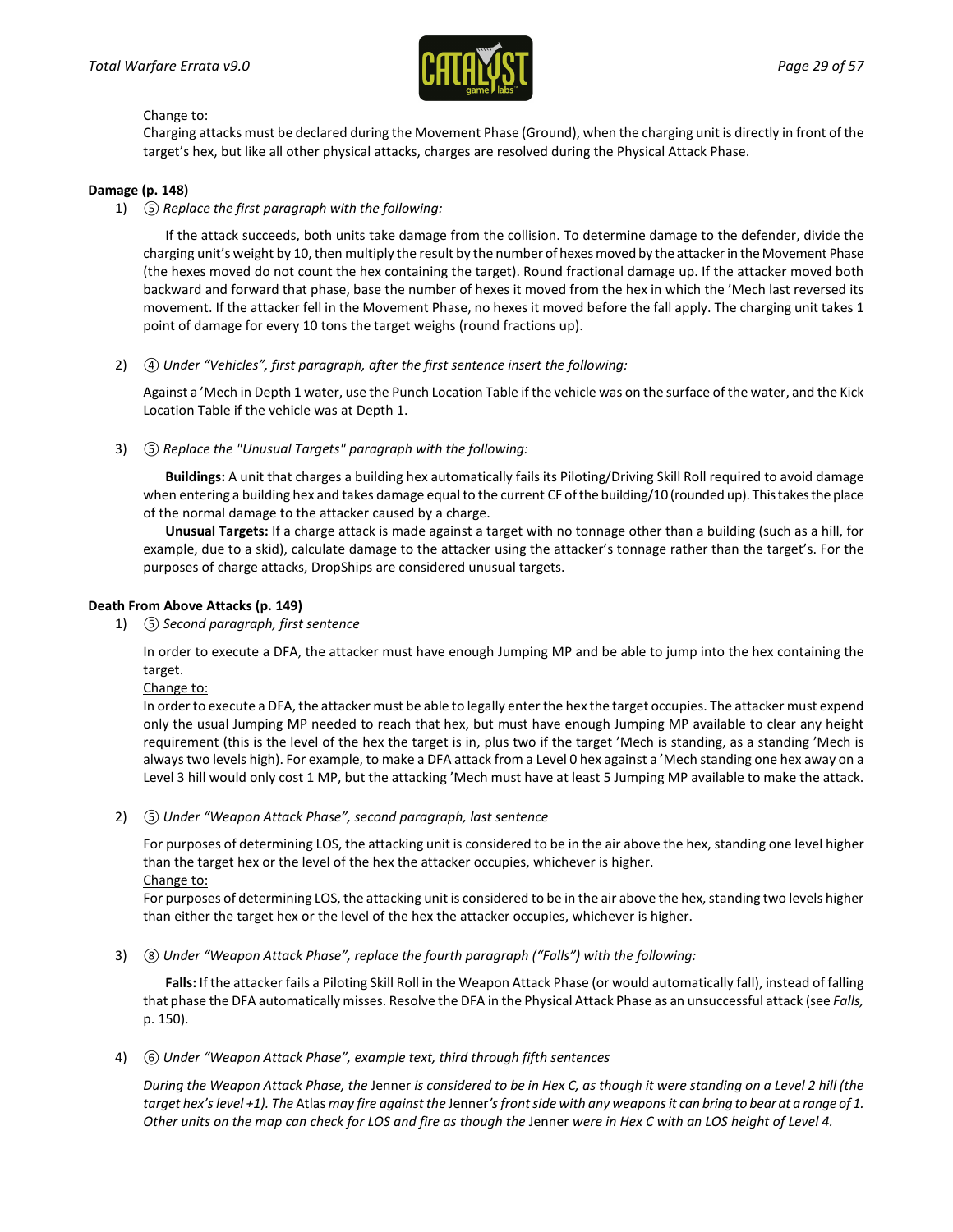Change to:

Charging attacks must be declared during the Movement Phase (Ground), when the charging unit is directly in front of the target's hex, but like all other physical attacks, charges are resolved during the Physical Attack Phase.

**Damage (p. 148)**

1) ⑤ *Replace the first paragraph with the following:*

   If the attack succeeds, both units take damage from the collision. To determine damage to the defender, divide the charging unit's weight by 10, then multiply the result by the number of hexes moved by the attacker in the Movement Phase (the hexes moved do not count the hex containing the target). Round fractional damage up. If the attacker moved both backward and forward that phase, base the number of hexes it moved from the hex in which the 'Mech last reversed its movement. If the attacker fell in the Movement Phase, no hexes it moved before the fall apply. The charging unit takes 1 point of damage for every 10 tons the target weighs (round fractions up).

2) ④ *Under "Vehicles", first paragraph, after the first sentence insert the following:*

   Against a 'Mech in Depth 1 water, use the Punch Location Table if the vehicle was on the surface of the water, and the Kick Location Table if the vehicle was at Depth 1.

3) ⑤ *Replace the "Unusual Targets" paragraph with the following:*

   **Buildings:** A unit that charges a building hex automatically fails its Piloting/Driving Skill Roll required to avoid damage when entering a building hex and takes damage equal to the current CF of the building/10 (rounded up). This takes the place of the normal damage to the attacker caused by a charge.

   **Unusual Targets:** If a charge attack is made against a target with no tonnage other than a building (such as a hill, for example, due to a skid), calculate damage to the attacker using the attacker's tonnage rather than the target's. For the purposes of charge attacks, DropShips are considered unusual targets.

**Death From Above Attacks (p. 149)**

1) ⑤ *Second paragraph, first sentence*

   In order to execute a DFA, the attacker must have enough Jumping MP and be able to jump into the hex containing the target.

   Change to:

   In order to execute a DFA, the attacker must be able to legally enter the hex the target occupies. The attacker must expend only the usual Jumping MP needed to reach that hex, but must have enough Jumping MP available to clear any height requirement (this is the level of the hex the target is in, plus two if the target 'Mech is standing, as a standing 'Mech is always two levels high). For example, to make a DFA attack from a Level 0 hex against a 'Mech standing one hex away on a Level 3 hill would only cost 1 MP, but the attacking 'Mech must have at least 5 Jumping MP available to make the attack.

2) ⑤ *Under "Weapon Attack Phase", second paragraph, last sentence*

   For purposes of determining LOS, the attacking unit is considered to be in the air above the hex, standing one level higher than the target hex or the level of the hex the attacker occupies, whichever is higher.

   Change to:

   For purposes of determining LOS, the attacking unit is considered to be in the air above the hex, standing two levels higher than either the target hex or the level of the hex the attacker occupies, whichever is higher.

3) ⑧ *Under "Weapon Attack Phase", replace the fourth paragraph ("Falls") with the following:*

   **Falls:** If the attacker fails a Piloting Skill Roll in the Weapon Attack Phase (or would automatically fall), instead of falling that phase the DFA automatically misses. Resolve the DFA in the Physical Attack Phase as an unsuccessful attack (see *Falls,* p. 150).

4) ⑥ *Under "Weapon Attack Phase", example text, third through fifth sentences*

   *During the Weapon Attack Phase, the* Jenner *is considered to be in Hex C, as though it were standing on a Level 2 hill (the target hex's level +1). The* Atlas *may fire against the* Jenner*'s front side with any weapons it can bring to bear at a range of 1. Other units on the map can check for LOS and fire as though the* Jenner *were in Hex C with an LOS height of Level 4.*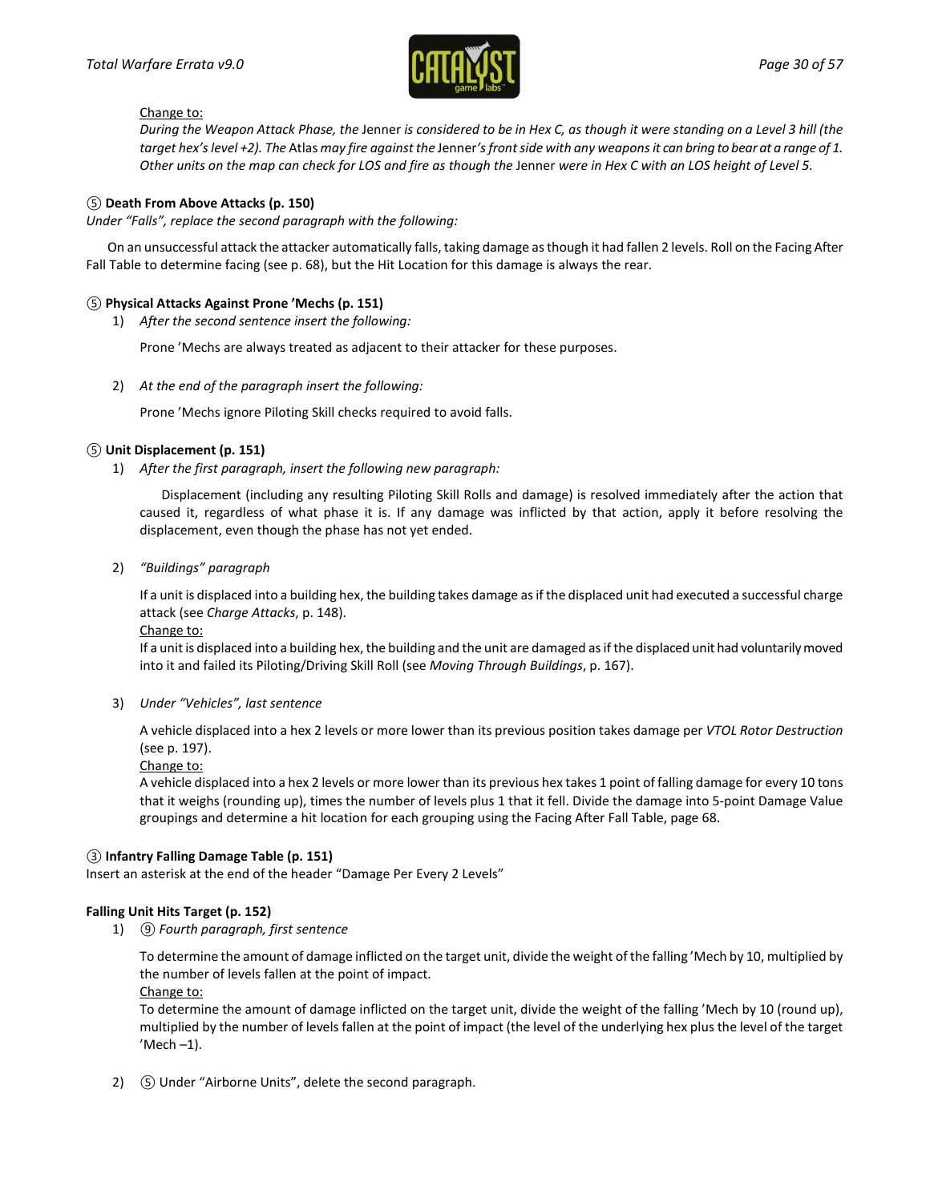Change to:

*During the Weapon Attack Phase, the* Jenner *is considered to be in Hex C, as though it were standing on a Level 3 hill (the target hex's level +2). The* Atlas *may fire against the* Jenner*'s front side with any weapons it can bring to bear at a range of 1. Other units on the map can check for LOS and fire as though the* Jenner *were in Hex C with an LOS height of Level 5.*

### ⑤ Death From Above Attacks (p. 150)

*Under "Falls", replace the second paragraph with the following:*

On an unsuccessful attack the attacker automatically falls, taking damage as though it had fallen 2 levels. Roll on the Facing After Fall Table to determine facing (see p. 68), but the Hit Location for this damage is always the rear.

### ⑤ Physical Attacks Against Prone 'Mechs (p. 151)

1) *After the second sentence insert the following:*

   Prone 'Mechs are always treated as adjacent to their attacker for these purposes.

2) *At the end of the paragraph insert the following:*

   Prone 'Mechs ignore Piloting Skill checks required to avoid falls.

### ⑤ Unit Displacement (p. 151)

1) *After the first paragraph, insert the following new paragraph:*

   Displacement (including any resulting Piloting Skill Rolls and damage) is resolved immediately after the action that caused it, regardless of what phase it is. If any damage was inflicted by that action, apply it before resolving the displacement, even though the phase has not yet ended.

2) *"Buildings" paragraph*

   If a unit is displaced into a building hex, the building takes damage as if the displaced unit had executed a successful charge attack (see *Charge Attacks*, p. 148).

   Change to:

   If a unit is displaced into a building hex, the building and the unit are damaged as if the displaced unit had voluntarily moved into it and failed its Piloting/Driving Skill Roll (see *Moving Through Buildings*, p. 167).

3) *Under "Vehicles", last sentence*

   A vehicle displaced into a hex 2 levels or more lower than its previous position takes damage per *VTOL Rotor Destruction* (see p. 197).

   Change to:

   A vehicle displaced into a hex 2 levels or more lower than its previous hex takes 1 point of falling damage for every 10 tons that it weighs (rounding up), times the number of levels plus 1 that it fell. Divide the damage into 5-point Damage Value groupings and determine a hit location for each grouping using the Facing After Fall Table, page 68.

### ③ Infantry Falling Damage Table (p. 151)

Insert an asterisk at the end of the header "Damage Per Every 2 Levels"

### Falling Unit Hits Target (p. 152)

1) ⑨ *Fourth paragraph, first sentence*

   To determine the amount of damage inflicted on the target unit, divide the weight of the falling 'Mech by 10, multiplied by the number of levels fallen at the point of impact.

   Change to:

   To determine the amount of damage inflicted on the target unit, divide the weight of the falling 'Mech by 10 (round up), multiplied by the number of levels fallen at the point of impact (the level of the underlying hex plus the level of the target 'Mech –1).

2) ⑤ Under "Airborne Units", delete the second paragraph.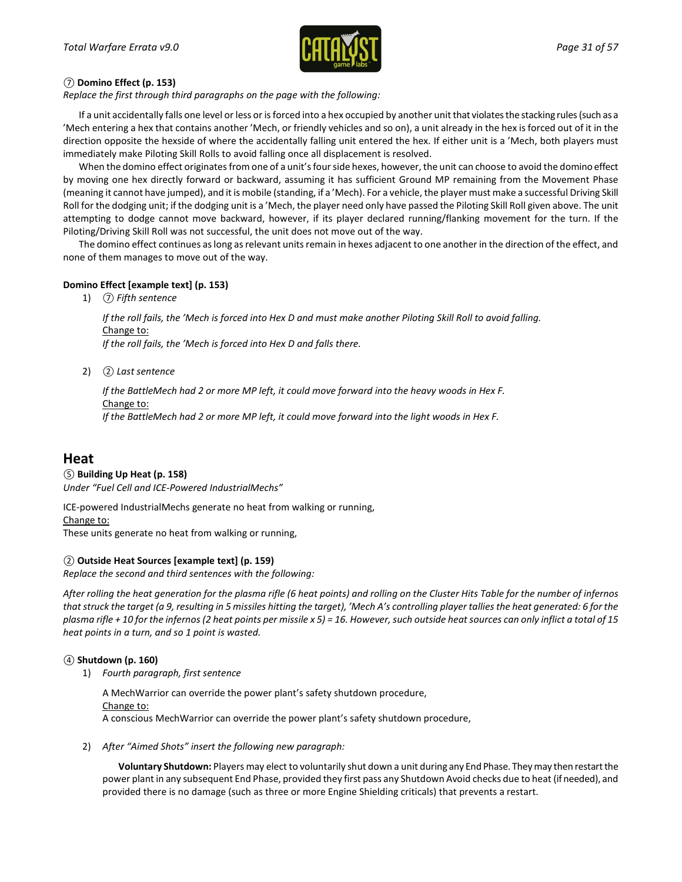⑦ **Domino Effect (p. 153)**
*Replace the first through third paragraphs on the page with the following:*

If a unit accidentally falls one level or less or is forced into a hex occupied by another unit that violates the stacking rules (such as a 'Mech entering a hex that contains another 'Mech, or friendly vehicles and so on), a unit already in the hex is forced out of it in the direction opposite the hexside of where the accidentally falling unit entered the hex. If either unit is a 'Mech, both players must immediately make Piloting Skill Rolls to avoid falling once all displacement is resolved.

When the domino effect originates from one of a unit's four side hexes, however, the unit can choose to avoid the domino effect by moving one hex directly forward or backward, assuming it has sufficient Ground MP remaining from the Movement Phase (meaning it cannot have jumped), and it is mobile (standing, if a 'Mech). For a vehicle, the player must make a successful Driving Skill Roll for the dodging unit; if the dodging unit is a 'Mech, the player need only have passed the Piloting Skill Roll given above. The unit attempting to dodge cannot move backward, however, if its player declared running/flanking movement for the turn. If the Piloting/Driving Skill Roll was not successful, the unit does not move out of the way.

The domino effect continues as long as relevant units remain in hexes adjacent to one another in the direction of the effect, and none of them manages to move out of the way.

**Domino Effect [example text] (p. 153)**

1) ⑦ *Fifth sentence*

   *If the roll fails, the 'Mech is forced into Hex D and must make another Piloting Skill Roll to avoid falling.*
   Change to:
   *If the roll fails, the 'Mech is forced into Hex D and falls there.*

2) ② *Last sentence*

   *If the BattleMech had 2 or more MP left, it could move forward into the heavy woods in Hex F.*
   Change to:
   *If the BattleMech had 2 or more MP left, it could move forward into the light woods in Hex F.*

# Heat

⑤ **Building Up Heat (p. 158)**
*Under "Fuel Cell and ICE-Powered IndustrialMechs"*

ICE-powered IndustrialMechs generate no heat from walking or running,
Change to:
These units generate no heat from walking or running,

② **Outside Heat Sources [example text] (p. 159)**
*Replace the second and third sentences with the following:*

*After rolling the heat generation for the plasma rifle (6 heat points) and rolling on the Cluster Hits Table for the number of infernos that struck the target (a 9, resulting in 5 missiles hitting the target), 'Mech A's controlling player tallies the heat generated: 6 for the plasma rifle + 10 for the infernos (2 heat points per missile x 5) = 16. However, such outside heat sources can only inflict a total of 15 heat points in a turn, and so 1 point is wasted.*

④ **Shutdown (p. 160)**

1) *Fourth paragraph, first sentence*

   A MechWarrior can override the power plant's safety shutdown procedure,
   Change to:
   A conscious MechWarrior can override the power plant's safety shutdown procedure,

2) *After "Aimed Shots" insert the following new paragraph:*

   **Voluntary Shutdown:** Players may elect to voluntarily shut down a unit during any End Phase. They may then restart the power plant in any subsequent End Phase, provided they first pass any Shutdown Avoid checks due to heat (if needed), and provided there is no damage (such as three or more Engine Shielding criticals) that prevents a restart.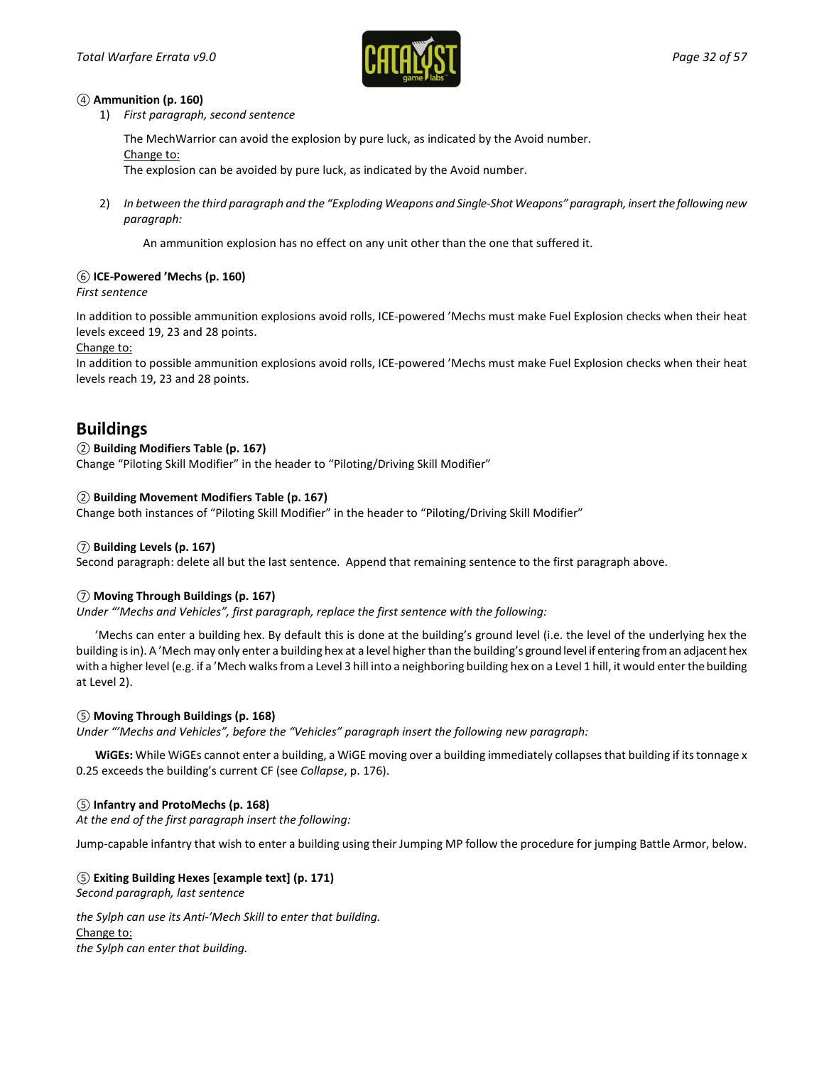④ **Ammunition (p. 160)**

1) *First paragraph, second sentence*

   The MechWarrior can avoid the explosion by pure luck, as indicated by the Avoid number.
   Change to:
   The explosion can be avoided by pure luck, as indicated by the Avoid number.

2) *In between the third paragraph and the "Exploding Weapons and Single-Shot Weapons" paragraph, insert the following new paragraph:*

   An ammunition explosion has no effect on any unit other than the one that suffered it.

⑥ **ICE-Powered 'Mechs (p. 160)**

*First sentence*

In addition to possible ammunition explosions avoid rolls, ICE-powered 'Mechs must make Fuel Explosion checks when their heat levels exceed 19, 23 and 28 points.

Change to:

In addition to possible ammunition explosions avoid rolls, ICE-powered 'Mechs must make Fuel Explosion checks when their heat levels reach 19, 23 and 28 points.

## Buildings

② **Building Modifiers Table (p. 167)**

Change "Piloting Skill Modifier" in the header to "Piloting/Driving Skill Modifier"

② **Building Movement Modifiers Table (p. 167)**

Change both instances of "Piloting Skill Modifier" in the header to "Piloting/Driving Skill Modifier"

⑦ **Building Levels (p. 167)**

Second paragraph: delete all but the last sentence. Append that remaining sentence to the first paragraph above.

⑦ **Moving Through Buildings (p. 167)**

*Under "'Mechs and Vehicles", first paragraph, replace the first sentence with the following:*

'Mechs can enter a building hex. By default this is done at the building's ground level (i.e. the level of the underlying hex the building is in). A 'Mech may only enter a building hex at a level higher than the building's ground level if entering from an adjacent hex with a higher level (e.g. if a 'Mech walks from a Level 3 hill into a neighboring building hex on a Level 1 hill, it would enter the building at Level 2).

⑤ **Moving Through Buildings (p. 168)**

*Under "'Mechs and Vehicles", before the "Vehicles" paragraph insert the following new paragraph:*

**WiGEs:** While WiGEs cannot enter a building, a WiGE moving over a building immediately collapses that building if its tonnage x 0.25 exceeds the building's current CF (see *Collapse*, p. 176).

⑤ **Infantry and ProtoMechs (p. 168)**

*At the end of the first paragraph insert the following:*

Jump-capable infantry that wish to enter a building using their Jumping MP follow the procedure for jumping Battle Armor, below.

⑤ **Exiting Building Hexes [example text] (p. 171)**

*Second paragraph, last sentence*

*the Sylph can use its Anti-'Mech Skill to enter that building.*

Change to:

*the Sylph can enter that building.*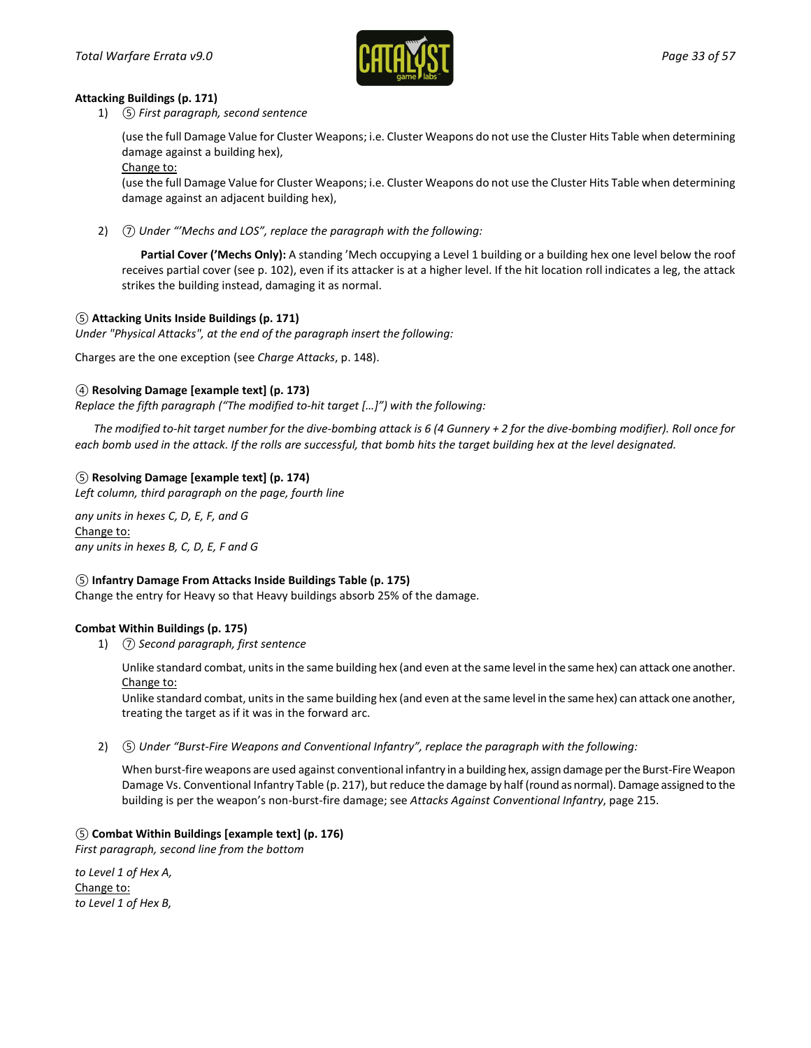**Attacking Buildings (p. 171)**

1) ⑤ *First paragraph, second sentence*

   (use the full Damage Value for Cluster Weapons; i.e. Cluster Weapons do not use the Cluster Hits Table when determining damage against a building hex),

   Change to:

   (use the full Damage Value for Cluster Weapons; i.e. Cluster Weapons do not use the Cluster Hits Table when determining damage against an adjacent building hex),

2) ⑦ *Under "'Mechs and LOS", replace the paragraph with the following:*

   **Partial Cover ('Mechs Only):** A standing 'Mech occupying a Level 1 building or a building hex one level below the roof receives partial cover (see p. 102), even if its attacker is at a higher level. If the hit location roll indicates a leg, the attack strikes the building instead, damaging it as normal.

**⑤ Attacking Units Inside Buildings (p. 171)**

*Under "Physical Attacks", at the end of the paragraph insert the following:*

Charges are the one exception (see *Charge Attacks*, p. 148).

**④ Resolving Damage [example text] (p. 173)**

*Replace the fifth paragraph ("The modified to-hit target […]") with the following:*

*The modified to-hit target number for the dive-bombing attack is 6 (4 Gunnery + 2 for the dive-bombing modifier). Roll once for each bomb used in the attack. If the rolls are successful, that bomb hits the target building hex at the level designated.*

**⑤ Resolving Damage [example text] (p. 174)**

*Left column, third paragraph on the page, fourth line*

*any units in hexes C, D, E, F, and G*

Change to:

*any units in hexes B, C, D, E, F and G*

**⑤ Infantry Damage From Attacks Inside Buildings Table (p. 175)**

Change the entry for Heavy so that Heavy buildings absorb 25% of the damage.

**Combat Within Buildings (p. 175)**

1) ⑦ *Second paragraph, first sentence*

   Unlike standard combat, units in the same building hex (and even at the same level in the same hex) can attack one another.

   Change to:

   Unlike standard combat, units in the same building hex (and even at the same level in the same hex) can attack one another, treating the target as if it was in the forward arc.

2) ⑤ *Under "Burst-Fire Weapons and Conventional Infantry", replace the paragraph with the following:*

   When burst-fire weapons are used against conventional infantry in a building hex, assign damage per the Burst-Fire Weapon Damage Vs. Conventional Infantry Table (p. 217), but reduce the damage by half (round as normal). Damage assigned to the building is per the weapon's non-burst-fire damage; see *Attacks Against Conventional Infantry*, page 215.

**⑤ Combat Within Buildings [example text] (p. 176)**

*First paragraph, second line from the bottom*

*to Level 1 of Hex A,*

Change to:

*to Level 1 of Hex B,*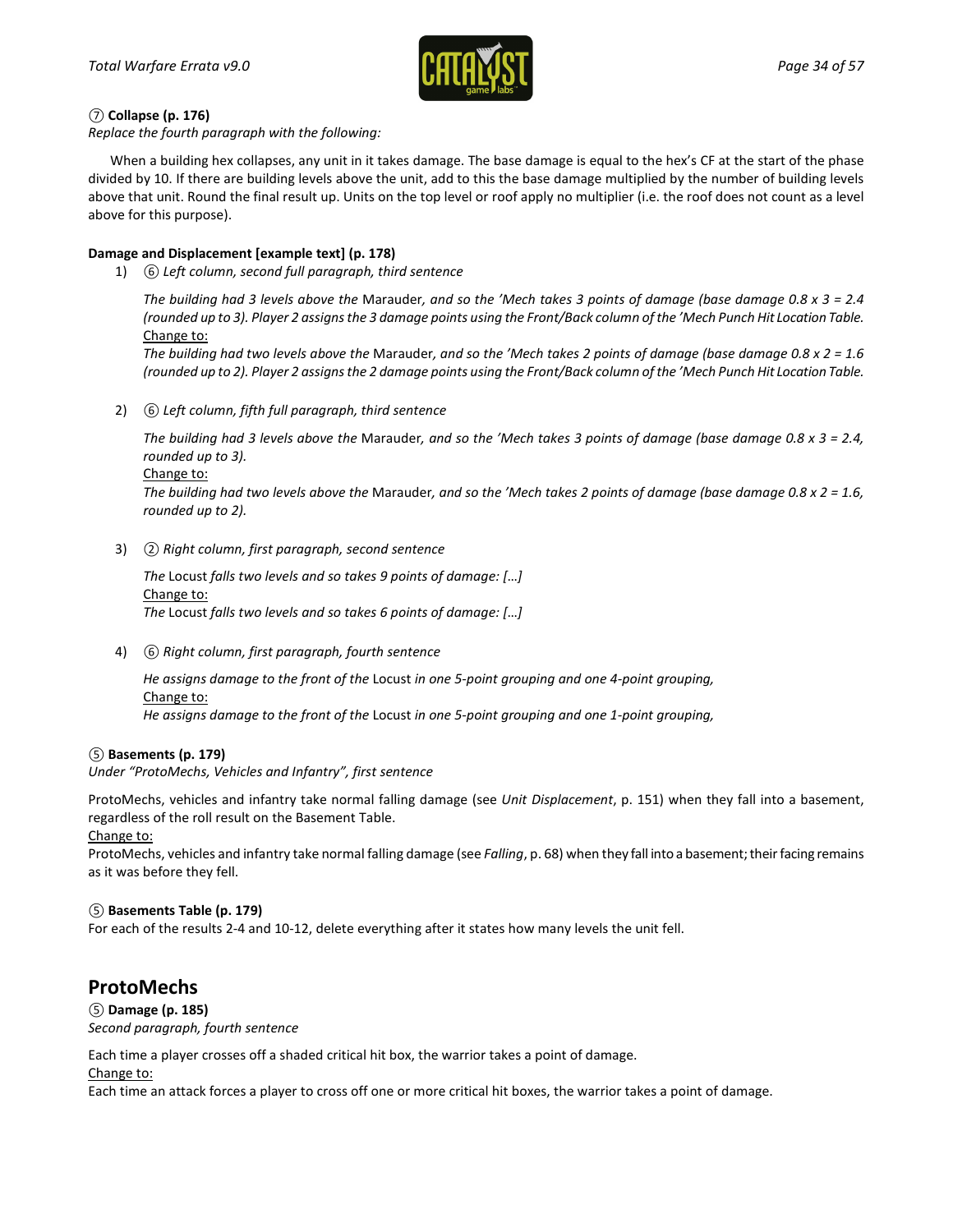⑦ **Collapse (p. 176)**
*Replace the fourth paragraph with the following:*

When a building hex collapses, any unit in it takes damage. The base damage is equal to the hex's CF at the start of the phase divided by 10. If there are building levels above the unit, add to this the base damage multiplied by the number of building levels above that unit. Round the final result up. Units on the top level or roof apply no multiplier (i.e. the roof does not count as a level above for this purpose).

**Damage and Displacement [example text] (p. 178)**

1) ⑥ *Left column, second full paragraph, third sentence*

   *The building had 3 levels above the* Marauder*, and so the 'Mech takes 3 points of damage (base damage 0.8 x 3 = 2.4 (rounded up to 3). Player 2 assigns the 3 damage points using the Front/Back column of the 'Mech Punch Hit Location Table.*
   Change to:
   *The building had two levels above the* Marauder*, and so the 'Mech takes 2 points of damage (base damage 0.8 x 2 = 1.6 (rounded up to 2). Player 2 assigns the 2 damage points using the Front/Back column of the 'Mech Punch Hit Location Table.*

2) ⑥ *Left column, fifth full paragraph, third sentence*

   *The building had 3 levels above the* Marauder*, and so the 'Mech takes 3 points of damage (base damage 0.8 x 3 = 2.4, rounded up to 3).*
   Change to:
   *The building had two levels above the* Marauder*, and so the 'Mech takes 2 points of damage (base damage 0.8 x 2 = 1.6, rounded up to 2).*

3) ② *Right column, first paragraph, second sentence*

   *The* Locust *falls two levels and so takes 9 points of damage: […]*
   Change to:
   *The* Locust *falls two levels and so takes 6 points of damage: […]*

4) ⑥ *Right column, first paragraph, fourth sentence*

   *He assigns damage to the front of the* Locust *in one 5-point grouping and one 4-point grouping,*
   Change to:
   *He assigns damage to the front of the* Locust *in one 5-point grouping and one 1-point grouping,*

⑤ **Basements (p. 179)**
*Under "ProtoMechs, Vehicles and Infantry", first sentence*

ProtoMechs, vehicles and infantry take normal falling damage (see *Unit Displacement*, p. 151) when they fall into a basement, regardless of the roll result on the Basement Table.
Change to:
ProtoMechs, vehicles and infantry take normal falling damage (see *Falling*, p. 68) when they fall into a basement; their facing remains as it was before they fell.

⑤ **Basements Table (p. 179)**
For each of the results 2-4 and 10-12, delete everything after it states how many levels the unit fell.

## ProtoMechs

⑤ **Damage (p. 185)**
*Second paragraph, fourth sentence*

Each time a player crosses off a shaded critical hit box, the warrior takes a point of damage.
Change to:
Each time an attack forces a player to cross off one or more critical hit boxes, the warrior takes a point of damage.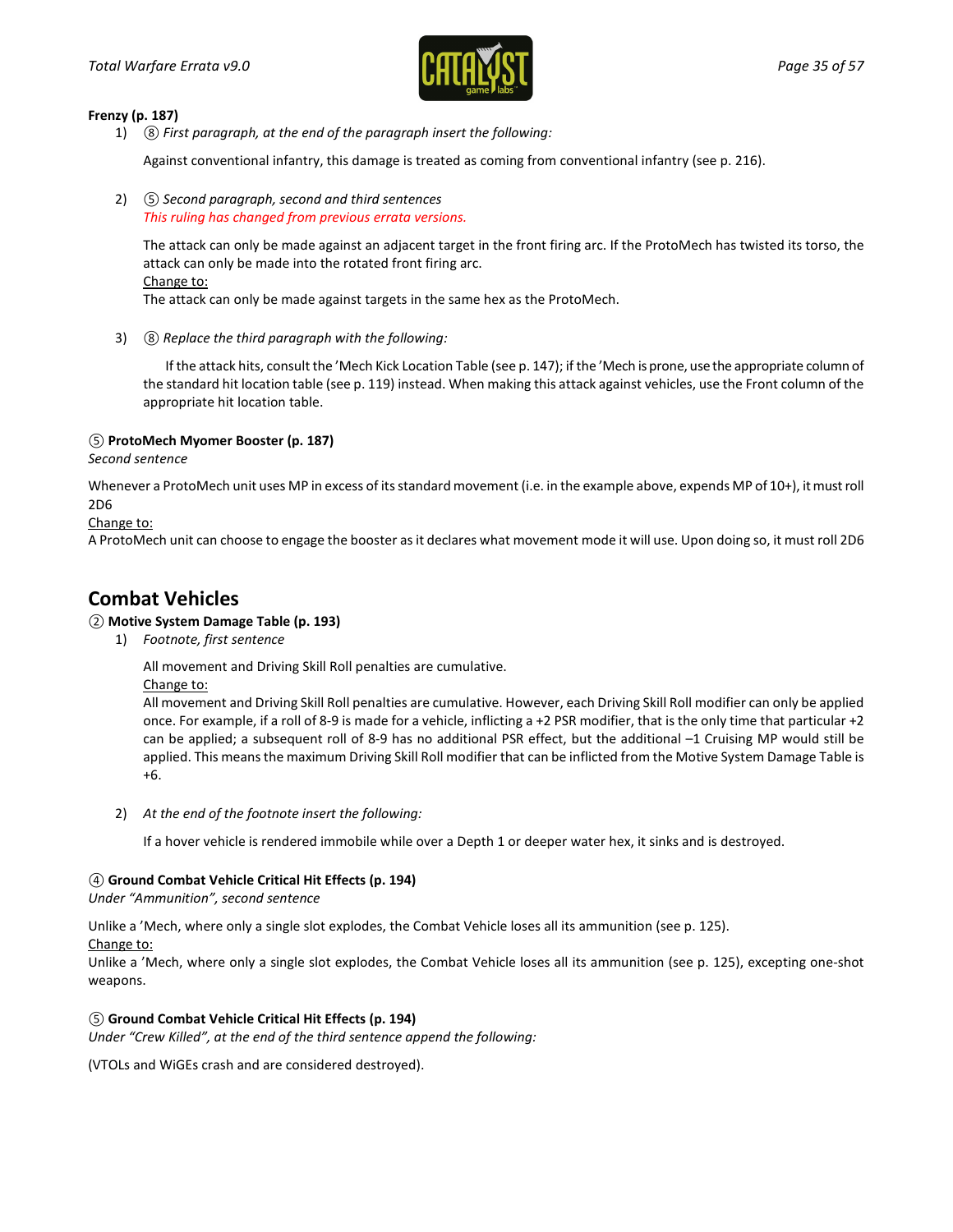**Frenzy (p. 187)**

1) ⑧ *First paragraph, at the end of the paragraph insert the following:*

   Against conventional infantry, this damage is treated as coming from conventional infantry (see p. 216).

2) ⑤ *Second paragraph, second and third sentences*
   *This ruling has changed from previous errata versions.*

   The attack can only be made against an adjacent target in the front firing arc. If the ProtoMech has twisted its torso, the attack can only be made into the rotated front firing arc.
   Change to:
   The attack can only be made against targets in the same hex as the ProtoMech.

3) ⑧ *Replace the third paragraph with the following:*

   If the attack hits, consult the 'Mech Kick Location Table (see p. 147); if the 'Mech is prone, use the appropriate column of the standard hit location table (see p. 119) instead. When making this attack against vehicles, use the Front column of the appropriate hit location table.

**⑤ ProtoMech Myomer Booster (p. 187)**

*Second sentence*

Whenever a ProtoMech unit uses MP in excess of its standard movement (i.e. in the example above, expends MP of 10+), it must roll 2D6
Change to:
A ProtoMech unit can choose to engage the booster as it declares what movement mode it will use. Upon doing so, it must roll 2D6

## Combat Vehicles

**② Motive System Damage Table (p. 193)**

1) *Footnote, first sentence*

   All movement and Driving Skill Roll penalties are cumulative.
   Change to:
   All movement and Driving Skill Roll penalties are cumulative. However, each Driving Skill Roll modifier can only be applied once. For example, if a roll of 8-9 is made for a vehicle, inflicting a +2 PSR modifier, that is the only time that particular +2 can be applied; a subsequent roll of 8-9 has no additional PSR effect, but the additional –1 Cruising MP would still be applied. This means the maximum Driving Skill Roll modifier that can be inflicted from the Motive System Damage Table is +6.

2) *At the end of the footnote insert the following:*

   If a hover vehicle is rendered immobile while over a Depth 1 or deeper water hex, it sinks and is destroyed.

**④ Ground Combat Vehicle Critical Hit Effects (p. 194)**

*Under "Ammunition", second sentence*

Unlike a 'Mech, where only a single slot explodes, the Combat Vehicle loses all its ammunition (see p. 125).
Change to:
Unlike a 'Mech, where only a single slot explodes, the Combat Vehicle loses all its ammunition (see p. 125), excepting one-shot weapons.

**⑤ Ground Combat Vehicle Critical Hit Effects (p. 194)**

*Under "Crew Killed", at the end of the third sentence append the following:*

(VTOLs and WiGEs crash and are considered destroyed).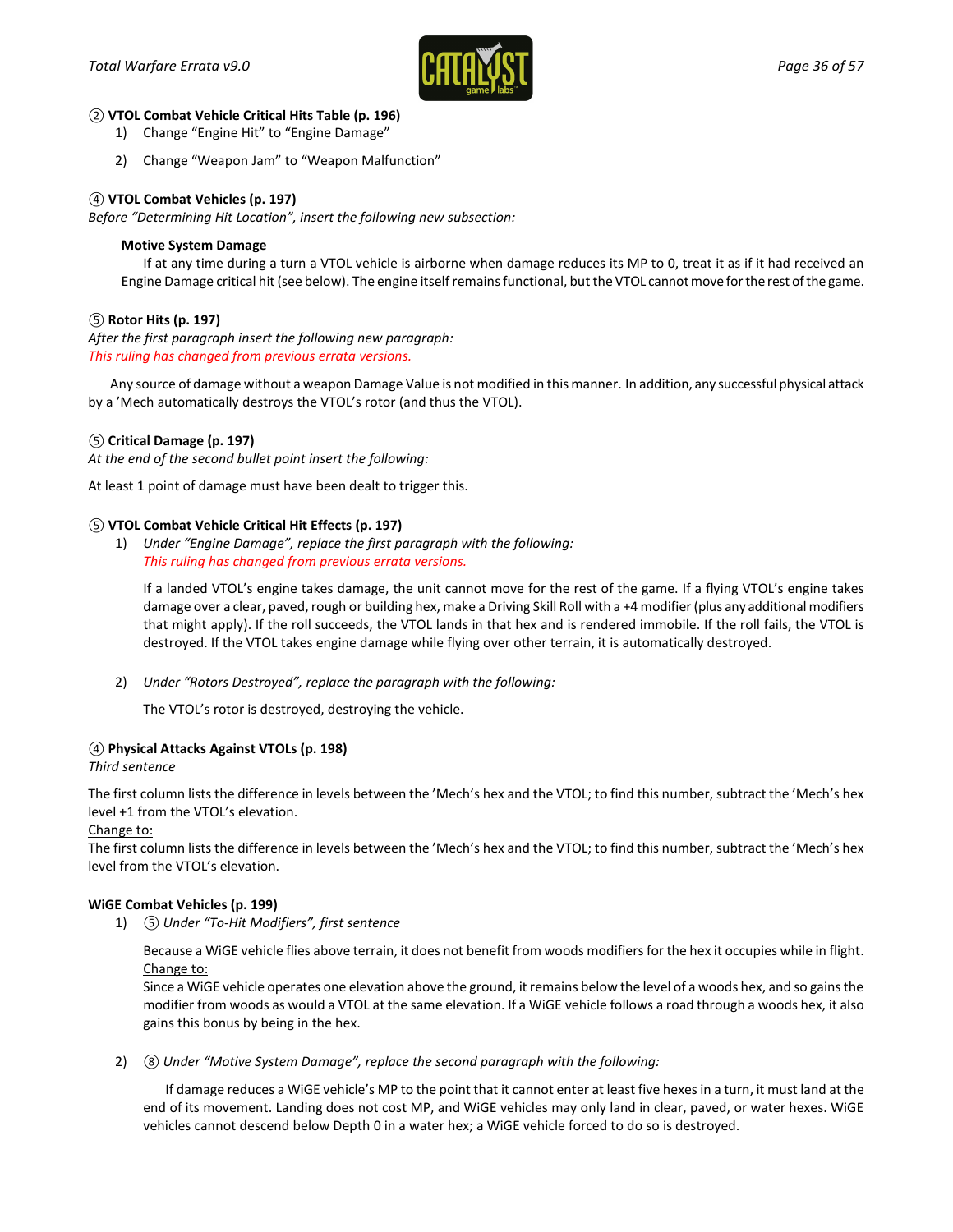**② VTOL Combat Vehicle Critical Hits Table (p. 196)**

1) Change "Engine Hit" to "Engine Damage"
2) Change "Weapon Jam" to "Weapon Malfunction"

**④ VTOL Combat Vehicles (p. 197)**

*Before "Determining Hit Location", insert the following new subsection:*

> **Motive System Damage**
>
> If at any time during a turn a VTOL vehicle is airborne when damage reduces its MP to 0, treat it as if it had received an Engine Damage critical hit (see below). The engine itself remains functional, but the VTOL cannot move for the rest of the game.

**⑤ Rotor Hits (p. 197)**

*After the first paragraph insert the following new paragraph:*

*This ruling has changed from previous errata versions.*

Any source of damage without a weapon Damage Value is not modified in this manner. In addition, any successful physical attack by a 'Mech automatically destroys the VTOL's rotor (and thus the VTOL).

**⑤ Critical Damage (p. 197)**

*At the end of the second bullet point insert the following:*

At least 1 point of damage must have been dealt to trigger this.

**⑤ VTOL Combat Vehicle Critical Hit Effects (p. 197)**

1) *Under "Engine Damage", replace the first paragraph with the following:*
   *This ruling has changed from previous errata versions.*

   If a landed VTOL's engine takes damage, the unit cannot move for the rest of the game. If a flying VTOL's engine takes damage over a clear, paved, rough or building hex, make a Driving Skill Roll with a +4 modifier (plus any additional modifiers that might apply). If the roll succeeds, the VTOL lands in that hex and is rendered immobile. If the roll fails, the VTOL is destroyed. If the VTOL takes engine damage while flying over other terrain, it is automatically destroyed.

2) *Under "Rotors Destroyed", replace the paragraph with the following:*

   The VTOL's rotor is destroyed, destroying the vehicle.

**④ Physical Attacks Against VTOLs (p. 198)**

*Third sentence*

The first column lists the difference in levels between the 'Mech's hex and the VTOL; to find this number, subtract the 'Mech's hex level +1 from the VTOL's elevation.

Change to:

The first column lists the difference in levels between the 'Mech's hex and the VTOL; to find this number, subtract the 'Mech's hex level from the VTOL's elevation.

**WiGE Combat Vehicles (p. 199)**

1) ⑤ *Under "To-Hit Modifiers", first sentence*

   Because a WiGE vehicle flies above terrain, it does not benefit from woods modifiers for the hex it occupies while in flight.

   Change to:

   Since a WiGE vehicle operates one elevation above the ground, it remains below the level of a woods hex, and so gains the modifier from woods as would a VTOL at the same elevation. If a WiGE vehicle follows a road through a woods hex, it also gains this bonus by being in the hex.

2) ⑧ *Under "Motive System Damage", replace the second paragraph with the following:*

   If damage reduces a WiGE vehicle's MP to the point that it cannot enter at least five hexes in a turn, it must land at the end of its movement. Landing does not cost MP, and WiGE vehicles may only land in clear, paved, or water hexes. WiGE vehicles cannot descend below Depth 0 in a water hex; a WiGE vehicle forced to do so is destroyed.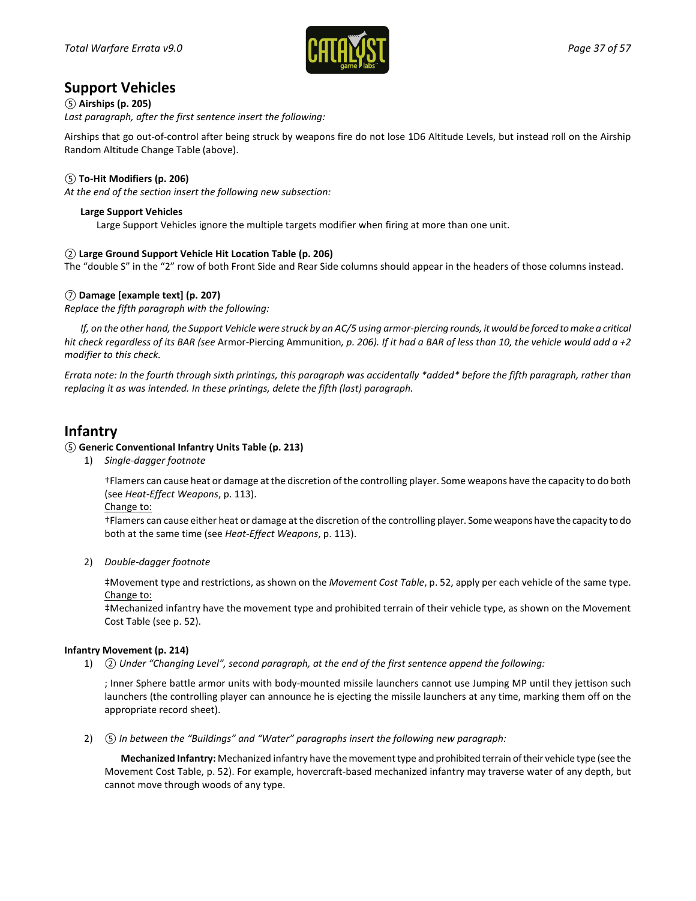## Support Vehicles

⑤ **Airships (p. 205)**

*Last paragraph, after the first sentence insert the following:*

Airships that go out-of-control after being struck by weapons fire do not lose 1D6 Altitude Levels, but instead roll on the Airship Random Altitude Change Table (above).

⑤ **To-Hit Modifiers (p. 206)**

*At the end of the section insert the following new subsection:*

**Large Support Vehicles**

Large Support Vehicles ignore the multiple targets modifier when firing at more than one unit.

② **Large Ground Support Vehicle Hit Location Table (p. 206)**

The "double S" in the "2" row of both Front Side and Rear Side columns should appear in the headers of those columns instead.

⑦ **Damage [example text] (p. 207)**

*Replace the fifth paragraph with the following:*

*If, on the other hand, the Support Vehicle were struck by an AC/5 using armor-piercing rounds, it would be forced to make a critical hit check regardless of its BAR (see* Armor-Piercing Ammunition*, p. 206). If it had a BAR of less than 10, the vehicle would add a +2 modifier to this check.*

*Errata note: In the fourth through sixth printings, this paragraph was accidentally *added* before the fifth paragraph, rather than replacing it as was intended. In these printings, delete the fifth (last) paragraph.*

## Infantry

⑤ **Generic Conventional Infantry Units Table (p. 213)**

1) *Single-dagger footnote*

   †Flamers can cause heat or damage at the discretion of the controlling player. Some weapons have the capacity to do both (see *Heat-Effect Weapons*, p. 113).

   Change to:

   †Flamers can cause either heat or damage at the discretion of the controlling player. Some weapons have the capacity to do both at the same time (see *Heat-Effect Weapons*, p. 113).

2) *Double-dagger footnote*

   ‡Movement type and restrictions, as shown on the *Movement Cost Table*, p. 52, apply per each vehicle of the same type.

   Change to:

   ‡Mechanized infantry have the movement type and prohibited terrain of their vehicle type, as shown on the Movement Cost Table (see p. 52).

**Infantry Movement (p. 214)**

1) ② *Under "Changing Level", second paragraph, at the end of the first sentence append the following:*

   ; Inner Sphere battle armor units with body-mounted missile launchers cannot use Jumping MP until they jettison such launchers (the controlling player can announce he is ejecting the missile launchers at any time, marking them off on the appropriate record sheet).

2) ⑤ *In between the "Buildings" and "Water" paragraphs insert the following new paragraph:*

   **Mechanized Infantry:** Mechanized infantry have the movement type and prohibited terrain of their vehicle type (see the Movement Cost Table, p. 52). For example, hovercraft-based mechanized infantry may traverse water of any depth, but cannot move through woods of any type.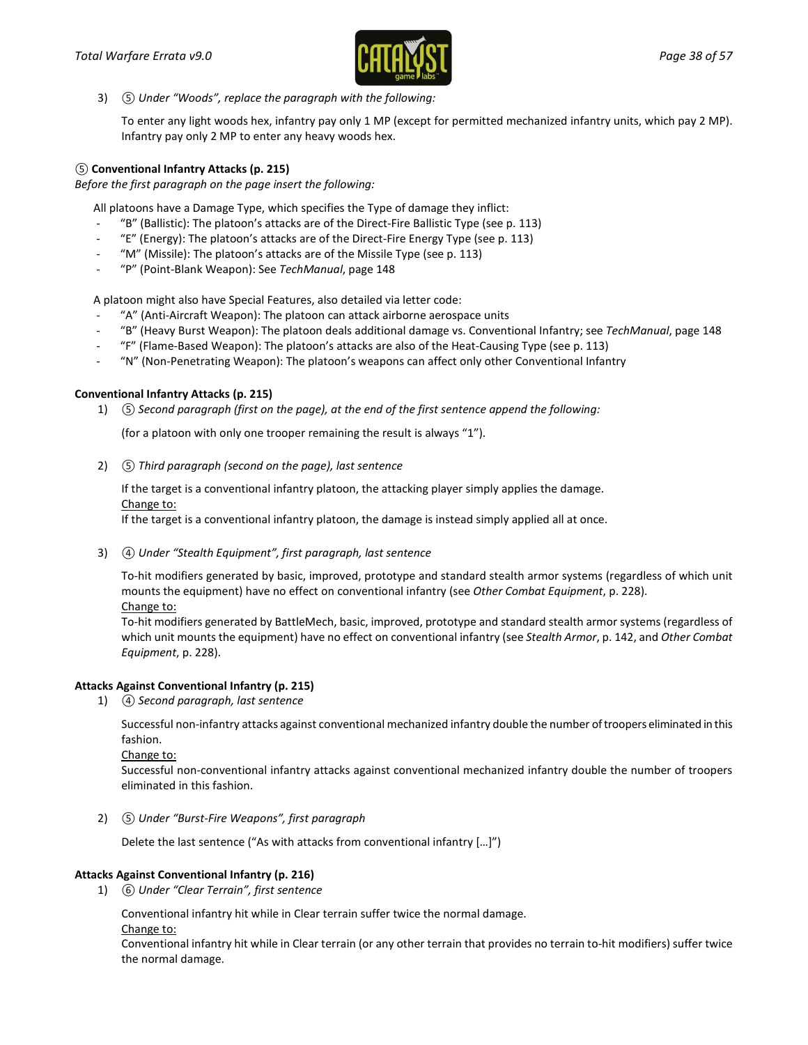3) ⑤ *Under "Woods", replace the paragraph with the following:*

   To enter any light woods hex, infantry pay only 1 MP (except for permitted mechanized infantry units, which pay 2 MP). Infantry pay only 2 MP to enter any heavy woods hex.

**⑤ Conventional Infantry Attacks (p. 215)**
*Before the first paragraph on the page insert the following:*

All platoons have a Damage Type, which specifies the Type of damage they inflict:
- "B" (Ballistic): The platoon's attacks are of the Direct-Fire Ballistic Type (see p. 113)
- "E" (Energy): The platoon's attacks are of the Direct-Fire Energy Type (see p. 113)
- "M" (Missile): The platoon's attacks are of the Missile Type (see p. 113)
- "P" (Point-Blank Weapon): See *TechManual*, page 148

A platoon might also have Special Features, also detailed via letter code:
- "A" (Anti-Aircraft Weapon): The platoon can attack airborne aerospace units
- "B" (Heavy Burst Weapon): The platoon deals additional damage vs. Conventional Infantry; see *TechManual*, page 148
- "F" (Flame-Based Weapon): The platoon's attacks are also of the Heat-Causing Type (see p. 113)
- "N" (Non-Penetrating Weapon): The platoon's weapons can affect only other Conventional Infantry

**Conventional Infantry Attacks (p. 215)**

1) ⑤ *Second paragraph (first on the page), at the end of the first sentence append the following:*

   (for a platoon with only one trooper remaining the result is always "1").

2) ⑤ *Third paragraph (second on the page), last sentence*

   If the target is a conventional infantry platoon, the attacking player simply applies the damage.
   <u>Change to:</u>
   If the target is a conventional infantry platoon, the damage is instead simply applied all at once.

3) ④ *Under "Stealth Equipment", first paragraph, last sentence*

   To-hit modifiers generated by basic, improved, prototype and standard stealth armor systems (regardless of which unit mounts the equipment) have no effect on conventional infantry (see *Other Combat Equipment*, p. 228).
   <u>Change to:</u>
   To-hit modifiers generated by BattleMech, basic, improved, prototype and standard stealth armor systems (regardless of which unit mounts the equipment) have no effect on conventional infantry (see *Stealth Armor*, p. 142, and *Other Combat Equipment*, p. 228).

**Attacks Against Conventional Infantry (p. 215)**

1) ④ *Second paragraph, last sentence*

   Successful non-infantry attacks against conventional mechanized infantry double the number of troopers eliminated in this fashion.
   <u>Change to:</u>
   Successful non-conventional infantry attacks against conventional mechanized infantry double the number of troopers eliminated in this fashion.

2) ⑤ *Under "Burst-Fire Weapons", first paragraph*

   Delete the last sentence ("As with attacks from conventional infantry […]")

**Attacks Against Conventional Infantry (p. 216)**

1) ⑥ *Under "Clear Terrain", first sentence*

   Conventional infantry hit while in Clear terrain suffer twice the normal damage.
   <u>Change to:</u>
   Conventional infantry hit while in Clear terrain (or any other terrain that provides no terrain to-hit modifiers) suffer twice the normal damage.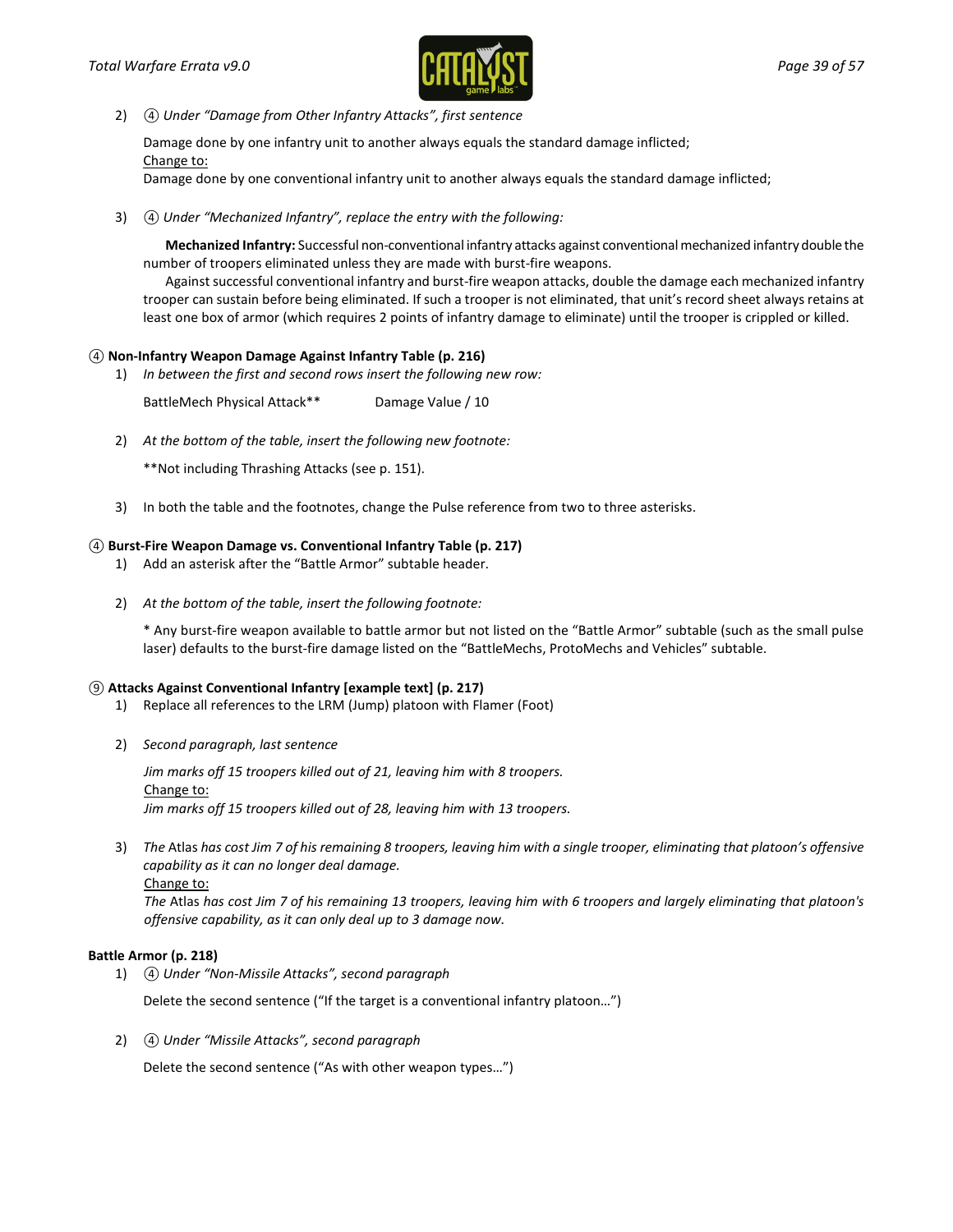2) ④ *Under "Damage from Other Infantry Attacks", first sentence*

   Damage done by one infantry unit to another always equals the standard damage inflicted;
   Change to:
   Damage done by one conventional infantry unit to another always equals the standard damage inflicted;

3) ④ *Under "Mechanized Infantry", replace the entry with the following:*

   **Mechanized Infantry:** Successful non-conventional infantry attacks against conventional mechanized infantry double the number of troopers eliminated unless they are made with burst-fire weapons.

   Against successful conventional infantry and burst-fire weapon attacks, double the damage each mechanized infantry trooper can sustain before being eliminated. If such a trooper is not eliminated, that unit's record sheet always retains at least one box of armor (which requires 2 points of infantry damage to eliminate) until the trooper is crippled or killed.

**④ Non-Infantry Weapon Damage Against Infantry Table (p. 216)**

1) *In between the first and second rows insert the following new row:*

   BattleMech Physical Attack** Damage Value / 10

2) *At the bottom of the table, insert the following new footnote:*

   **Not including Thrashing Attacks (see p. 151).

3) In both the table and the footnotes, change the Pulse reference from two to three asterisks.

**④ Burst-Fire Weapon Damage vs. Conventional Infantry Table (p. 217)**

1) Add an asterisk after the "Battle Armor" subtable header.

2) *At the bottom of the table, insert the following footnote:*

   * Any burst-fire weapon available to battle armor but not listed on the "Battle Armor" subtable (such as the small pulse laser) defaults to the burst-fire damage listed on the "BattleMechs, ProtoMechs and Vehicles" subtable.

**⑨ Attacks Against Conventional Infantry [example text] (p. 217)**

1) Replace all references to the LRM (Jump) platoon with Flamer (Foot)

2) *Second paragraph, last sentence*

   *Jim marks off 15 troopers killed out of 21, leaving him with 8 troopers.*
   Change to:
   *Jim marks off 15 troopers killed out of 28, leaving him with 13 troopers.*

3) *The* Atlas *has cost Jim 7 of his remaining 8 troopers, leaving him with a single trooper, eliminating that platoon's offensive capability as it can no longer deal damage.*
   Change to:
   *The* Atlas *has cost Jim 7 of his remaining 13 troopers, leaving him with 6 troopers and largely eliminating that platoon's offensive capability, as it can only deal up to 3 damage now.*

**Battle Armor (p. 218)**

1) ④ *Under "Non-Missile Attacks", second paragraph*

   Delete the second sentence ("If the target is a conventional infantry platoon…")

2) ④ *Under "Missile Attacks", second paragraph*

   Delete the second sentence ("As with other weapon types…")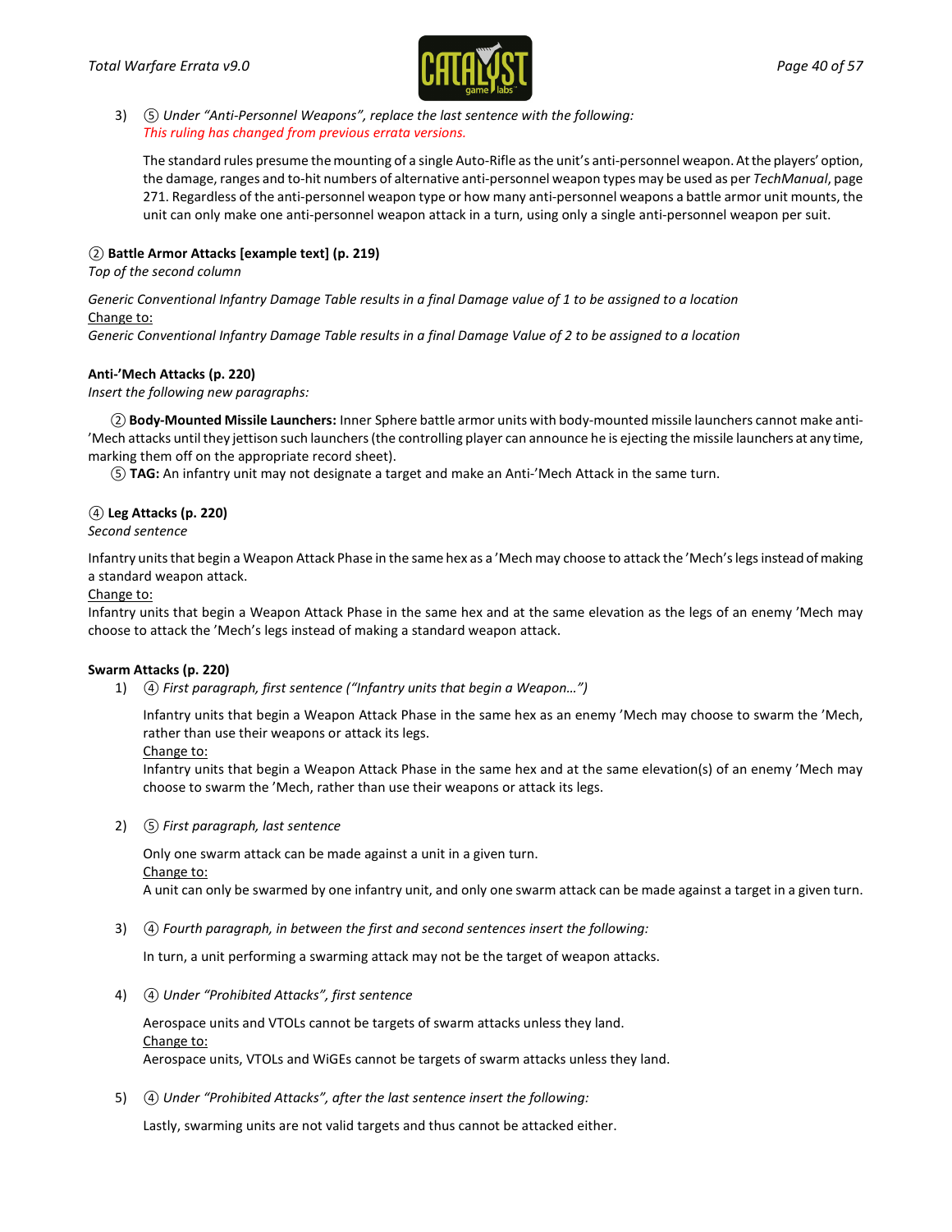3) ⑤ *Under "Anti-Personnel Weapons", replace the last sentence with the following:*
*This ruling has changed from previous errata versions.*

   The standard rules presume the mounting of a single Auto-Rifle as the unit's anti-personnel weapon. At the players' option, the damage, ranges and to-hit numbers of alternative anti-personnel weapon types may be used as per *TechManual*, page 271. Regardless of the anti-personnel weapon type or how many anti-personnel weapons a battle armor unit mounts, the unit can only make one anti-personnel weapon attack in a turn, using only a single anti-personnel weapon per suit.

**② Battle Armor Attacks [example text] (p. 219)**
*Top of the second column*

*Generic Conventional Infantry Damage Table results in a final Damage value of 1 to be assigned to a location*
Change to:
*Generic Conventional Infantry Damage Table results in a final Damage Value of 2 to be assigned to a location*

**Anti-'Mech Attacks (p. 220)**
*Insert the following new paragraphs:*

② **Body-Mounted Missile Launchers:** Inner Sphere battle armor units with body-mounted missile launchers cannot make anti-'Mech attacks until they jettison such launchers (the controlling player can announce he is ejecting the missile launchers at any time, marking them off on the appropriate record sheet).
⑤ **TAG:** An infantry unit may not designate a target and make an Anti-'Mech Attack in the same turn.

**④ Leg Attacks (p. 220)**
*Second sentence*

Infantry units that begin a Weapon Attack Phase in the same hex as a 'Mech may choose to attack the 'Mech's legs instead of making a standard weapon attack.
Change to:
Infantry units that begin a Weapon Attack Phase in the same hex and at the same elevation as the legs of an enemy 'Mech may choose to attack the 'Mech's legs instead of making a standard weapon attack.

**Swarm Attacks (p. 220)**

1) ④ *First paragraph, first sentence ("Infantry units that begin a Weapon…")*

   Infantry units that begin a Weapon Attack Phase in the same hex as an enemy 'Mech may choose to swarm the 'Mech, rather than use their weapons or attack its legs.
   Change to:
   Infantry units that begin a Weapon Attack Phase in the same hex and at the same elevation(s) of an enemy 'Mech may choose to swarm the 'Mech, rather than use their weapons or attack its legs.

2) ⑤ *First paragraph, last sentence*

   Only one swarm attack can be made against a unit in a given turn.
   Change to:
   A unit can only be swarmed by one infantry unit, and only one swarm attack can be made against a target in a given turn.

3) ④ *Fourth paragraph, in between the first and second sentences insert the following:*

   In turn, a unit performing a swarming attack may not be the target of weapon attacks.

4) ④ *Under "Prohibited Attacks", first sentence*

   Aerospace units and VTOLs cannot be targets of swarm attacks unless they land.
   Change to:
   Aerospace units, VTOLs and WiGEs cannot be targets of swarm attacks unless they land.

5) ④ *Under "Prohibited Attacks", after the last sentence insert the following:*

   Lastly, swarming units are not valid targets and thus cannot be attacked either.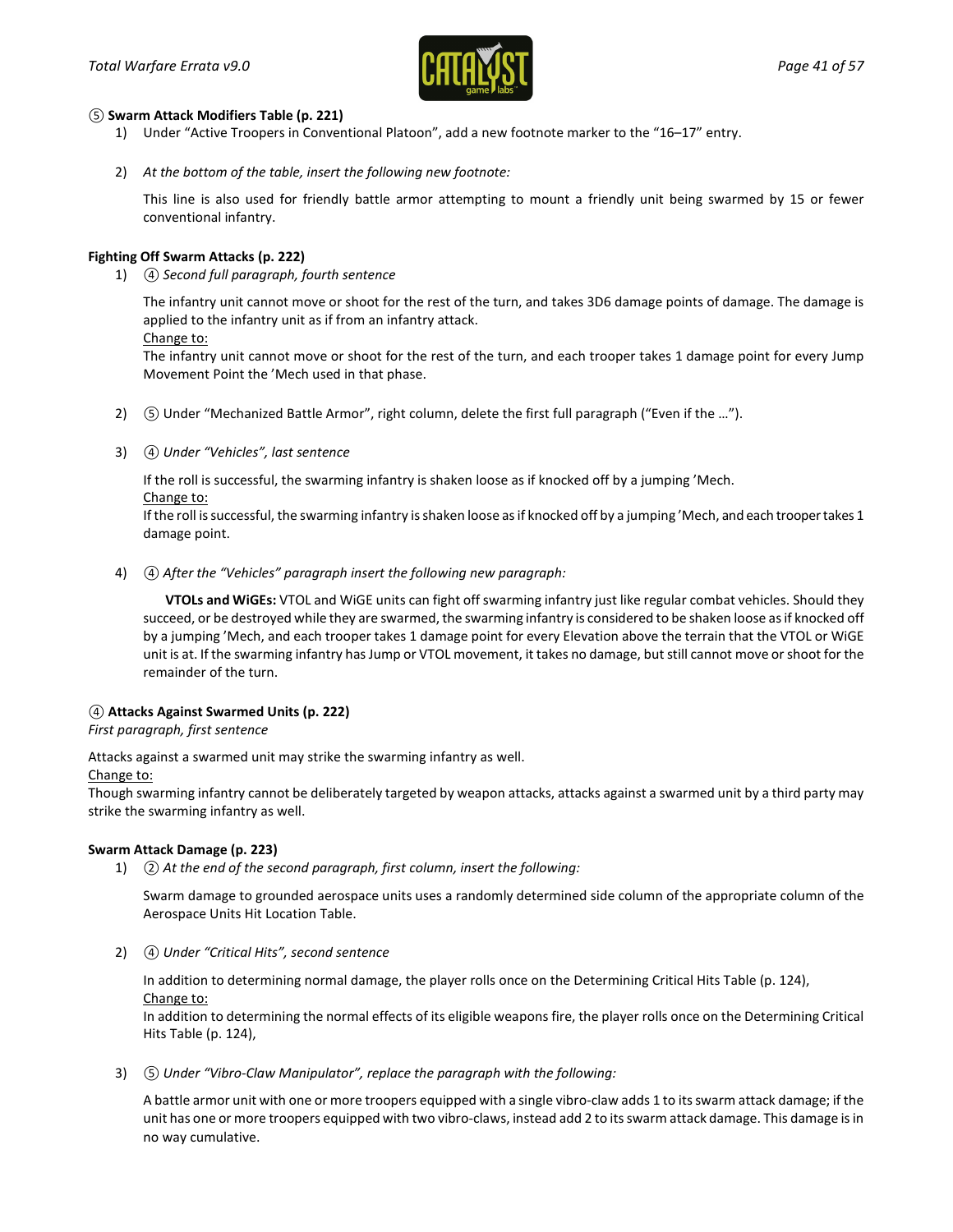**⑤ Swarm Attack Modifiers Table (p. 221)**

1) Under "Active Troopers in Conventional Platoon", add a new footnote marker to the "16–17" entry.

2) *At the bottom of the table, insert the following new footnote:*

   This line is also used for friendly battle armor attempting to mount a friendly unit being swarmed by 15 or fewer conventional infantry.

**Fighting Off Swarm Attacks (p. 222)**

1) ④ *Second full paragraph, fourth sentence*

   The infantry unit cannot move or shoot for the rest of the turn, and takes 3D6 damage points of damage. The damage is applied to the infantry unit as if from an infantry attack.
   
   Change to:
   
   The infantry unit cannot move or shoot for the rest of the turn, and each trooper takes 1 damage point for every Jump Movement Point the 'Mech used in that phase.

2) ⑤ Under "Mechanized Battle Armor", right column, delete the first full paragraph ("Even if the …").

3) ④ *Under "Vehicles", last sentence*

   If the roll is successful, the swarming infantry is shaken loose as if knocked off by a jumping 'Mech.
   
   Change to:
   
   If the roll is successful, the swarming infantry is shaken loose as if knocked off by a jumping 'Mech, and each trooper takes 1 damage point.

4) ④ *After the "Vehicles" paragraph insert the following new paragraph:*

   **VTOLs and WiGEs:** VTOL and WiGE units can fight off swarming infantry just like regular combat vehicles. Should they succeed, or be destroyed while they are swarmed, the swarming infantry is considered to be shaken loose as if knocked off by a jumping 'Mech, and each trooper takes 1 damage point for every Elevation above the terrain that the VTOL or WiGE unit is at. If the swarming infantry has Jump or VTOL movement, it takes no damage, but still cannot move or shoot for the remainder of the turn.

**④ Attacks Against Swarmed Units (p. 222)**

*First paragraph, first sentence*

Attacks against a swarmed unit may strike the swarming infantry as well.

Change to:

Though swarming infantry cannot be deliberately targeted by weapon attacks, attacks against a swarmed unit by a third party may strike the swarming infantry as well.

**Swarm Attack Damage (p. 223)**

1) ② *At the end of the second paragraph, first column, insert the following:*

   Swarm damage to grounded aerospace units uses a randomly determined side column of the appropriate column of the Aerospace Units Hit Location Table.

2) ④ *Under "Critical Hits", second sentence*

   In addition to determining normal damage, the player rolls once on the Determining Critical Hits Table (p. 124),
   
   Change to:
   
   In addition to determining the normal effects of its eligible weapons fire, the player rolls once on the Determining Critical Hits Table (p. 124),

3) ⑤ *Under "Vibro-Claw Manipulator", replace the paragraph with the following:*

   A battle armor unit with one or more troopers equipped with a single vibro-claw adds 1 to its swarm attack damage; if the unit has one or more troopers equipped with two vibro-claws, instead add 2 to its swarm attack damage. This damage is in no way cumulative.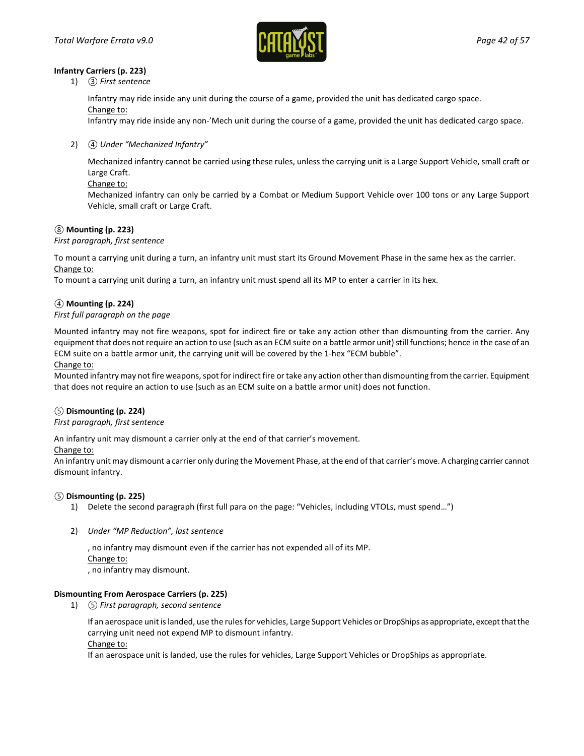**Infantry Carriers (p. 223)**

1) ③ *First sentence*

   Infantry may ride inside any unit during the course of a game, provided the unit has dedicated cargo space.
   <u>Change to:</u>
   Infantry may ride inside any non-'Mech unit during the course of a game, provided the unit has dedicated cargo space.

2) ④ *Under "Mechanized Infantry"*

   Mechanized infantry cannot be carried using these rules, unless the carrying unit is a Large Support Vehicle, small craft or Large Craft.
   <u>Change to:</u>
   Mechanized infantry can only be carried by a Combat or Medium Support Vehicle over 100 tons or any Large Support Vehicle, small craft or Large Craft.

**⑧ Mounting (p. 223)**

*First paragraph, first sentence*

To mount a carrying unit during a turn, an infantry unit must start its Ground Movement Phase in the same hex as the carrier.
<u>Change to:</u>
To mount a carrying unit during a turn, an infantry unit must spend all its MP to enter a carrier in its hex.

**④ Mounting (p. 224)**

*First full paragraph on the page*

Mounted infantry may not fire weapons, spot for indirect fire or take any action other than dismounting from the carrier. Any equipment that does not require an action to use (such as an ECM suite on a battle armor unit) still functions; hence in the case of an ECM suite on a battle armor unit, the carrying unit will be covered by the 1-hex "ECM bubble".
<u>Change to:</u>
Mounted infantry may not fire weapons, spot for indirect fire or take any action other than dismounting from the carrier. Equipment that does not require an action to use (such as an ECM suite on a battle armor unit) does not function.

**⑤ Dismounting (p. 224)**

*First paragraph, first sentence*

An infantry unit may dismount a carrier only at the end of that carrier's movement.
<u>Change to:</u>
An infantry unit may dismount a carrier only during the Movement Phase, at the end of that carrier's move. A charging carrier cannot dismount infantry.

**⑤ Dismounting (p. 225)**

1) Delete the second paragraph (first full para on the page: "Vehicles, including VTOLs, must spend…")

2) *Under "MP Reduction", last sentence*

   , no infantry may dismount even if the carrier has not expended all of its MP.
   <u>Change to:</u>
   , no infantry may dismount.

**Dismounting From Aerospace Carriers (p. 225)**

1) ⑤ *First paragraph, second sentence*

   If an aerospace unit is landed, use the rules for vehicles, Large Support Vehicles or DropShips as appropriate, except that the carrying unit need not expend MP to dismount infantry.
   <u>Change to:</u>
   If an aerospace unit is landed, use the rules for vehicles, Large Support Vehicles or DropShips as appropriate.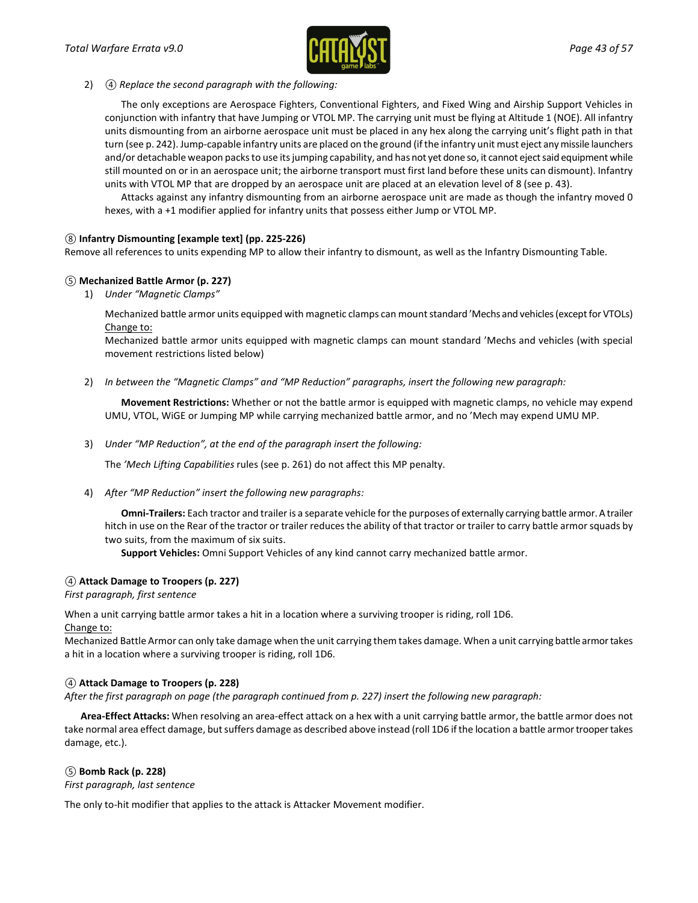2) ④ *Replace the second paragraph with the following:*

> The only exceptions are Aerospace Fighters, Conventional Fighters, and Fixed Wing and Airship Support Vehicles in conjunction with infantry that have Jumping or VTOL MP. The carrying unit must be flying at Altitude 1 (NOE). All infantry units dismounting from an airborne aerospace unit must be placed in any hex along the carrying unit's flight path in that turn (see p. 242). Jump-capable infantry units are placed on the ground (if the infantry unit must eject any missile launchers and/or detachable weapon packs to use its jumping capability, and has not yet done so, it cannot eject said equipment while still mounted on or in an aerospace unit; the airborne transport must first land before these units can dismount). Infantry units with VTOL MP that are dropped by an aerospace unit are placed at an elevation level of 8 (see p. 43).
>
> Attacks against any infantry dismounting from an airborne aerospace unit are made as though the infantry moved 0 hexes, with a +1 modifier applied for infantry units that possess either Jump or VTOL MP.

**⑧ Infantry Dismounting [example text] (pp. 225-226)**

Remove all references to units expending MP to allow their infantry to dismount, as well as the Infantry Dismounting Table.

**⑤ Mechanized Battle Armor (p. 227)**

1) *Under "Magnetic Clamps"*

> Mechanized battle armor units equipped with magnetic clamps can mount standard 'Mechs and vehicles (except for VTOLs)
>
> Change to:
>
> Mechanized battle armor units equipped with magnetic clamps can mount standard 'Mechs and vehicles (with special movement restrictions listed below)

2) *In between the "Magnetic Clamps" and "MP Reduction" paragraphs, insert the following new paragraph:*

> **Movement Restrictions:** Whether or not the battle armor is equipped with magnetic clamps, no vehicle may expend UMU, VTOL, WiGE or Jumping MP while carrying mechanized battle armor, and no 'Mech may expend UMU MP.

3) *Under "MP Reduction", at the end of the paragraph insert the following:*

> The *'Mech Lifting Capabilities* rules (see p. 261) do not affect this MP penalty.

4) *After "MP Reduction" insert the following new paragraphs:*

> **Omni-Trailers:** Each tractor and trailer is a separate vehicle for the purposes of externally carrying battle armor. A trailer hitch in use on the Rear of the tractor or trailer reduces the ability of that tractor or trailer to carry battle armor squads by two suits, from the maximum of six suits.
>
> **Support Vehicles:** Omni Support Vehicles of any kind cannot carry mechanized battle armor.

**④ Attack Damage to Troopers (p. 227)**

*First paragraph, first sentence*

When a unit carrying battle armor takes a hit in a location where a surviving trooper is riding, roll 1D6.

Change to:

Mechanized Battle Armor can only take damage when the unit carrying them takes damage. When a unit carrying battle armor takes a hit in a location where a surviving trooper is riding, roll 1D6.

**④ Attack Damage to Troopers (p. 228)**

*After the first paragraph on page (the paragraph continued from p. 227) insert the following new paragraph:*

**Area-Effect Attacks:** When resolving an area-effect attack on a hex with a unit carrying battle armor, the battle armor does not take normal area effect damage, but suffers damage as described above instead (roll 1D6 if the location a battle armor trooper takes damage, etc.).

**⑤ Bomb Rack (p. 228)**

*First paragraph, last sentence*

The only to-hit modifier that applies to the attack is Attacker Movement modifier.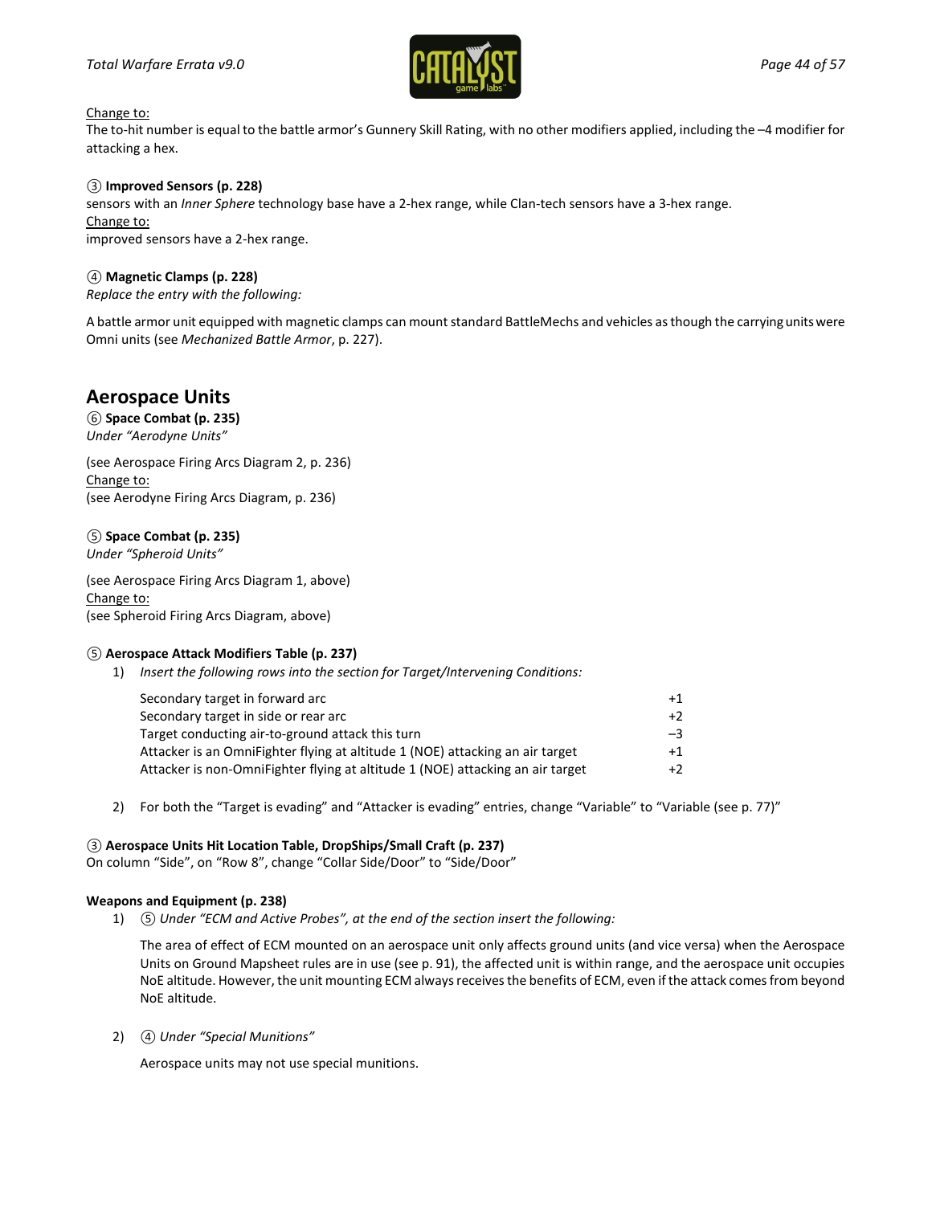Change to:
The to-hit number is equal to the battle armor's Gunnery Skill Rating, with no other modifiers applied, including the –4 modifier for attacking a hex.

③ **Improved Sensors (p. 228)**
sensors with an *Inner Sphere* technology base have a 2-hex range, while Clan-tech sensors have a 3-hex range.
Change to:
improved sensors have a 2-hex range.

④ **Magnetic Clamps (p. 228)**
*Replace the entry with the following:*

A battle armor unit equipped with magnetic clamps can mount standard BattleMechs and vehicles as though the carrying units were Omni units (see *Mechanized Battle Armor*, p. 227).

## Aerospace Units

⑥ **Space Combat (p. 235)**
*Under "Aerodyne Units"*

(see Aerospace Firing Arcs Diagram 2, p. 236)
Change to:
(see Aerodyne Firing Arcs Diagram, p. 236)

⑤ **Space Combat (p. 235)**
*Under "Spheroid Units"*

(see Aerospace Firing Arcs Diagram 1, above)
Change to:
(see Spheroid Firing Arcs Diagram, above)

⑤ **Aerospace Attack Modifiers Table (p. 237)**

1) *Insert the following rows into the section for Target/Intervening Conditions:*

| | |
|---|---|
| Secondary target in forward arc | +1 |
| Secondary target in side or rear arc | +2 |
| Target conducting air-to-ground attack this turn | –3 |
| Attacker is an OmniFighter flying at altitude 1 (NOE) attacking an air target | +1 |
| Attacker is non-OmniFighter flying at altitude 1 (NOE) attacking an air target | +2 |

2) For both the "Target is evading" and "Attacker is evading" entries, change "Variable" to "Variable (see p. 77)"

③ **Aerospace Units Hit Location Table, DropShips/Small Craft (p. 237)**
On column "Side", on "Row 8", change "Collar Side/Door" to "Side/Door"

**Weapons and Equipment (p. 238)**

1) ⑤ *Under "ECM and Active Probes", at the end of the section insert the following:*

   The area of effect of ECM mounted on an aerospace unit only affects ground units (and vice versa) when the Aerospace Units on Ground Mapsheet rules are in use (see p. 91), the affected unit is within range, and the aerospace unit occupies NoE altitude. However, the unit mounting ECM always receives the benefits of ECM, even if the attack comes from beyond NoE altitude.

2) ④ *Under "Special Munitions"*

   Aerospace units may not use special munitions.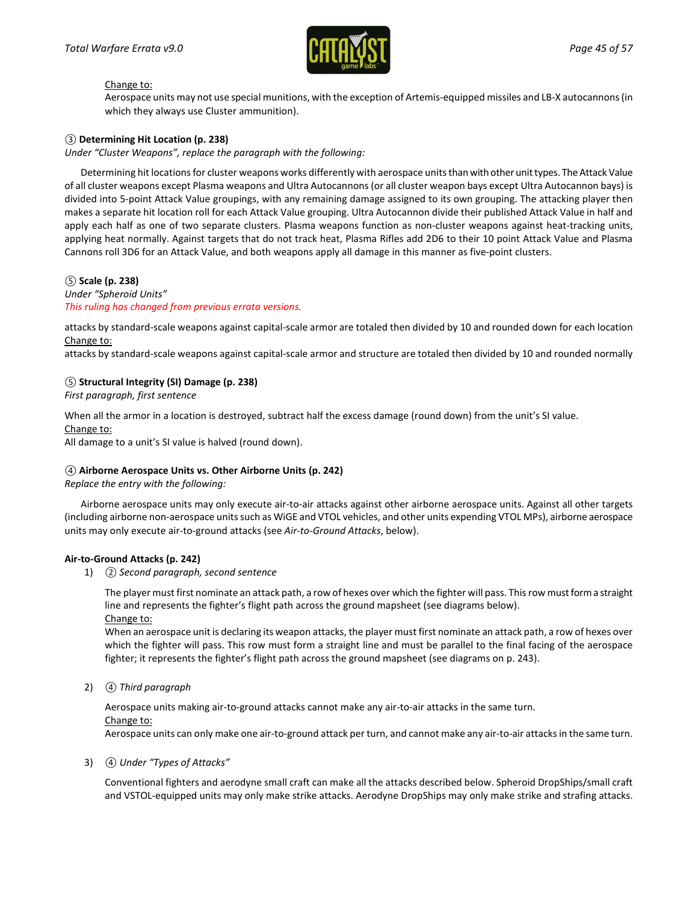<u>Change to:</u>

Aerospace units may not use special munitions, with the exception of Artemis-equipped missiles and LB-X autocannons (in which they always use Cluster ammunition).

③ **Determining Hit Location (p. 238)**

*Under "Cluster Weapons", replace the paragraph with the following:*

Determining hit locations for cluster weapons works differently with aerospace units than with other unit types. The Attack Value of all cluster weapons except Plasma weapons and Ultra Autocannons (or all cluster weapon bays except Ultra Autocannon bays) is divided into 5-point Attack Value groupings, with any remaining damage assigned to its own grouping. The attacking player then makes a separate hit location roll for each Attack Value grouping. Ultra Autocannon divide their published Attack Value in half and apply each half as one of two separate clusters. Plasma weapons function as non-cluster weapons against heat-tracking units, applying heat normally. Against targets that do not track heat, Plasma Rifles add 2D6 to their 10 point Attack Value and Plasma Cannons roll 3D6 for an Attack Value, and both weapons apply all damage in this manner as five-point clusters.

⑤ **Scale (p. 238)**

*Under "Spheroid Units"*

*This ruling has changed from previous errata versions.*

attacks by standard-scale weapons against capital-scale armor are totaled then divided by 10 and rounded down for each location

<u>Change to:</u>

attacks by standard-scale weapons against capital-scale armor and structure are totaled then divided by 10 and rounded normally

⑤ **Structural Integrity (SI) Damage (p. 238)**

*First paragraph, first sentence*

When all the armor in a location is destroyed, subtract half the excess damage (round down) from the unit's SI value.

<u>Change to:</u>

All damage to a unit's SI value is halved (round down).

④ **Airborne Aerospace Units vs. Other Airborne Units (p. 242)**

*Replace the entry with the following:*

Airborne aerospace units may only execute air-to-air attacks against other airborne aerospace units. Against all other targets (including airborne non-aerospace units such as WiGE and VTOL vehicles, and other units expending VTOL MPs), airborne aerospace units may only execute air-to-ground attacks (see *Air-to-Ground Attacks*, below).

**Air-to-Ground Attacks (p. 242)**

1) ② *Second paragraph, second sentence*

   The player must first nominate an attack path, a row of hexes over which the fighter will pass. This row must form a straight line and represents the fighter's flight path across the ground mapsheet (see diagrams below).

   <u>Change to:</u>

   When an aerospace unit is declaring its weapon attacks, the player must first nominate an attack path, a row of hexes over which the fighter will pass. This row must form a straight line and must be parallel to the final facing of the aerospace fighter; it represents the fighter's flight path across the ground mapsheet (see diagrams on p. 243).

2) ④ *Third paragraph*

   Aerospace units making air-to-ground attacks cannot make any air-to-air attacks in the same turn.

   <u>Change to:</u>

   Aerospace units can only make one air-to-ground attack per turn, and cannot make any air-to-air attacks in the same turn.

3) ④ *Under "Types of Attacks"*

   Conventional fighters and aerodyne small craft can make all the attacks described below. Spheroid DropShips/small craft and VSTOL-equipped units may only make strike attacks. Aerodyne DropShips may only make strike and strafing attacks.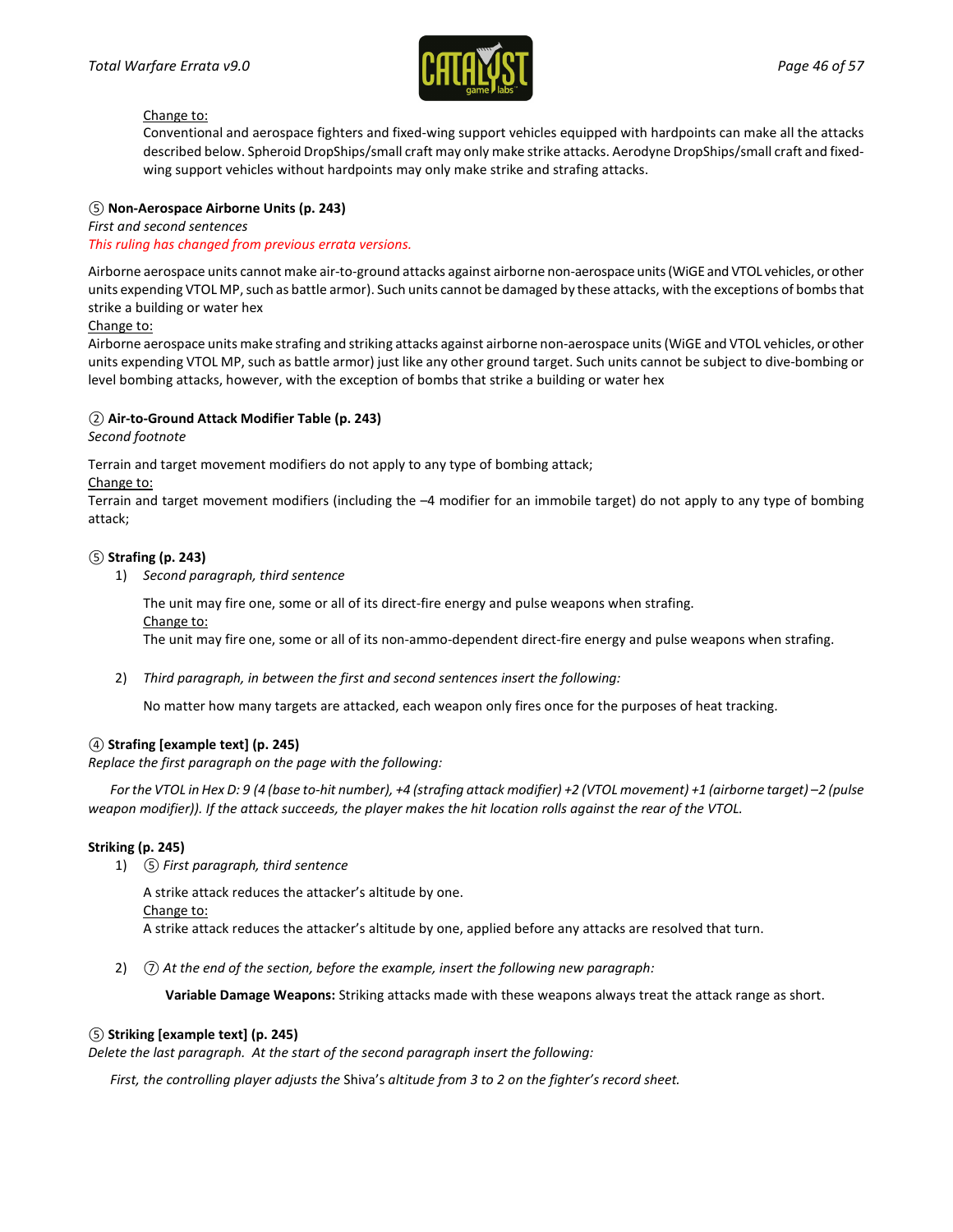Change to:

Conventional and aerospace fighters and fixed-wing support vehicles equipped with hardpoints can make all the attacks described below. Spheroid DropShips/small craft may only make strike attacks. Aerodyne DropShips/small craft and fixed-wing support vehicles without hardpoints may only make strike and strafing attacks.

**⑤ Non-Aerospace Airborne Units (p. 243)**

*First and second sentences*

*This ruling has changed from previous errata versions.*

Airborne aerospace units cannot make air-to-ground attacks against airborne non-aerospace units (WiGE and VTOL vehicles, or other units expending VTOL MP, such as battle armor). Such units cannot be damaged by these attacks, with the exceptions of bombs that strike a building or water hex

Change to:

Airborne aerospace units make strafing and striking attacks against airborne non-aerospace units (WiGE and VTOL vehicles, or other units expending VTOL MP, such as battle armor) just like any other ground target. Such units cannot be subject to dive-bombing or level bombing attacks, however, with the exception of bombs that strike a building or water hex

**② Air-to-Ground Attack Modifier Table (p. 243)**

*Second footnote*

Terrain and target movement modifiers do not apply to any type of bombing attack;

Change to:

Terrain and target movement modifiers (including the –4 modifier for an immobile target) do not apply to any type of bombing attack;

**⑤ Strafing (p. 243)**

1) *Second paragraph, third sentence*

   The unit may fire one, some or all of its direct-fire energy and pulse weapons when strafing.

   Change to:

   The unit may fire one, some or all of its non-ammo-dependent direct-fire energy and pulse weapons when strafing.

2) *Third paragraph, in between the first and second sentences insert the following:*

   No matter how many targets are attacked, each weapon only fires once for the purposes of heat tracking.

**④ Strafing [example text] (p. 245)**

*Replace the first paragraph on the page with the following:*

*For the VTOL in Hex D: 9 (4 (base to-hit number), +4 (strafing attack modifier) +2 (VTOL movement) +1 (airborne target) –2 (pulse weapon modifier)). If the attack succeeds, the player makes the hit location rolls against the rear of the VTOL.*

**Striking (p. 245)**

1) ⑤ *First paragraph, third sentence*

   A strike attack reduces the attacker's altitude by one.

   Change to:

   A strike attack reduces the attacker's altitude by one, applied before any attacks are resolved that turn.

2) ⑦ *At the end of the section, before the example, insert the following new paragraph:*

   **Variable Damage Weapons:** Striking attacks made with these weapons always treat the attack range as short.

**⑤ Striking [example text] (p. 245)**

*Delete the last paragraph. At the start of the second paragraph insert the following:*

*First, the controlling player adjusts the* Shiva's *altitude from 3 to 2 on the fighter's record sheet.*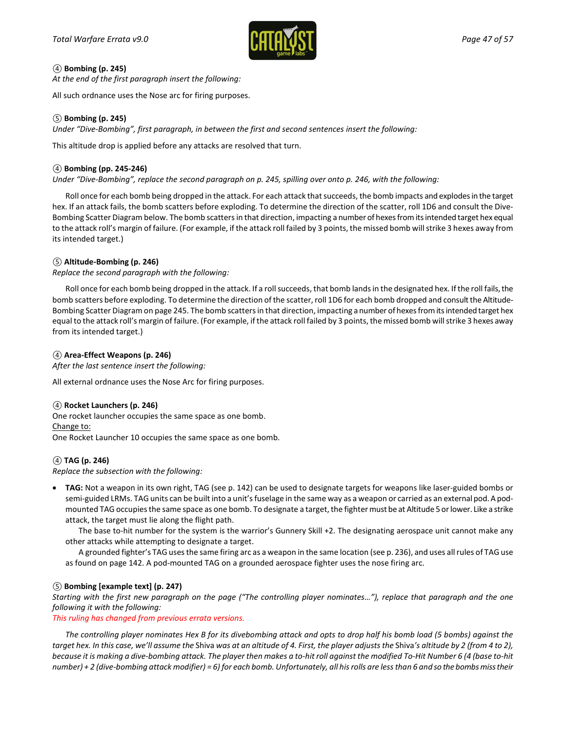④ **Bombing (p. 245)**
*At the end of the first paragraph insert the following:*

All such ordnance uses the Nose arc for firing purposes.

⑤ **Bombing (p. 245)**
*Under "Dive-Bombing", first paragraph, in between the first and second sentences insert the following:*

This altitude drop is applied before any attacks are resolved that turn.

④ **Bombing (pp. 245-246)**
*Under "Dive-Bombing", replace the second paragraph on p. 245, spilling over onto p. 246, with the following:*

Roll once for each bomb being dropped in the attack. For each attack that succeeds, the bomb impacts and explodes in the target hex. If an attack fails, the bomb scatters before exploding. To determine the direction of the scatter, roll 1D6 and consult the Dive-Bombing Scatter Diagram below. The bomb scatters in that direction, impacting a number of hexes from its intended target hex equal to the attack roll's margin of failure. (For example, if the attack roll failed by 3 points, the missed bomb will strike 3 hexes away from its intended target.)

⑤ **Altitude-Bombing (p. 246)**
*Replace the second paragraph with the following:*

Roll once for each bomb being dropped in the attack. If a roll succeeds, that bomb lands in the designated hex. If the roll fails, the bomb scatters before exploding. To determine the direction of the scatter, roll 1D6 for each bomb dropped and consult the Altitude-Bombing Scatter Diagram on page 245. The bomb scatters in that direction, impacting a number of hexes from its intended target hex equal to the attack roll's margin of failure. (For example, if the attack roll failed by 3 points, the missed bomb will strike 3 hexes away from its intended target.)

④ **Area-Effect Weapons (p. 246)**
*After the last sentence insert the following:*

All external ordnance uses the Nose Arc for firing purposes.

④ **Rocket Launchers (p. 246)**
One rocket launcher occupies the same space as one bomb.
Change to:
One Rocket Launcher 10 occupies the same space as one bomb.

④ **TAG (p. 246)**
*Replace the subsection with the following:*

- **TAG:** Not a weapon in its own right, TAG (see p. 142) can be used to designate targets for weapons like laser-guided bombs or semi-guided LRMs. TAG units can be built into a unit's fuselage in the same way as a weapon or carried as an external pod. A pod-mounted TAG occupies the same space as one bomb. To designate a target, the fighter must be at Altitude 5 or lower. Like a strike attack, the target must lie along the flight path.

  The base to-hit number for the system is the warrior's Gunnery Skill +2. The designating aerospace unit cannot make any other attacks while attempting to designate a target.

  A grounded fighter's TAG uses the same firing arc as a weapon in the same location (see p. 236), and uses all rules of TAG use as found on page 142. A pod-mounted TAG on a grounded aerospace fighter uses the nose firing arc.

⑤ **Bombing [example text] (p. 247)**
*Starting with the first new paragraph on the page ("The controlling player nominates…"), replace that paragraph and the one following it with the following:*
*This ruling has changed from previous errata versions.*

*The controlling player nominates Hex B for its divebombing attack and opts to drop half his bomb load (5 bombs) against the target hex. In this case, we'll assume the* Shiva *was at an altitude of 4. First, the player adjusts the* Shiva*'s altitude by 2 (from 4 to 2), because it is making a dive-bombing attack. The player then makes a to-hit roll against the modified To-Hit Number 6 (4 (base to-hit number) + 2 (dive-bombing attack modifier) = 6) for each bomb. Unfortunately, all his rolls are less than 6 and so the bombs miss their*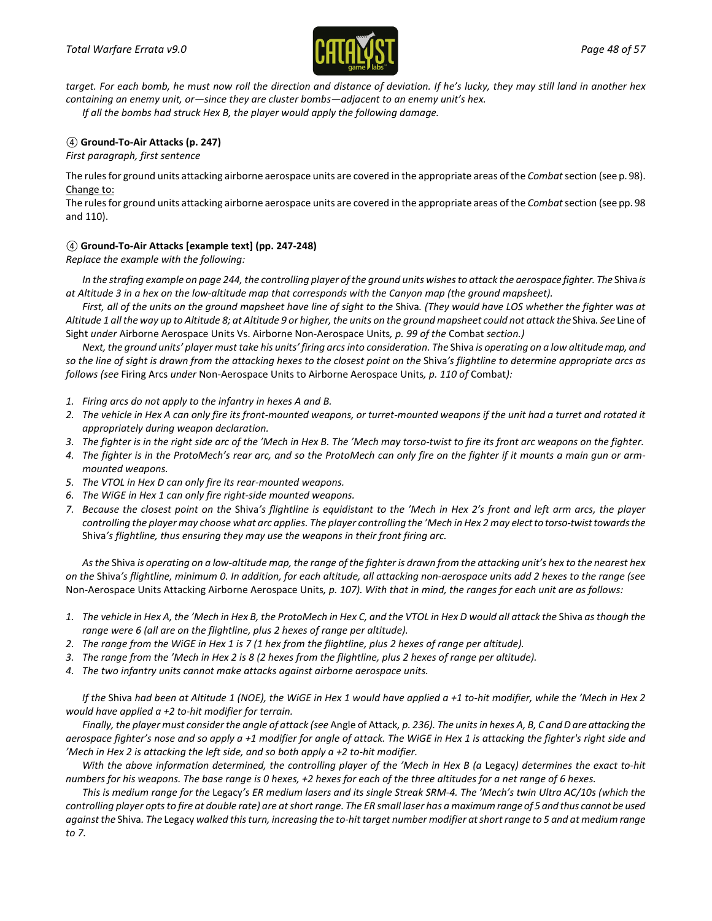*target. For each bomb, he must now roll the direction and distance of deviation. If he's lucky, they may still land in another hex containing an enemy unit, or—since they are cluster bombs—adjacent to an enemy unit's hex.*

*If all the bombs had struck Hex B, the player would apply the following damage.*

④ **Ground-To-Air Attacks (p. 247)**

*First paragraph, first sentence*

The rules for ground units attacking airborne aerospace units are covered in the appropriate areas of the *Combat* section (see p. 98).

Change to:

The rules for ground units attacking airborne aerospace units are covered in the appropriate areas of the *Combat* section (see pp. 98 and 110).

④ **Ground-To-Air Attacks [example text] (pp. 247-248)**

*Replace the example with the following:*

*In the strafing example on page 244, the controlling player of the ground units wishes to attack the aerospace fighter. The* Shiva *is at Altitude 3 in a hex on the low-altitude map that corresponds with the Canyon map (the ground mapsheet).*

*First, all of the units on the ground mapsheet have line of sight to the* Shiva*. (They would have LOS whether the fighter was at Altitude 1 all the way up to Altitude 8; at Altitude 9 or higher, the units on the ground mapsheet could not attack the* Shiva*. See* Line of Sight *under* Airborne Aerospace Units Vs. Airborne Non-Aerospace Units*, p. 99 of the* Combat *section.)*

*Next, the ground units' player must take his units' firing arcs into consideration. The* Shiva *is operating on a low altitude map, and so the line of sight is drawn from the attacking hexes to the closest point on the* Shiva*'s flightline to determine appropriate arcs as follows (see* Firing Arcs *under* Non-Aerospace Units to Airborne Aerospace Units*, p. 110 of* Combat*):*

1. *Firing arcs do not apply to the infantry in hexes A and B.*
2. *The vehicle in Hex A can only fire its front-mounted weapons, or turret-mounted weapons if the unit had a turret and rotated it appropriately during weapon declaration.*
3. *The fighter is in the right side arc of the 'Mech in Hex B. The 'Mech may torso-twist to fire its front arc weapons on the fighter.*
4. *The fighter is in the ProtoMech's rear arc, and so the ProtoMech can only fire on the fighter if it mounts a main gun or arm-mounted weapons.*
5. *The VTOL in Hex D can only fire its rear-mounted weapons.*
6. *The WiGE in Hex 1 can only fire right-side mounted weapons.*
7. *Because the closest point on the* Shiva*'s flightline is equidistant to the 'Mech in Hex 2's front and left arm arcs, the player controlling the player may choose what arc applies. The player controlling the 'Mech in Hex 2 may elect to torso-twist towards the* Shiva*'s flightline, thus ensuring they may use the weapons in their front firing arc.*

*As the* Shiva *is operating on a low-altitude map, the range of the fighter is drawn from the attacking unit's hex to the nearest hex on the* Shiva*'s flightline, minimum 0. In addition, for each altitude, all attacking non-aerospace units add 2 hexes to the range (see* Non-Aerospace Units Attacking Airborne Aerospace Units*, p. 107). With that in mind, the ranges for each unit are as follows:*

1. *The vehicle in Hex A, the 'Mech in Hex B, the ProtoMech in Hex C, and the VTOL in Hex D would all attack the* Shiva *as though the range were 6 (all are on the flightline, plus 2 hexes of range per altitude).*
2. *The range from the WiGE in Hex 1 is 7 (1 hex from the flightline, plus 2 hexes of range per altitude).*
3. *The range from the 'Mech in Hex 2 is 8 (2 hexes from the flightline, plus 2 hexes of range per altitude).*
4. *The two infantry units cannot make attacks against airborne aerospace units.*

*If the* Shiva *had been at Altitude 1 (NOE), the WiGE in Hex 1 would have applied a +1 to-hit modifier, while the 'Mech in Hex 2 would have applied a +2 to-hit modifier for terrain.*

*Finally, the player must consider the angle of attack (see* Angle of Attack*, p. 236). The units in hexes A, B, C and D are attacking the aerospace fighter's nose and so apply a +1 modifier for angle of attack. The WiGE in Hex 1 is attacking the fighter's right side and 'Mech in Hex 2 is attacking the left side, and so both apply a +2 to-hit modifier.*

*With the above information determined, the controlling player of the 'Mech in Hex B (a* Legacy*) determines the exact to-hit numbers for his weapons. The base range is 0 hexes, +2 hexes for each of the three altitudes for a net range of 6 hexes.*

*This is medium range for the* Legacy*'s ER medium lasers and its single Streak SRM-4. The 'Mech's twin Ultra AC/10s (which the controlling player opts to fire at double rate) are at short range. The ER small laser has a maximum range of 5 and thus cannot be used against the* Shiva*. The* Legacy *walked this turn, increasing the to-hit target number modifier at short range to 5 and at medium range to 7.*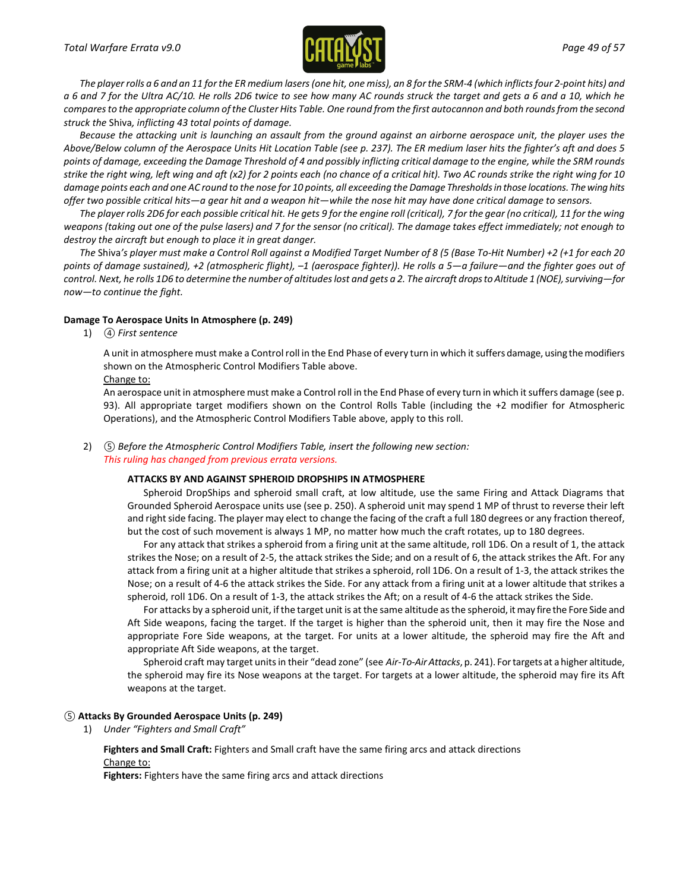*The player rolls a 6 and an 11 for the ER medium lasers (one hit, one miss), an 8 for the SRM-4 (which inflicts four 2-point hits) and a 6 and 7 for the Ultra AC/10. He rolls 2D6 twice to see how many AC rounds struck the target and gets a 6 and a 10, which he compares to the appropriate column of the Cluster Hits Table. One round from the first autocannon and both rounds from the second struck the* Shiva*, inflicting 43 total points of damage.*

*Because the attacking unit is launching an assault from the ground against an airborne aerospace unit, the player uses the Above/Below column of the Aerospace Units Hit Location Table (see p. 237). The ER medium laser hits the fighter's aft and does 5 points of damage, exceeding the Damage Threshold of 4 and possibly inflicting critical damage to the engine, while the SRM rounds strike the right wing, left wing and aft (x2) for 2 points each (no chance of a critical hit). Two AC rounds strike the right wing for 10 damage points each and one AC round to the nose for 10 points, all exceeding the Damage Thresholds in those locations. The wing hits offer two possible critical hits—a gear hit and a weapon hit—while the nose hit may have done critical damage to sensors.*

*The player rolls 2D6 for each possible critical hit. He gets 9 for the engine roll (critical), 7 for the gear (no critical), 11 for the wing weapons (taking out one of the pulse lasers) and 7 for the sensor (no critical). The damage takes effect immediately; not enough to destroy the aircraft but enough to place it in great danger.*

*The* Shiva*'s player must make a Control Roll against a Modified Target Number of 8 (5 (Base To-Hit Number) +2 (+1 for each 20 points of damage sustained), +2 (atmospheric flight), –1 (aerospace fighter)). He rolls a 5—a failure—and the fighter goes out of control. Next, he rolls 1D6 to determine the number of altitudes lost and gets a 2. The aircraft drops to Altitude 1 (NOE), surviving—for now—to continue the fight.*

**Damage To Aerospace Units In Atmosphere (p. 249)**

1) ④ *First sentence*

   A unit in atmosphere must make a Control roll in the End Phase of every turn in which it suffers damage, using the modifiers shown on the Atmospheric Control Modifiers Table above.

   Change to:

   An aerospace unit in atmosphere must make a Control roll in the End Phase of every turn in which it suffers damage (see p. 93). All appropriate target modifiers shown on the Control Rolls Table (including the +2 modifier for Atmospheric Operations), and the Atmospheric Control Modifiers Table above, apply to this roll.

2) ⑤ *Before the Atmospheric Control Modifiers Table, insert the following new section:*
   *This ruling has changed from previous errata versions.*

   **ATTACKS BY AND AGAINST SPHEROID DROPSHIPS IN ATMOSPHERE**

   Spheroid DropShips and spheroid small craft, at low altitude, use the same Firing and Attack Diagrams that Grounded Spheroid Aerospace units use (see p. 250). A spheroid unit may spend 1 MP of thrust to reverse their left and right side facing. The player may elect to change the facing of the craft a full 180 degrees or any fraction thereof, but the cost of such movement is always 1 MP, no matter how much the craft rotates, up to 180 degrees.

   For any attack that strikes a spheroid from a firing unit at the same altitude, roll 1D6. On a result of 1, the attack strikes the Nose; on a result of 2-5, the attack strikes the Side; and on a result of 6, the attack strikes the Aft. For any attack from a firing unit at a higher altitude that strikes a spheroid, roll 1D6. On a result of 1-3, the attack strikes the Nose; on a result of 4-6 the attack strikes the Side. For any attack from a firing unit at a lower altitude that strikes a spheroid, roll 1D6. On a result of 1-3, the attack strikes the Aft; on a result of 4-6 the attack strikes the Side.

   For attacks by a spheroid unit, if the target unit is at the same altitude as the spheroid, it may fire the Fore Side and Aft Side weapons, facing the target. If the target is higher than the spheroid unit, then it may fire the Nose and appropriate Fore Side weapons, at the target. For units at a lower altitude, the spheroid may fire the Aft and appropriate Aft Side weapons, at the target.

   Spheroid craft may target units in their "dead zone" (see *Air-To-Air Attacks*, p. 241). For targets at a higher altitude, the spheroid may fire its Nose weapons at the target. For targets at a lower altitude, the spheroid may fire its Aft weapons at the target.

**⑤ Attacks By Grounded Aerospace Units (p. 249)**

1) *Under "Fighters and Small Craft"*

   **Fighters and Small Craft:** Fighters and Small craft have the same firing arcs and attack directions

   Change to:

   **Fighters:** Fighters have the same firing arcs and attack directions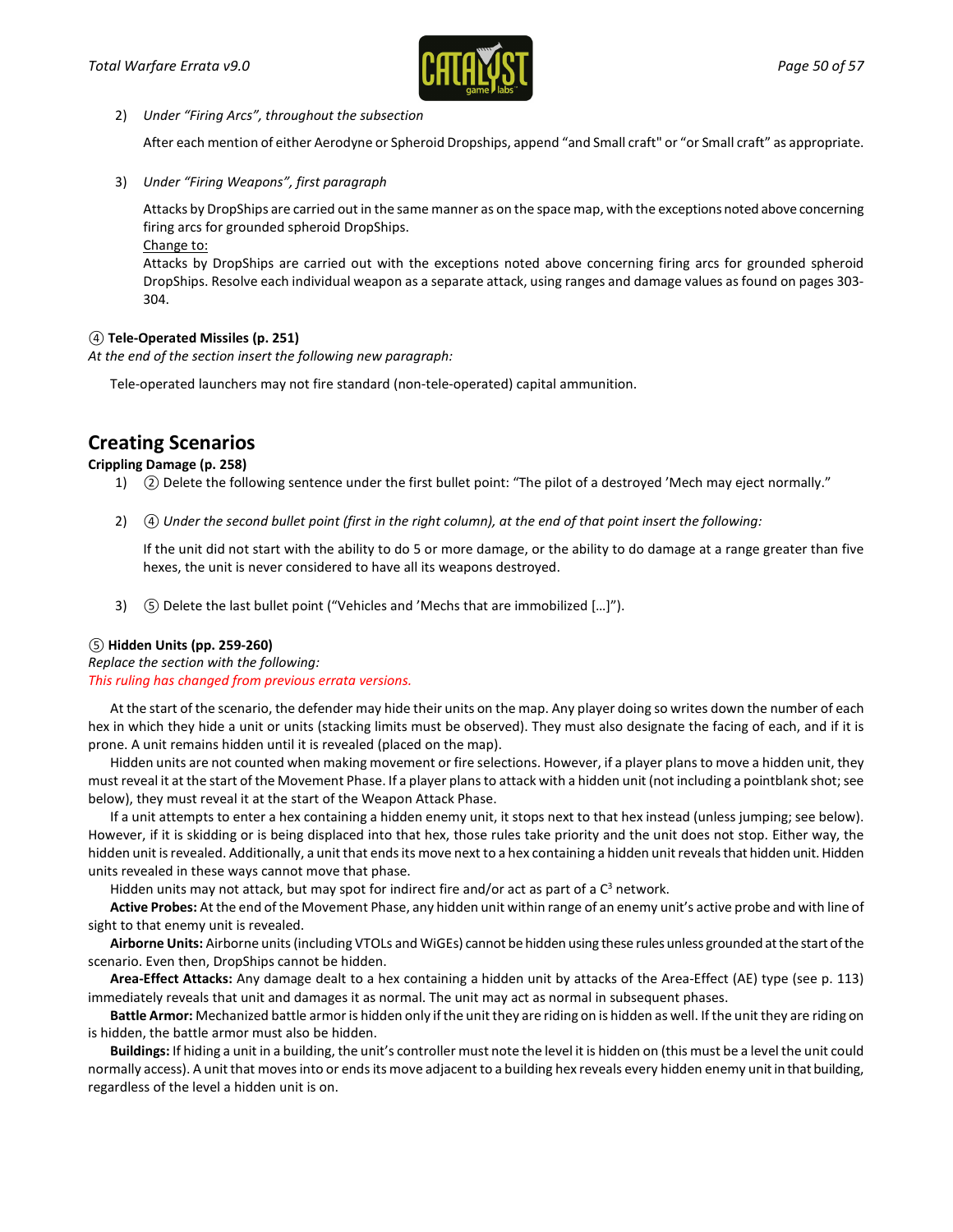2) *Under "Firing Arcs", throughout the subsection*

   After each mention of either Aerodyne or Spheroid Dropships, append "and Small craft" or "or Small craft" as appropriate.

3) *Under "Firing Weapons", first paragraph*

   Attacks by DropShips are carried out in the same manner as on the space map, with the exceptions noted above concerning firing arcs for grounded spheroid DropShips.

   Change to:

   Attacks by DropShips are carried out with the exceptions noted above concerning firing arcs for grounded spheroid DropShips. Resolve each individual weapon as a separate attack, using ranges and damage values as found on pages 303-304.

④ **Tele-Operated Missiles (p. 251)**

*At the end of the section insert the following new paragraph:*

Tele-operated launchers may not fire standard (non-tele-operated) capital ammunition.

## Creating Scenarios

**Crippling Damage (p. 258)**

1) ② Delete the following sentence under the first bullet point: "The pilot of a destroyed 'Mech may eject normally."

2) ④ *Under the second bullet point (first in the right column), at the end of that point insert the following:*

   If the unit did not start with the ability to do 5 or more damage, or the ability to do damage at a range greater than five hexes, the unit is never considered to have all its weapons destroyed.

3) ⑤ Delete the last bullet point ("Vehicles and 'Mechs that are immobilized […]").

⑤ **Hidden Units (pp. 259-260)**

*Replace the section with the following:*

*This ruling has changed from previous errata versions.*

At the start of the scenario, the defender may hide their units on the map. Any player doing so writes down the number of each hex in which they hide a unit or units (stacking limits must be observed). They must also designate the facing of each, and if it is prone. A unit remains hidden until it is revealed (placed on the map).

Hidden units are not counted when making movement or fire selections. However, if a player plans to move a hidden unit, they must reveal it at the start of the Movement Phase. If a player plans to attack with a hidden unit (not including a pointblank shot; see below), they must reveal it at the start of the Weapon Attack Phase.

If a unit attempts to enter a hex containing a hidden enemy unit, it stops next to that hex instead (unless jumping; see below). However, if it is skidding or is being displaced into that hex, those rules take priority and the unit does not stop. Either way, the hidden unit is revealed. Additionally, a unit that ends its move next to a hex containing a hidden unit reveals that hidden unit. Hidden units revealed in these ways cannot move that phase.

Hidden units may not attack, but may spot for indirect fire and/or act as part of a $C^3$ network.

**Active Probes:** At the end of the Movement Phase, any hidden unit within range of an enemy unit's active probe and with line of sight to that enemy unit is revealed.

**Airborne Units:** Airborne units (including VTOLs and WiGEs) cannot be hidden using these rules unless grounded at the start of the scenario. Even then, DropShips cannot be hidden.

**Area-Effect Attacks:** Any damage dealt to a hex containing a hidden unit by attacks of the Area-Effect (AE) type (see p. 113) immediately reveals that unit and damages it as normal. The unit may act as normal in subsequent phases.

**Battle Armor:** Mechanized battle armor is hidden only if the unit they are riding on is hidden as well. If the unit they are riding on is hidden, the battle armor must also be hidden.

**Buildings:** If hiding a unit in a building, the unit's controller must note the level it is hidden on (this must be a level the unit could normally access). A unit that moves into or ends its move adjacent to a building hex reveals every hidden enemy unit in that building, regardless of the level a hidden unit is on.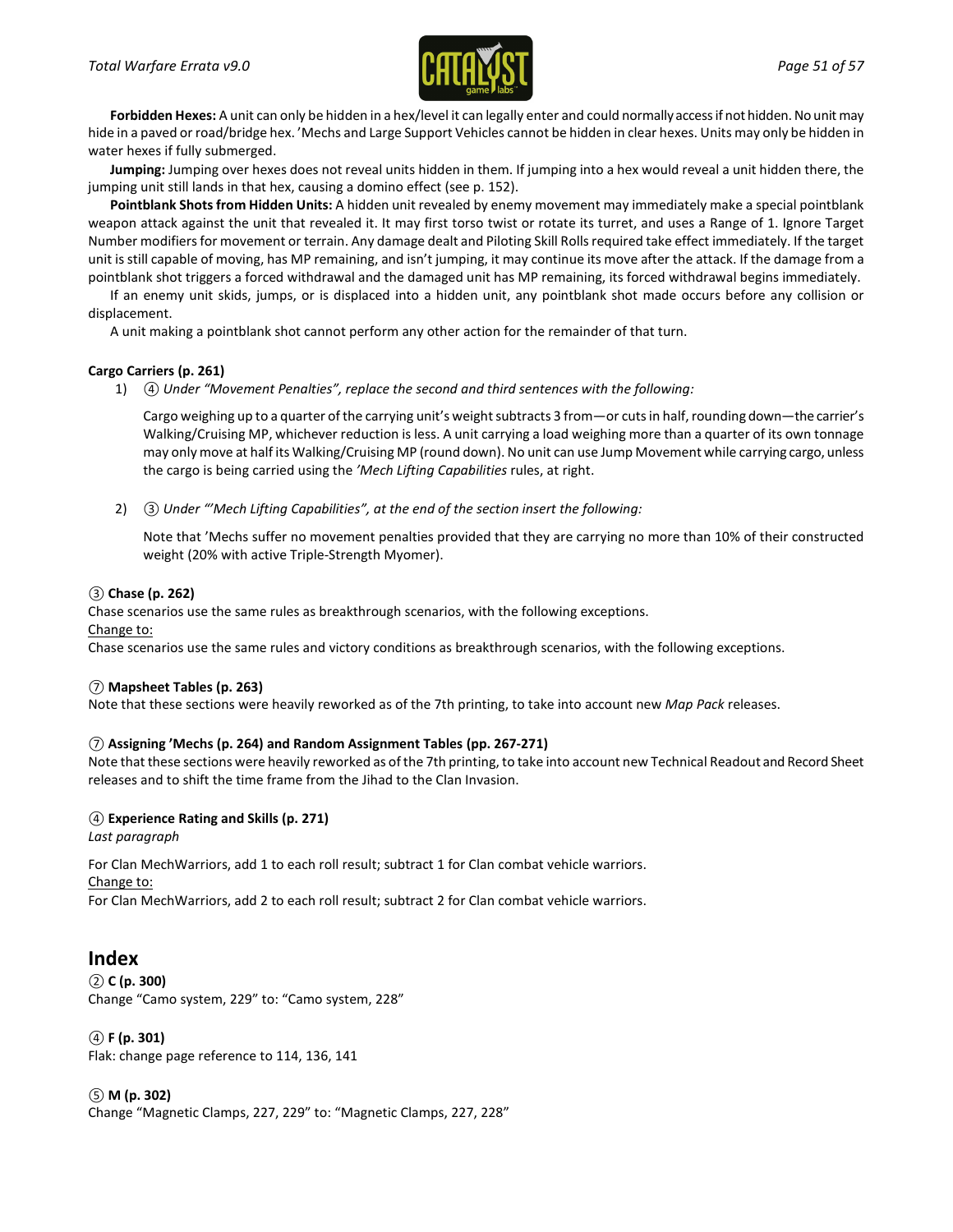**Forbidden Hexes:** A unit can only be hidden in a hex/level it can legally enter and could normally access if not hidden. No unit may hide in a paved or road/bridge hex. 'Mechs and Large Support Vehicles cannot be hidden in clear hexes. Units may only be hidden in water hexes if fully submerged.

**Jumping:** Jumping over hexes does not reveal units hidden in them. If jumping into a hex would reveal a unit hidden there, the jumping unit still lands in that hex, causing a domino effect (see p. 152).

**Pointblank Shots from Hidden Units:** A hidden unit revealed by enemy movement may immediately make a special pointblank weapon attack against the unit that revealed it. It may first torso twist or rotate its turret, and uses a Range of 1. Ignore Target Number modifiers for movement or terrain. Any damage dealt and Piloting Skill Rolls required take effect immediately. If the target unit is still capable of moving, has MP remaining, and isn't jumping, it may continue its move after the attack. If the damage from a pointblank shot triggers a forced withdrawal and the damaged unit has MP remaining, its forced withdrawal begins immediately.

If an enemy unit skids, jumps, or is displaced into a hidden unit, any pointblank shot made occurs before any collision or displacement.

A unit making a pointblank shot cannot perform any other action for the remainder of that turn.

**Cargo Carriers (p. 261)**

1) ④ *Under "Movement Penalties", replace the second and third sentences with the following:*

   Cargo weighing up to a quarter of the carrying unit's weight subtracts 3 from—or cuts in half, rounding down—the carrier's Walking/Cruising MP, whichever reduction is less. A unit carrying a load weighing more than a quarter of its own tonnage may only move at half its Walking/Cruising MP (round down). No unit can use Jump Movement while carrying cargo, unless the cargo is being carried using the *'Mech Lifting Capabilities* rules, at right.

2) ③ *Under "'Mech Lifting Capabilities", at the end of the section insert the following:*

   Note that 'Mechs suffer no movement penalties provided that they are carrying no more than 10% of their constructed weight (20% with active Triple-Strength Myomer).

③ **Chase (p. 262)**

Chase scenarios use the same rules as breakthrough scenarios, with the following exceptions.

Change to:

Chase scenarios use the same rules and victory conditions as breakthrough scenarios, with the following exceptions.

⑦ **Mapsheet Tables (p. 263)**

Note that these sections were heavily reworked as of the 7th printing, to take into account new *Map Pack* releases.

⑦ **Assigning 'Mechs (p. 264) and Random Assignment Tables (pp. 267-271)**

Note that these sections were heavily reworked as of the 7th printing, to take into account new Technical Readout and Record Sheet releases and to shift the time frame from the Jihad to the Clan Invasion.

④ **Experience Rating and Skills (p. 271)**

*Last paragraph*

For Clan MechWarriors, add 1 to each roll result; subtract 1 for Clan combat vehicle warriors.

Change to:

For Clan MechWarriors, add 2 to each roll result; subtract 2 for Clan combat vehicle warriors.

## Index

② **C (p. 300)**

Change "Camo system, 229" to: "Camo system, 228"

④ **F (p. 301)**

Flak: change page reference to 114, 136, 141

⑤ **M (p. 302)**

Change "Magnetic Clamps, 227, 229" to: "Magnetic Clamps, 227, 228"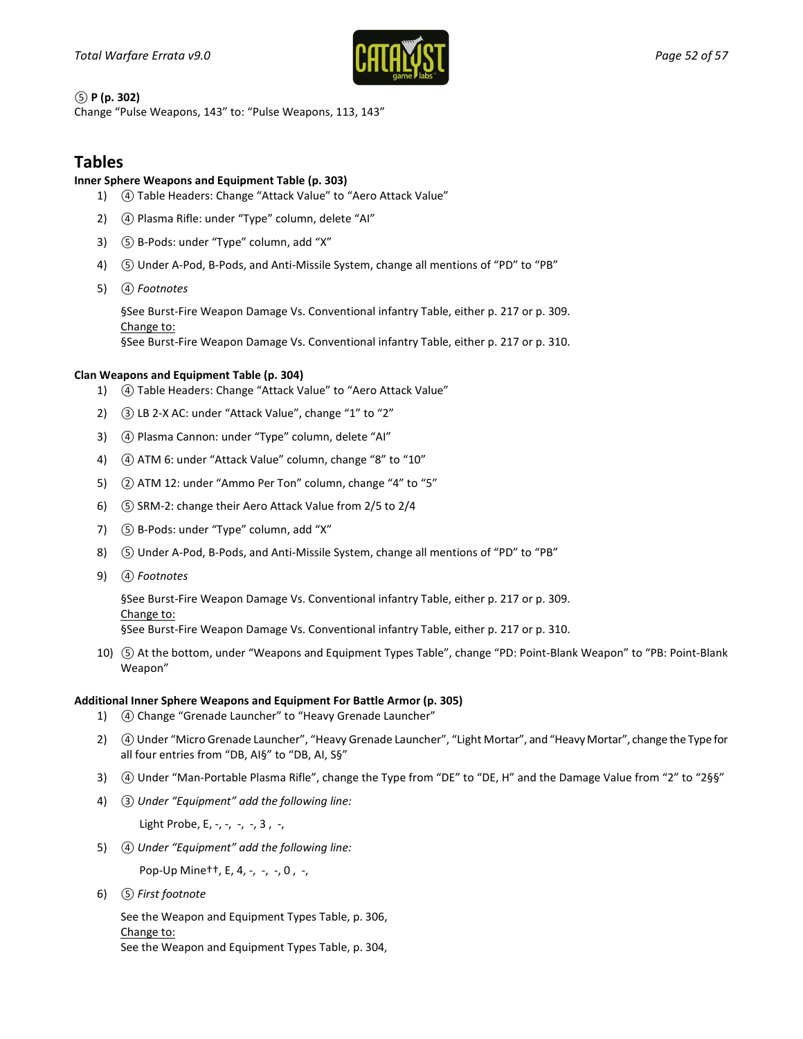⑤ **P (p. 302)**
Change “Pulse Weapons, 143” to: “Pulse Weapons, 113, 143”

## Tables

**Inner Sphere Weapons and Equipment Table (p. 303)**

1) ④ Table Headers: Change “Attack Value” to “Aero Attack Value”
2) ④ Plasma Rifle: under “Type” column, delete “AI”
3) ⑤ B-Pods: under “Type” column, add “X”
4) ⑤ Under A-Pod, B-Pods, and Anti-Missile System, change all mentions of “PD” to “PB”
5) ④ *Footnotes*

   §See Burst-Fire Weapon Damage Vs. Conventional infantry Table, either p. 217 or p. 309.
   Change to:
   §See Burst-Fire Weapon Damage Vs. Conventional infantry Table, either p. 217 or p. 310.

**Clan Weapons and Equipment Table (p. 304)**

1) ④ Table Headers: Change “Attack Value” to “Aero Attack Value”
2) ③ LB 2-X AC: under “Attack Value”, change “1” to “2”
3) ④ Plasma Cannon: under “Type” column, delete “AI”
4) ④ ATM 6: under “Attack Value” column, change “8” to “10”
5) ② ATM 12: under “Ammo Per Ton” column, change “4” to “5”
6) ⑤ SRM-2: change their Aero Attack Value from 2/5 to 2/4
7) ⑤ B-Pods: under “Type” column, add “X”
8) ⑤ Under A-Pod, B-Pods, and Anti-Missile System, change all mentions of “PD” to “PB”
9) ④ *Footnotes*

   §See Burst-Fire Weapon Damage Vs. Conventional infantry Table, either p. 217 or p. 309.
   Change to:
   §See Burst-Fire Weapon Damage Vs. Conventional infantry Table, either p. 217 or p. 310.

10) ⑤ At the bottom, under “Weapons and Equipment Types Table”, change “PD: Point-Blank Weapon” to “PB: Point-Blank Weapon”

**Additional Inner Sphere Weapons and Equipment For Battle Armor (p. 305)**

1) ④ Change “Grenade Launcher” to “Heavy Grenade Launcher”
2) ④ Under “Micro Grenade Launcher”, “Heavy Grenade Launcher”, “Light Mortar”, and “Heavy Mortar”, change the Type for all four entries from “DB, AI§” to “DB, AI, S§”
3) ④ Under “Man-Portable Plasma Rifle”, change the Type from “DE” to “DE, H” and the Damage Value from “2” to “2§§”
4) ③ *Under “Equipment” add the following line:*

   Light Probe, E, -, -, -, -, 3 , -,

5) ④ *Under “Equipment” add the following line:*

   Pop-Up Mine††, E, 4, -, -, -, 0 , -,

6) ⑤ *First footnote*

   See the Weapon and Equipment Types Table, p. 306,
   Change to:
   See the Weapon and Equipment Types Table, p. 304,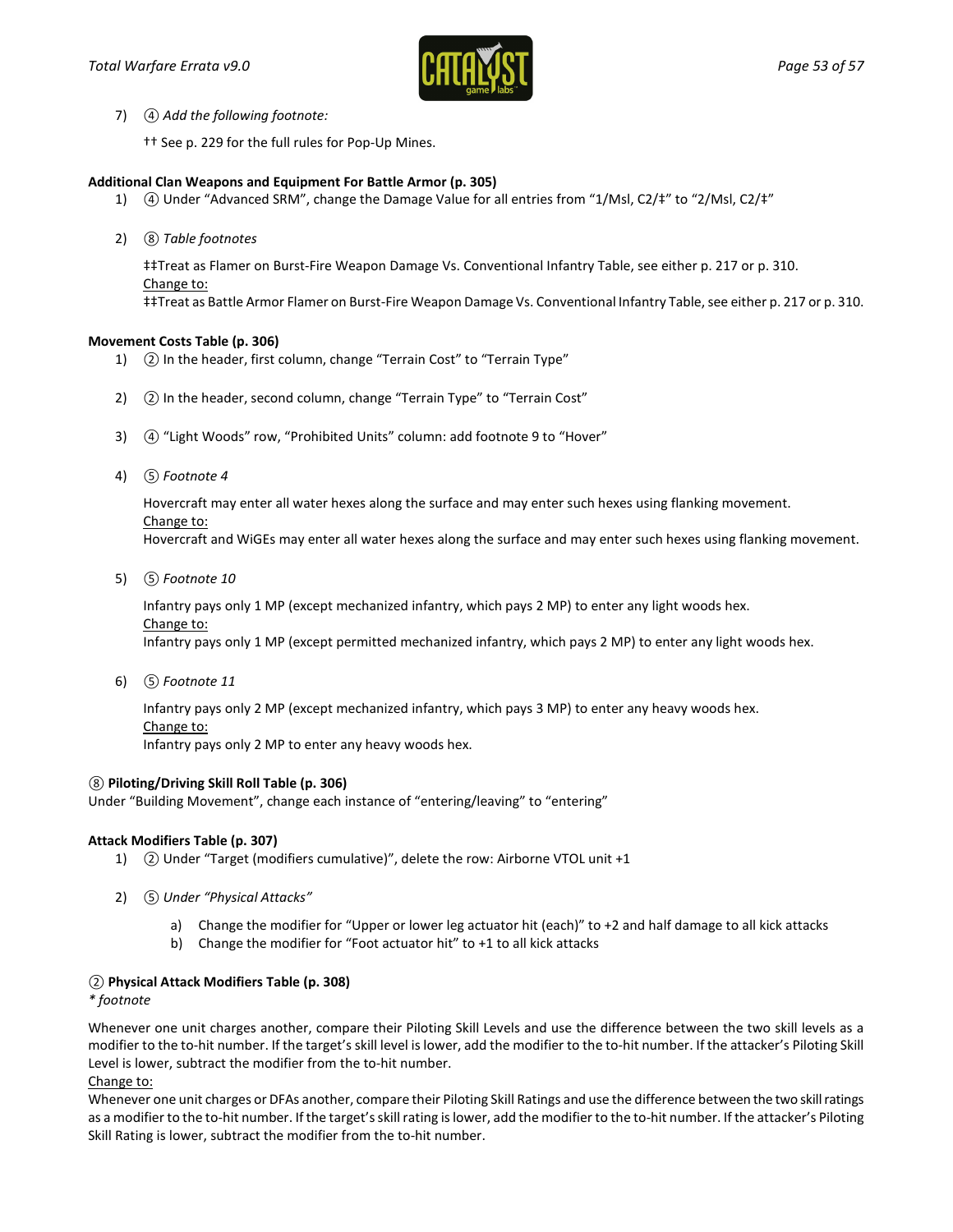7) ④ *Add the following footnote:*

†† See p. 229 for the full rules for Pop-Up Mines.

**Additional Clan Weapons and Equipment For Battle Armor (p. 305)**

1) ④ Under "Advanced SRM", change the Damage Value for all entries from "1/Msl, C2/‡" to "2/Msl, C2/‡"

2) ⑧ *Table footnotes*

‡‡Treat as Flamer on Burst-Fire Weapon Damage Vs. Conventional Infantry Table, see either p. 217 or p. 310.
Change to:
‡‡Treat as Battle Armor Flamer on Burst-Fire Weapon Damage Vs. Conventional Infantry Table, see either p. 217 or p. 310.

**Movement Costs Table (p. 306)**

1) ② In the header, first column, change "Terrain Cost" to "Terrain Type"

2) ② In the header, second column, change "Terrain Type" to "Terrain Cost"

3) ④ "Light Woods" row, "Prohibited Units" column: add footnote 9 to "Hover"

4) ⑤ *Footnote 4*

Hovercraft may enter all water hexes along the surface and may enter such hexes using flanking movement.
Change to:
Hovercraft and WiGEs may enter all water hexes along the surface and may enter such hexes using flanking movement.

5) ⑤ *Footnote 10*

Infantry pays only 1 MP (except mechanized infantry, which pays 2 MP) to enter any light woods hex.
Change to:
Infantry pays only 1 MP (except permitted mechanized infantry, which pays 2 MP) to enter any light woods hex.

6) ⑤ *Footnote 11*

Infantry pays only 2 MP (except mechanized infantry, which pays 3 MP) to enter any heavy woods hex.
Change to:
Infantry pays only 2 MP to enter any heavy woods hex.

⑧ **Piloting/Driving Skill Roll Table (p. 306)**

Under "Building Movement", change each instance of "entering/leaving" to "entering"

**Attack Modifiers Table (p. 307)**

1) ② Under "Target (modifiers cumulative)", delete the row: Airborne VTOL unit +1

2) ⑤ *Under "Physical Attacks"*

   a) Change the modifier for "Upper or lower leg actuator hit (each)" to +2 and half damage to all kick attacks
   b) Change the modifier for "Foot actuator hit" to +1 to all kick attacks

② **Physical Attack Modifiers Table (p. 308)**

*\* footnote*

Whenever one unit charges another, compare their Piloting Skill Levels and use the difference between the two skill levels as a modifier to the to-hit number. If the target's skill level is lower, add the modifier to the to-hit number. If the attacker's Piloting Skill Level is lower, subtract the modifier from the to-hit number.
Change to:
Whenever one unit charges or DFAs another, compare their Piloting Skill Ratings and use the difference between the two skill ratings as a modifier to the to-hit number. If the target's skill rating is lower, add the modifier to the to-hit number. If the attacker's Piloting Skill Rating is lower, subtract the modifier from the to-hit number.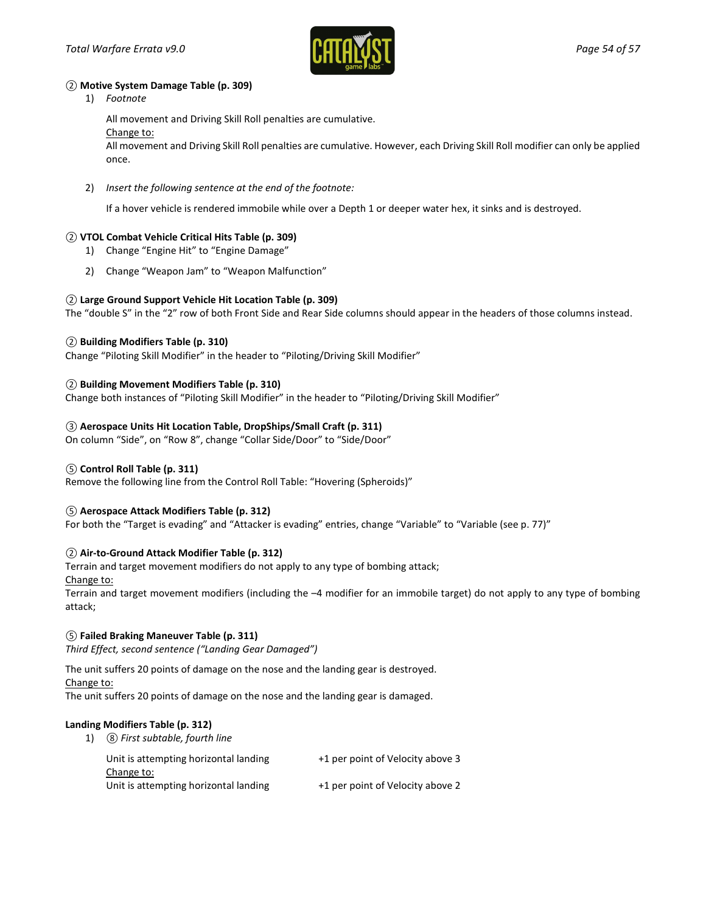**② Motive System Damage Table (p. 309)**

1) *Footnote*

   All movement and Driving Skill Roll penalties are cumulative.
   Change to:
   All movement and Driving Skill Roll penalties are cumulative. However, each Driving Skill Roll modifier can only be applied once.

2) *Insert the following sentence at the end of the footnote:*

   If a hover vehicle is rendered immobile while over a Depth 1 or deeper water hex, it sinks and is destroyed.

**② VTOL Combat Vehicle Critical Hits Table (p. 309)**

1) Change "Engine Hit" to "Engine Damage"
2) Change "Weapon Jam" to "Weapon Malfunction"

**② Large Ground Support Vehicle Hit Location Table (p. 309)**

The "double S" in the "2" row of both Front Side and Rear Side columns should appear in the headers of those columns instead.

**② Building Modifiers Table (p. 310)**

Change "Piloting Skill Modifier" in the header to "Piloting/Driving Skill Modifier"

**② Building Movement Modifiers Table (p. 310)**

Change both instances of "Piloting Skill Modifier" in the header to "Piloting/Driving Skill Modifier"

**③ Aerospace Units Hit Location Table, DropShips/Small Craft (p. 311)**

On column "Side", on "Row 8", change "Collar Side/Door" to "Side/Door"

**⑤ Control Roll Table (p. 311)**

Remove the following line from the Control Roll Table: "Hovering (Spheroids)"

**⑤ Aerospace Attack Modifiers Table (p. 312)**

For both the "Target is evading" and "Attacker is evading" entries, change "Variable" to "Variable (see p. 77)"

**② Air-to-Ground Attack Modifier Table (p. 312)**

Terrain and target movement modifiers do not apply to any type of bombing attack;
Change to:
Terrain and target movement modifiers (including the –4 modifier for an immobile target) do not apply to any type of bombing attack;

**⑤ Failed Braking Maneuver Table (p. 311)**

*Third Effect, second sentence ("Landing Gear Damaged")*

The unit suffers 20 points of damage on the nose and the landing gear is destroyed.
Change to:
The unit suffers 20 points of damage on the nose and the landing gear is damaged.

**Landing Modifiers Table (p. 312)**

1) ⑧ *First subtable, fourth line*

   Unit is attempting horizontal landing — +1 per point of Velocity above 3
   Change to:
   Unit is attempting horizontal landing — +1 per point of Velocity above 2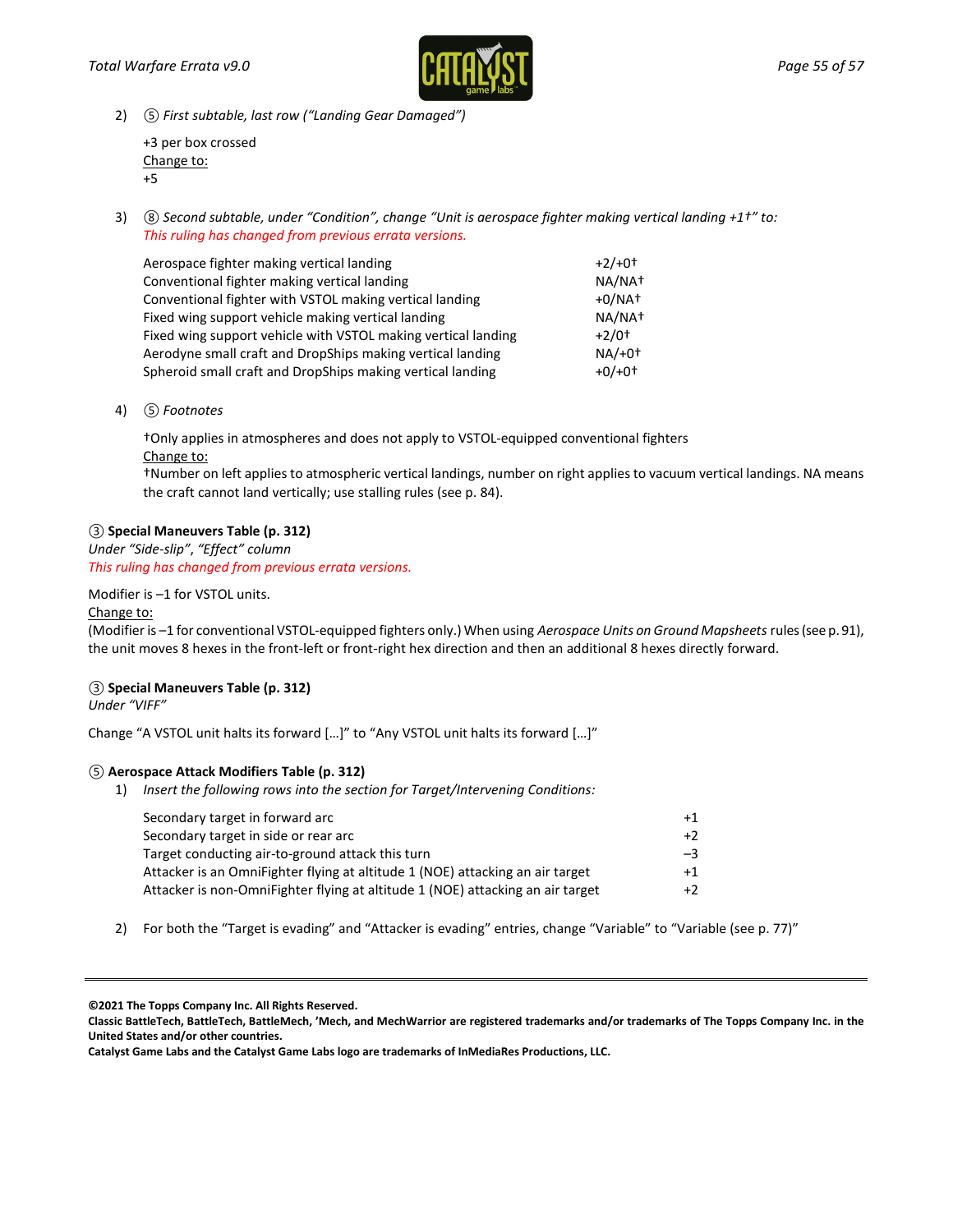2) ⑤ *First subtable, last row ("Landing Gear Damaged")*

   +3 per box crossed
   Change to:
   +5

3) ⑧ *Second subtable, under "Condition", change "Unit is aerospace fighter making vertical landing +1†" to:*
   *This ruling has changed from previous errata versions.*

| | |
|---|---|
| Aerospace fighter making vertical landing | +2/+0† |
| Conventional fighter making vertical landing | NA/NA† |
| Conventional fighter with VSTOL making vertical landing | +0/NA† |
| Fixed wing support vehicle making vertical landing | NA/NA† |
| Fixed wing support vehicle with VSTOL making vertical landing | +2/0† |
| Aerodyne small craft and DropShips making vertical landing | NA/+0† |
| Spheroid small craft and DropShips making vertical landing | +0/+0† |

4) ⑤ *Footnotes*

   †Only applies in atmospheres and does not apply to VSTOL-equipped conventional fighters
   Change to:
   †Number on left applies to atmospheric vertical landings, number on right applies to vacuum vertical landings. NA means the craft cannot land vertically; use stalling rules (see p. 84).

**③ Special Maneuvers Table (p. 312)**
*Under "Side-slip", "Effect" column*
*This ruling has changed from previous errata versions.*

Modifier is –1 for VSTOL units.
Change to:
(Modifier is –1 for conventional VSTOL-equipped fighters only.) When using *Aerospace Units on Ground Mapsheets* rules (see p. 91), the unit moves 8 hexes in the front-left or front-right hex direction and then an additional 8 hexes directly forward.

**③ Special Maneuvers Table (p. 312)**
*Under "VIFF"*

Change "A VSTOL unit halts its forward […]" to "Any VSTOL unit halts its forward […]"

**⑤ Aerospace Attack Modifiers Table (p. 312)**

1) *Insert the following rows into the section for Target/Intervening Conditions:*

| | |
|---|---|
| Secondary target in forward arc | +1 |
| Secondary target in side or rear arc | +2 |
| Target conducting air-to-ground attack this turn | –3 |
| Attacker is an OmniFighter flying at altitude 1 (NOE) attacking an air target | +1 |
| Attacker is non-OmniFighter flying at altitude 1 (NOE) attacking an air target | +2 |

2) For both the "Target is evading" and "Attacker is evading" entries, change "Variable" to "Variable (see p. 77)"

**©2021 The Topps Company Inc. All Rights Reserved.**
**Classic BattleTech, BattleTech, BattleMech, 'Mech, and MechWarrior are registered trademarks and/or trademarks of The Topps Company Inc. in the United States and/or other countries.**
**Catalyst Game Labs and the Catalyst Game Labs logo are trademarks of InMediaRes Productions, LLC.**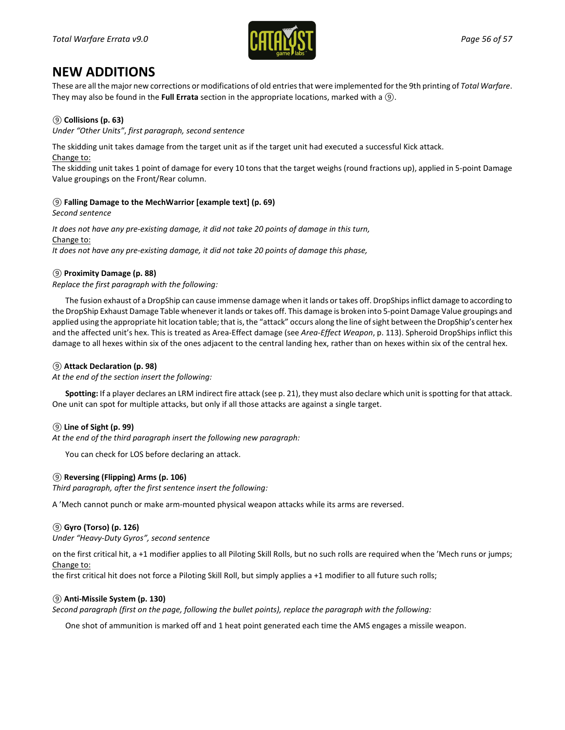# NEW ADDITIONS

These are all the major new corrections or modifications of old entries that were implemented for the 9th printing of *Total Warfare*. They may also be found in the **Full Errata** section in the appropriate locations, marked with a ⑨.

⑨ **Collisions (p. 63)**

*Under "Other Units", first paragraph, second sentence*

The skidding unit takes damage from the target unit as if the target unit had executed a successful Kick attack.

Change to:

The skidding unit takes 1 point of damage for every 10 tons that the target weighs (round fractions up), applied in 5-point Damage Value groupings on the Front/Rear column.

⑨ **Falling Damage to the MechWarrior [example text] (p. 69)**

*Second sentence*

*It does not have any pre-existing damage, it did not take 20 points of damage in this turn,*

Change to:

*It does not have any pre-existing damage, it did not take 20 points of damage this phase,*

⑨ **Proximity Damage (p. 88)**

*Replace the first paragraph with the following:*

The fusion exhaust of a DropShip can cause immense damage when it lands or takes off. DropShips inflict damage to according to the DropShip Exhaust Damage Table whenever it lands or takes off. This damage is broken into 5-point Damage Value groupings and applied using the appropriate hit location table; that is, the "attack" occurs along the line of sight between the DropShip's center hex and the affected unit's hex. This is treated as Area-Effect damage (see *Area-Effect Weapon*, p. 113). Spheroid DropShips inflict this damage to all hexes within six of the ones adjacent to the central landing hex, rather than on hexes within six of the central hex.

⑨ **Attack Declaration (p. 98)**

*At the end of the section insert the following:*

**Spotting:** If a player declares an LRM indirect fire attack (see p. 21), they must also declare which unit is spotting for that attack. One unit can spot for multiple attacks, but only if all those attacks are against a single target.

⑨ **Line of Sight (p. 99)**

*At the end of the third paragraph insert the following new paragraph:*

You can check for LOS before declaring an attack.

⑨ **Reversing (Flipping) Arms (p. 106)**

*Third paragraph, after the first sentence insert the following:*

A 'Mech cannot punch or make arm-mounted physical weapon attacks while its arms are reversed.

⑨ **Gyro (Torso) (p. 126)**

*Under "Heavy-Duty Gyros", second sentence*

on the first critical hit, a +1 modifier applies to all Piloting Skill Rolls, but no such rolls are required when the 'Mech runs or jumps;

Change to:

the first critical hit does not force a Piloting Skill Roll, but simply applies a +1 modifier to all future such rolls;

⑨ **Anti-Missile System (p. 130)**

*Second paragraph (first on the page, following the bullet points), replace the paragraph with the following:*

One shot of ammunition is marked off and 1 heat point generated each time the AMS engages a missile weapon.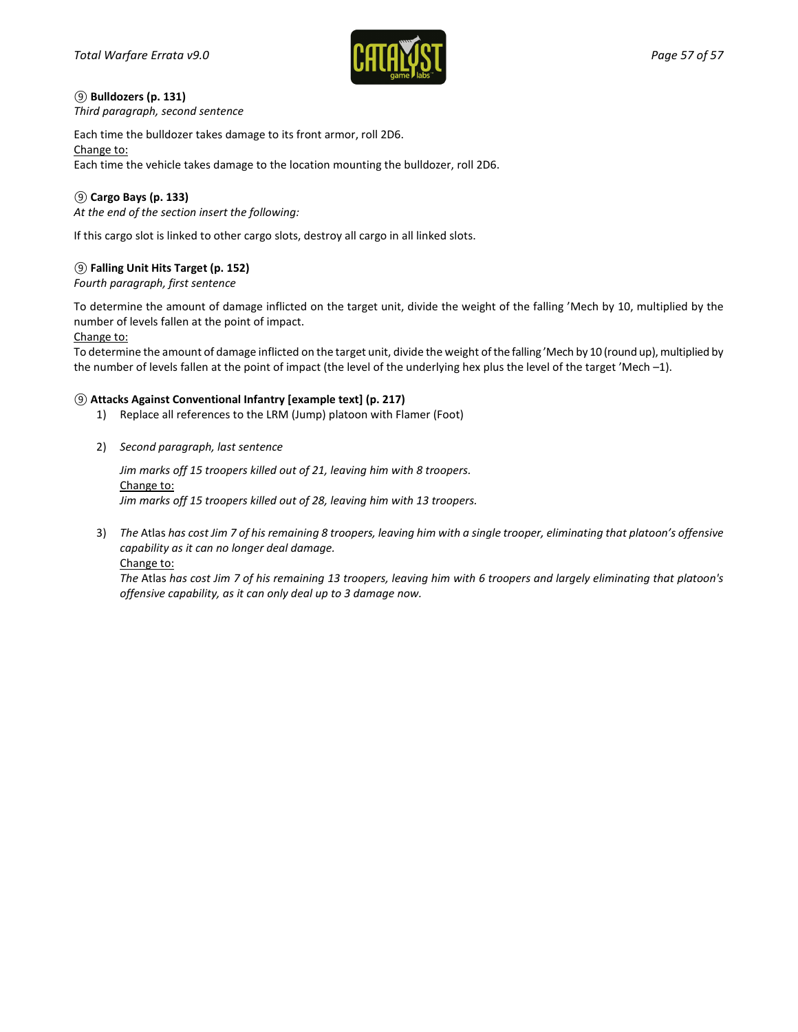⑨ **Bulldozers (p. 131)**
*Third paragraph, second sentence*

Each time the bulldozer takes damage to its front armor, roll 2D6.
Change to:
Each time the vehicle takes damage to the location mounting the bulldozer, roll 2D6.

⑨ **Cargo Bays (p. 133)**
*At the end of the section insert the following:*

If this cargo slot is linked to other cargo slots, destroy all cargo in all linked slots.

⑨ **Falling Unit Hits Target (p. 152)**
*Fourth paragraph, first sentence*

To determine the amount of damage inflicted on the target unit, divide the weight of the falling 'Mech by 10, multiplied by the number of levels fallen at the point of impact.
Change to:
To determine the amount of damage inflicted on the target unit, divide the weight of the falling 'Mech by 10 (round up), multiplied by the number of levels fallen at the point of impact (the level of the underlying hex plus the level of the target 'Mech –1).

⑨ **Attacks Against Conventional Infantry [example text] (p. 217)**

1) Replace all references to the LRM (Jump) platoon with Flamer (Foot)

2) *Second paragraph, last sentence*

   *Jim marks off 15 troopers killed out of 21, leaving him with 8 troopers.*
   Change to:
   *Jim marks off 15 troopers killed out of 28, leaving him with 13 troopers.*

3) *The* Atlas *has cost Jim 7 of his remaining 8 troopers, leaving him with a single trooper, eliminating that platoon's offensive capability as it can no longer deal damage.*
   Change to:
   *The* Atlas *has cost Jim 7 of his remaining 13 troopers, leaving him with 6 troopers and largely eliminating that platoon's offensive capability, as it can only deal up to 3 damage now.*